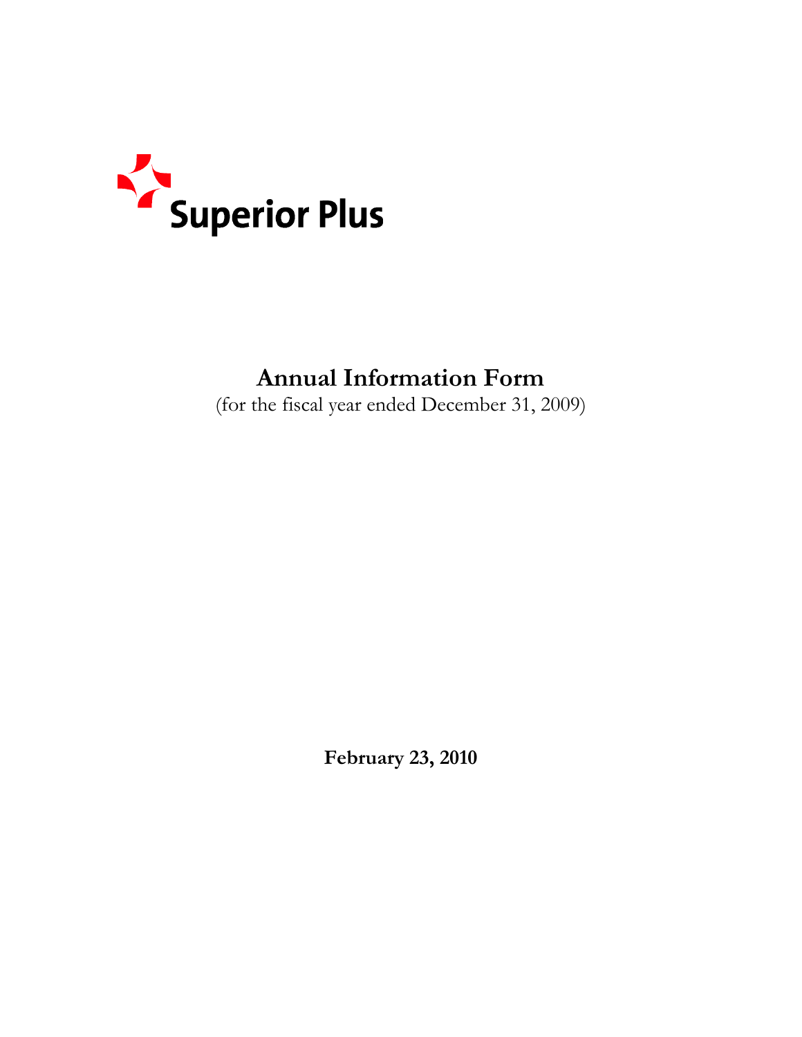Superior Plus

# Annual Information Form

(for the fiscal year ended December 31, 2009)

**February 23, 2010**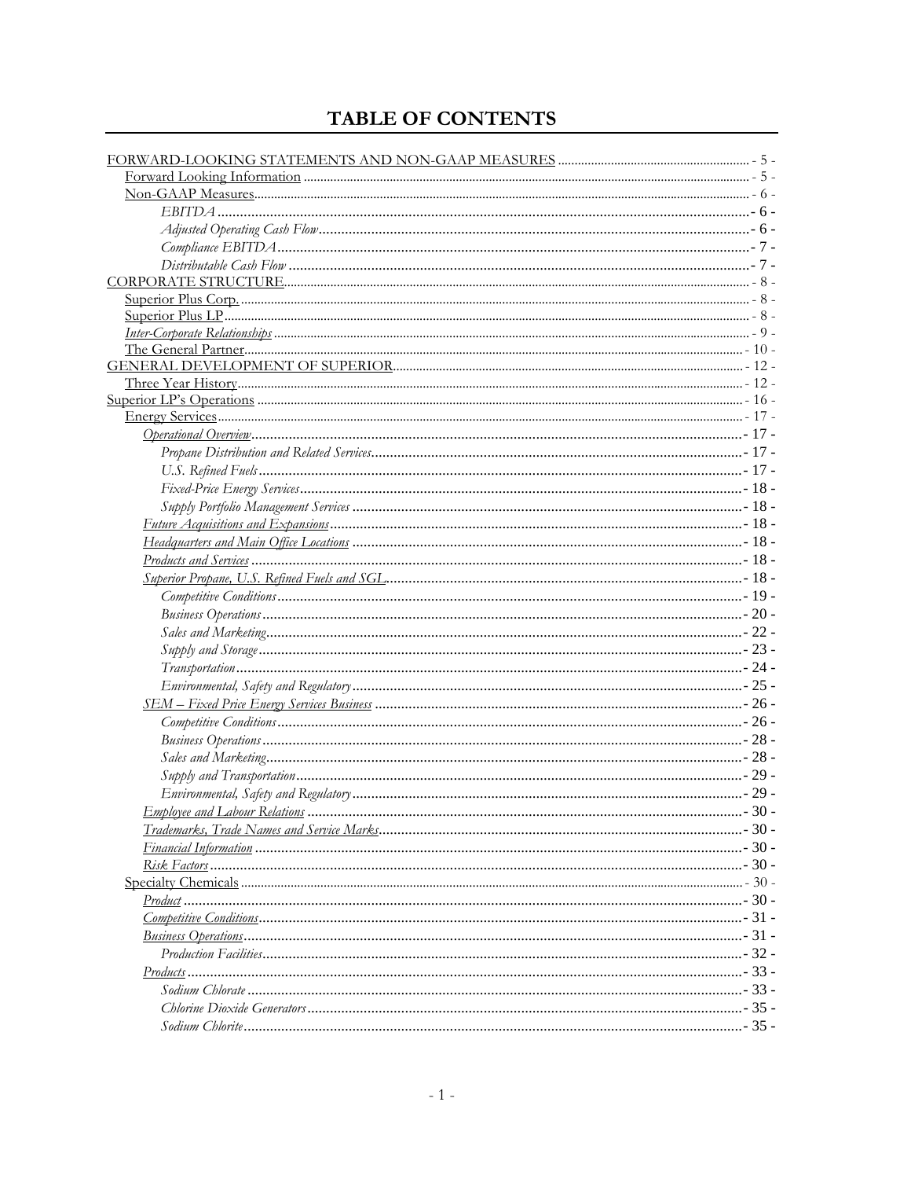# TABLE OF CONTENTS

FORWARD-LOOKING STATEMENTS AND NON-GAAP MEASURES ........ - 5 -
- Forward Looking Information ........ - 5 -
- Non-GAAP Measures ........ - 6 -
  - *EBITDA* ........ - 6 -
  - *Adjusted Operating Cash Flow* ........ - 6 -
  - *Compliance EBITDA* ........ - 7 -
  - *Distributable Cash Flow* ........ - 7 -

CORPORATE STRUCTURE ........ - 8 -
- Superior Plus Corp. ........ - 8 -
- Superior Plus LP ........ - 8 -
- *Inter-Corporate Relationships* ........ - 9 -
- The General Partner ........ - 10 -

GENERAL DEVELOPMENT OF SUPERIOR ........ - 12 -
- Three Year History ........ - 12 -

Superior LP's Operations ........ - 16 -
- Energy Services ........ - 17 -
  - *Operational Overview* ........ - 17 -
    - *Propane Distribution and Related Services* ........ - 17 -
    - *U.S. Refined Fuels* ........ - 17 -
    - *Fixed-Price Energy Services* ........ - 18 -
    - *Supply Portfolio Management Services* ........ - 18 -
  - *Future Acquisitions and Expansions* ........ - 18 -
  - *Headquarters and Main Office Locations* ........ - 18 -
  - *Products and Services* ........ - 18 -
  - *Superior Propane, U.S. Refined Fuels and SGL* ........ - 18 -
    - *Competitive Conditions* ........ - 19 -
    - *Business Operations* ........ - 20 -
    - *Sales and Marketing* ........ - 22 -
    - *Supply and Storage* ........ - 23 -
    - *Transportation* ........ - 24 -
    - *Environmental, Safety and Regulatory* ........ - 25 -
  - *SEM – Fixed Price Energy Services Business* ........ - 26 -
    - *Competitive Conditions* ........ - 26 -
    - *Business Operations* ........ - 28 -
    - *Sales and Marketing* ........ - 28 -
    - *Supply and Transportation* ........ - 29 -
    - *Environmental, Safety and Regulatory* ........ - 29 -
  - *Employee and Labour Relations* ........ - 30 -
  - *Trademarks, Trade Names and Service Marks* ........ - 30 -
  - *Financial Information* ........ - 30 -
  - *Risk Factors* ........ - 30 -
- Specialty Chemicals ........ - 30 -
  - *Product* ........ - 30 -
  - *Competitive Conditions* ........ - 31 -
  - *Business Operations* ........ - 31 -
    - *Production Facilities* ........ - 32 -
  - *Products* ........ - 33 -
    - *Sodium Chlorate* ........ - 33 -
    - *Chlorine Dioxide Generators* ........ - 35 -
    - *Sodium Chlorite* ........ - 35 -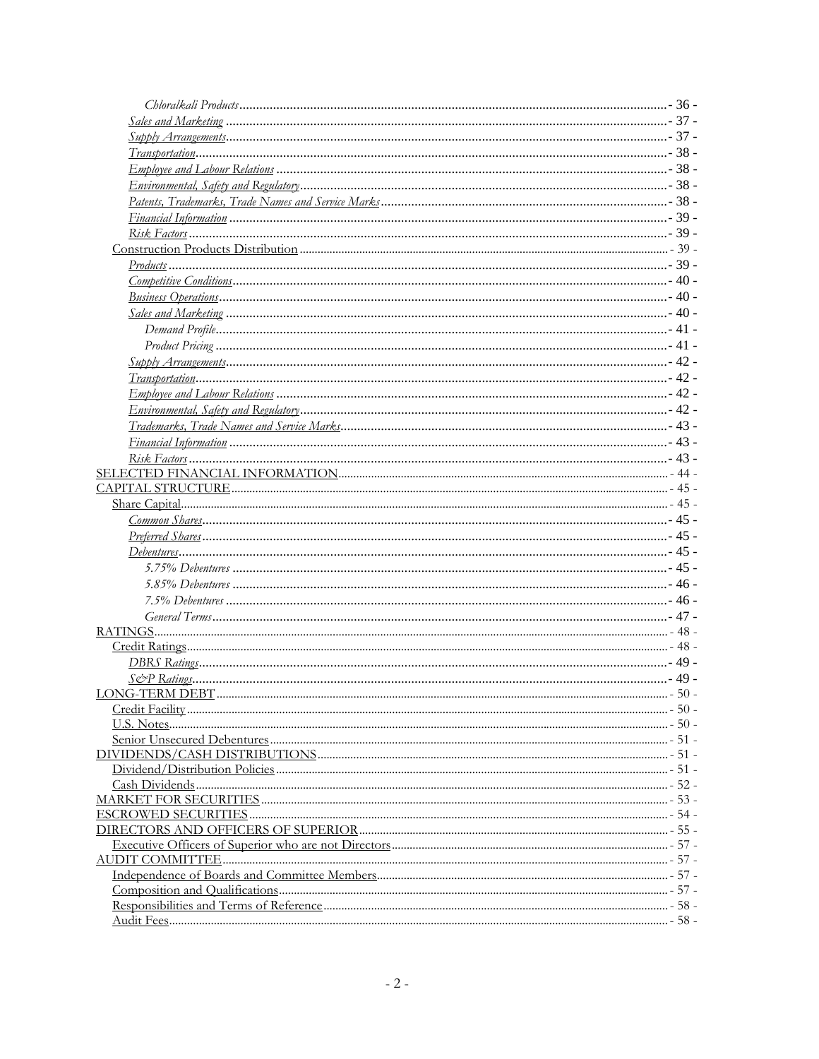| | |
|---|---|
| *Chloralkali Products* | - 36 - |
| *Sales and Marketing* | - 37 - |
| *Supply Arrangements* | - 37 - |
| *Transportation* | - 38 - |
| *Employee and Labour Relations* | - 38 - |
| *Environmental, Safety and Regulatory* | - 38 - |
| *Patents, Trademarks, Trade Names and Service Marks* | - 38 - |
| *Financial Information* | - 39 - |
| *Risk Factors* | - 39 - |
| Construction Products Distribution | - 39 - |
| *Products* | - 39 - |
| *Competitive Conditions* | - 40 - |
| *Business Operations* | - 40 - |
| *Sales and Marketing* | - 40 - |
| *Demand Profile* | - 41 - |
| *Product Pricing* | - 41 - |
| *Supply Arrangements* | - 42 - |
| *Transportation* | - 42 - |
| *Employee and Labour Relations* | - 42 - |
| *Environmental, Safety and Regulatory* | - 42 - |
| *Trademarks, Trade Names and Service Marks* | - 43 - |
| *Financial Information* | - 43 - |
| *Risk Factors* | - 43 - |
| SELECTED FINANCIAL INFORMATION | - 44 - |
| CAPITAL STRUCTURE | - 45 - |
| Share Capital | - 45 - |
| *Common Shares* | - 45 - |
| *Preferred Shares* | - 45 - |
| *Debentures* | - 45 - |
| *5.75% Debentures* | - 45 - |
| *5.85% Debentures* | - 46 - |
| *7.5% Debentures* | - 46 - |
| *General Terms* | - 47 - |
| RATINGS | - 48 - |
| Credit Ratings | - 48 - |
| *DBRS Ratings* | - 49 - |
| *S&P Ratings* | - 49 - |
| LONG-TERM DEBT | - 50 - |
| Credit Facility | - 50 - |
| U.S. Notes | - 50 - |
| Senior Unsecured Debentures | - 51 - |
| DIVIDENDS/CASH DISTRIBUTIONS | - 51 - |
| Dividend/Distribution Policies | - 51 - |
| Cash Dividends | - 52 - |
| MARKET FOR SECURITIES | - 53 - |
| ESCROWED SECURITIES | - 54 - |
| DIRECTORS AND OFFICERS OF SUPERIOR | - 55 - |
| Executive Officers of Superior who are not Directors | - 57 - |
| AUDIT COMMITTEE | - 57 - |
| Independence of Boards and Committee Members | - 57 - |
| Composition and Qualifications | - 57 - |
| Responsibilities and Terms of Reference | - 58 - |
| Audit Fees | - 58 - |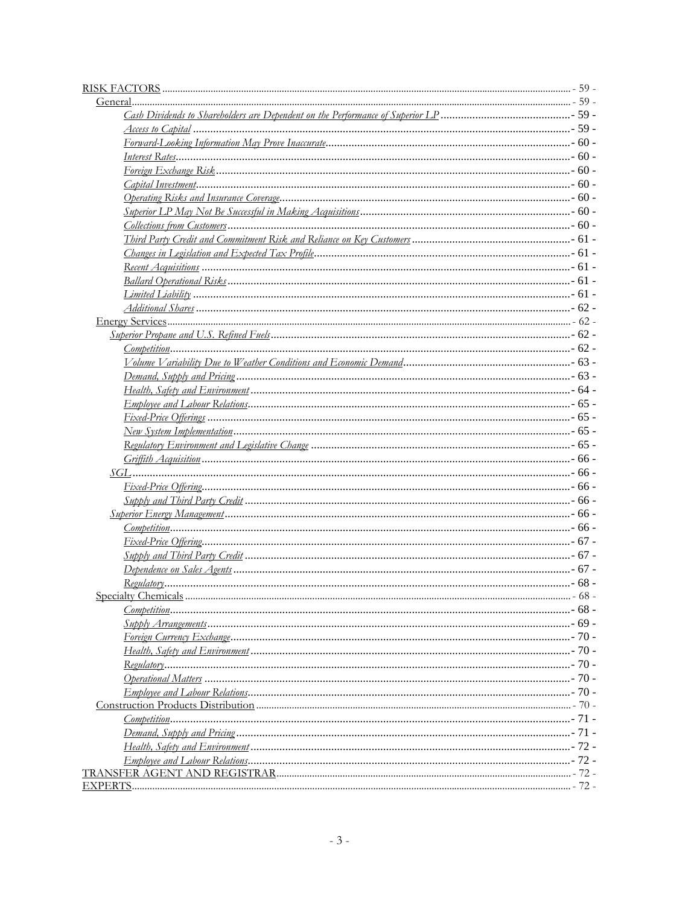| | |
|---|---|
| RISK FACTORS | - 59 - |
| General | - 59 - |
| *Cash Dividends to Shareholders are Dependent on the Performance of Superior LP* | - 59 - |
| *Access to Capital* | - 59 - |
| *Forward-Looking Information May Prove Inaccurate* | - 60 - |
| *Interest Rates* | - 60 - |
| *Foreign Exchange Risk* | - 60 - |
| *Capital Investment* | - 60 - |
| *Operating Risks and Insurance Coverage* | - 60 - |
| *Superior LP May Not Be Successful in Making Acquisitions* | - 60 - |
| *Collections from Customers* | - 60 - |
| *Third Party Credit and Commitment Risk and Reliance on Key Customers* | - 61 - |
| *Changes in Legislation and Expected Tax Profile* | - 61 - |
| *Recent Acquisitions* | - 61 - |
| *Ballard Operational Risks* | - 61 - |
| *Limited Liability* | - 61 - |
| *Additional Shares* | - 62 - |
| Energy Services | - 62 - |
| *Superior Propane and U.S. Refined Fuels* | - 62 - |
| *Competition* | - 62 - |
| *Volume Variability Due to Weather Conditions and Economic Demand* | - 63 - |
| *Demand, Supply and Pricing* | - 63 - |
| *Health, Safety and Environment* | - 64 - |
| *Employee and Labour Relations* | - 65 - |
| *Fixed-Price Offerings* | - 65 - |
| *New System Implementation* | - 65 - |
| *Regulatory Environment and Legislative Change* | - 65 - |
| *Griffith Acquisition* | - 66 - |
| *SGL* | - 66 - |
| *Fixed-Price Offering* | - 66 - |
| *Supply and Third Party Credit* | - 66 - |
| *Superior Energy Management* | - 66 - |
| *Competition* | - 66 - |
| *Fixed-Price Offering* | - 67 - |
| *Supply and Third Party Credit* | - 67 - |
| *Dependence on Sales Agents* | - 67 - |
| *Regulatory* | - 68 - |
| Specialty Chemicals | - 68 - |
| *Competition* | - 68 - |
| *Supply Arrangements* | - 69 - |
| *Foreign Currency Exchange* | - 70 - |
| *Health, Safety and Environment* | - 70 - |
| *Regulatory* | - 70 - |
| *Operational Matters* | - 70 - |
| *Employee and Labour Relations* | - 70 - |
| Construction Products Distribution | - 70 - |
| *Competition* | - 71 - |
| *Demand, Supply and Pricing* | - 71 - |
| *Health, Safety and Environment* | - 72 - |
| *Employee and Labour Relations* | - 72 - |
| TRANSFER AGENT AND REGISTRAR | - 72 - |
| EXPERTS | - 72 - |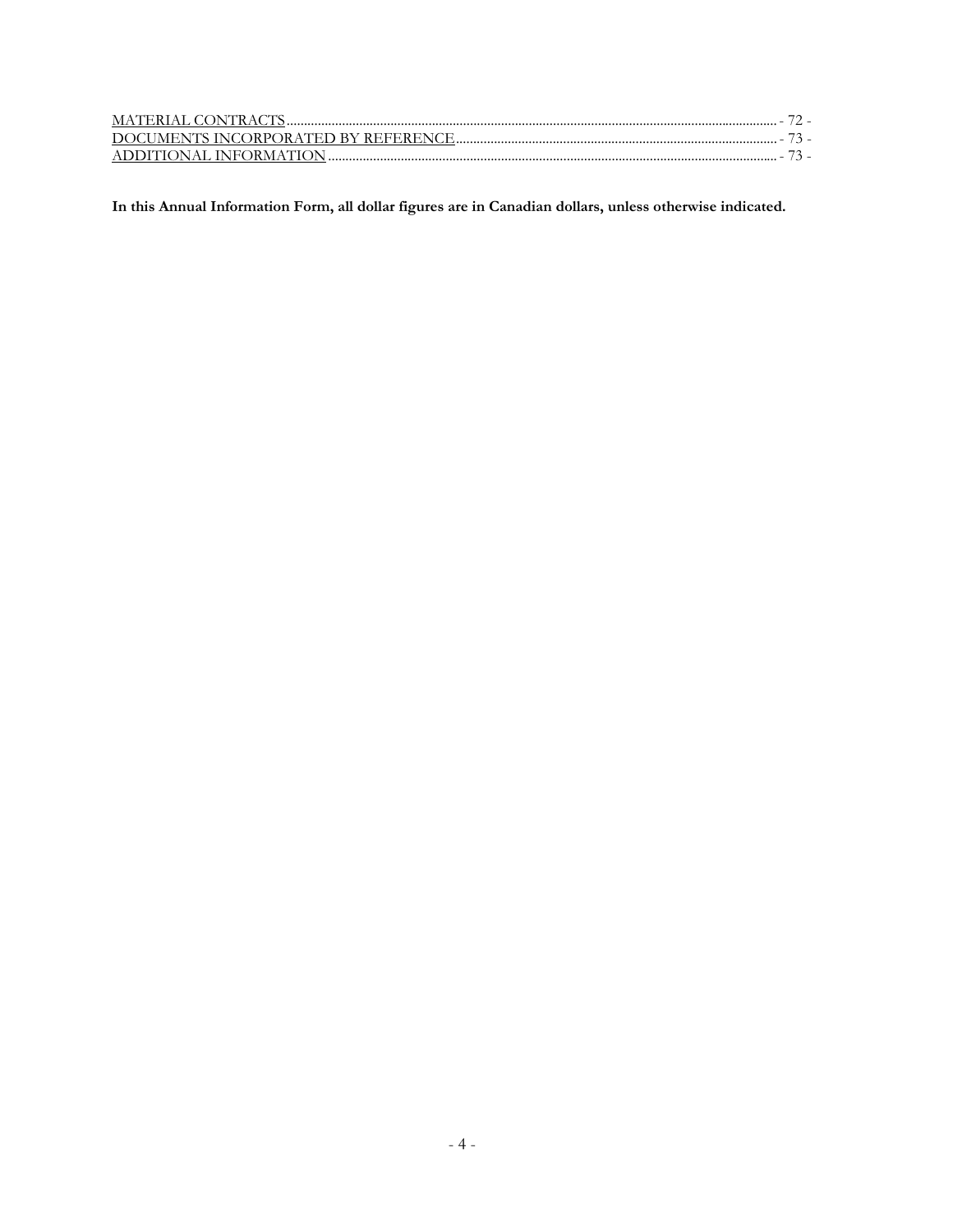MATERIAL CONTRACTS ..... - 72 -
DOCUMENTS INCORPORATED BY REFERENCE ..... - 73 -
ADDITIONAL INFORMATION ..... - 73 -

**In this Annual Information Form, all dollar figures are in Canadian dollars, unless otherwise indicated.**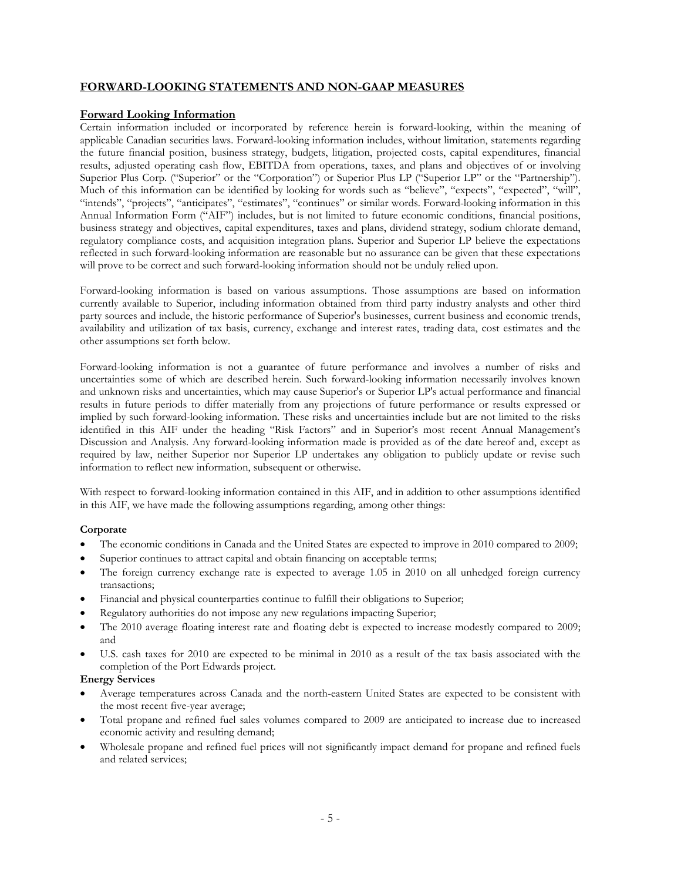## FORWARD-LOOKING STATEMENTS AND NON-GAAP MEASURES

### Forward Looking Information

Certain information included or incorporated by reference herein is forward-looking, within the meaning of applicable Canadian securities laws. Forward-looking information includes, without limitation, statements regarding the future financial position, business strategy, budgets, litigation, projected costs, capital expenditures, financial results, adjusted operating cash flow, EBITDA from operations, taxes, and plans and objectives of or involving Superior Plus Corp. ("Superior" or the "Corporation") or Superior Plus LP ("Superior LP" or the "Partnership"). Much of this information can be identified by looking for words such as "believe", "expects", "expected", "will", "intends", "projects", "anticipates", "estimates", "continues" or similar words. Forward-looking information in this Annual Information Form ("AIF") includes, but is not limited to future economic conditions, financial positions, business strategy and objectives, capital expenditures, taxes and plans, dividend strategy, sodium chlorate demand, regulatory compliance costs, and acquisition integration plans. Superior and Superior LP believe the expectations reflected in such forward-looking information are reasonable but no assurance can be given that these expectations will prove to be correct and such forward-looking information should not be unduly relied upon.

Forward-looking information is based on various assumptions. Those assumptions are based on information currently available to Superior, including information obtained from third party industry analysts and other third party sources and include, the historic performance of Superior's businesses, current business and economic trends, availability and utilization of tax basis, currency, exchange and interest rates, trading data, cost estimates and the other assumptions set forth below.

Forward-looking information is not a guarantee of future performance and involves a number of risks and uncertainties some of which are described herein. Such forward-looking information necessarily involves known and unknown risks and uncertainties, which may cause Superior's or Superior LP's actual performance and financial results in future periods to differ materially from any projections of future performance or results expressed or implied by such forward-looking information. These risks and uncertainties include but are not limited to the risks identified in this AIF under the heading "Risk Factors" and in Superior's most recent Annual Management's Discussion and Analysis. Any forward-looking information made is provided as of the date hereof and, except as required by law, neither Superior nor Superior LP undertakes any obligation to publicly update or revise such information to reflect new information, subsequent or otherwise.

With respect to forward-looking information contained in this AIF, and in addition to other assumptions identified in this AIF, we have made the following assumptions regarding, among other things:

**Corporate**

- The economic conditions in Canada and the United States are expected to improve in 2010 compared to 2009;
- Superior continues to attract capital and obtain financing on acceptable terms;
- The foreign currency exchange rate is expected to average 1.05 in 2010 on all unhedged foreign currency transactions;
- Financial and physical counterparties continue to fulfill their obligations to Superior;
- Regulatory authorities do not impose any new regulations impacting Superior;
- The 2010 average floating interest rate and floating debt is expected to increase modestly compared to 2009; and
- U.S. cash taxes for 2010 are expected to be minimal in 2010 as a result of the tax basis associated with the completion of the Port Edwards project.

**Energy Services**

- Average temperatures across Canada and the north-eastern United States are expected to be consistent with the most recent five-year average;
- Total propane and refined fuel sales volumes compared to 2009 are anticipated to increase due to increased economic activity and resulting demand;
- Wholesale propane and refined fuel prices will not significantly impact demand for propane and refined fuels and related services;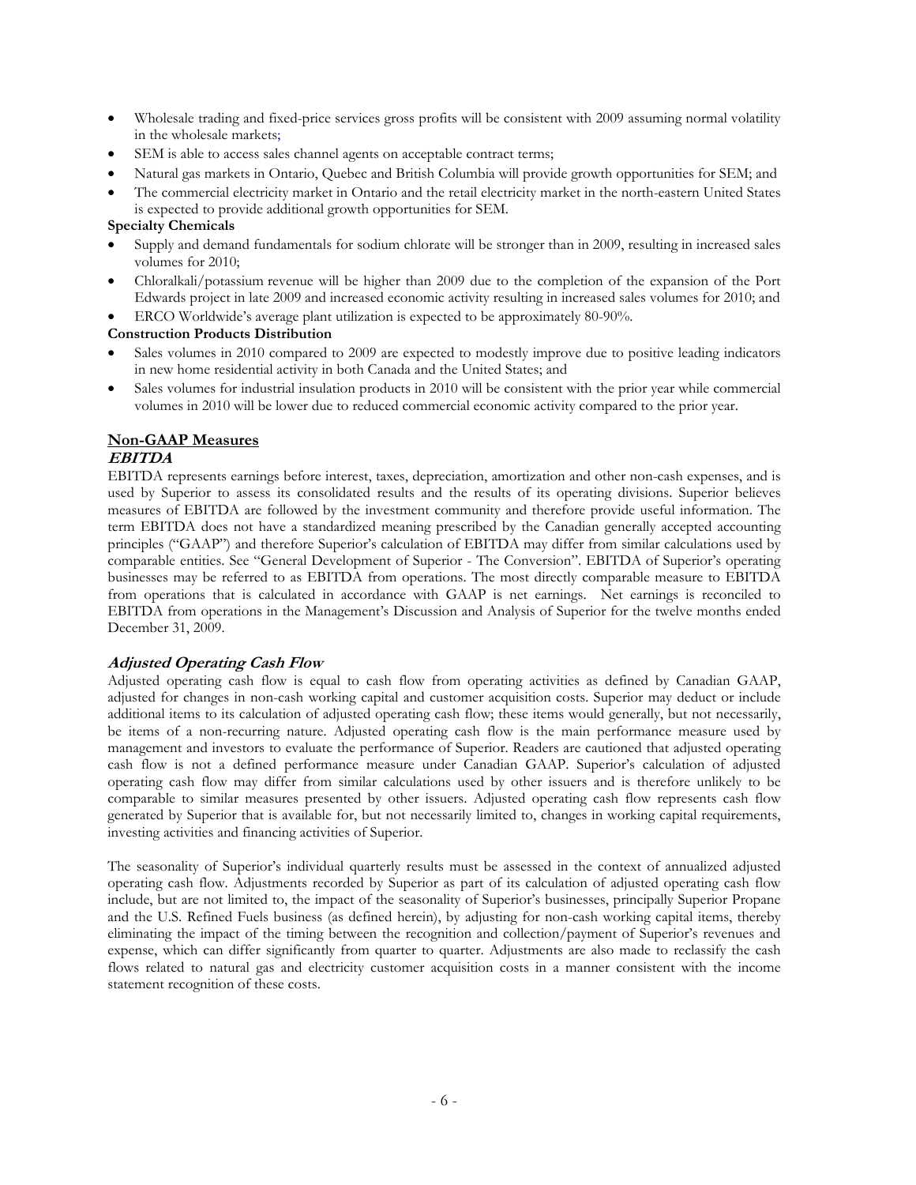- Wholesale trading and fixed-price services gross profits will be consistent with 2009 assuming normal volatility in the wholesale markets;
- SEM is able to access sales channel agents on acceptable contract terms;
- Natural gas markets in Ontario, Quebec and British Columbia will provide growth opportunities for SEM; and
- The commercial electricity market in Ontario and the retail electricity market in the north-eastern United States is expected to provide additional growth opportunities for SEM.

**Specialty Chemicals**

- Supply and demand fundamentals for sodium chlorate will be stronger than in 2009, resulting in increased sales volumes for 2010;
- Chloralkali/potassium revenue will be higher than 2009 due to the completion of the expansion of the Port Edwards project in late 2009 and increased economic activity resulting in increased sales volumes for 2010; and
- ERCO Worldwide's average plant utilization is expected to be approximately 80-90%.

**Construction Products Distribution**

- Sales volumes in 2010 compared to 2009 are expected to modestly improve due to positive leading indicators in new home residential activity in both Canada and the United States; and
- Sales volumes for industrial insulation products in 2010 will be consistent with the prior year while commercial volumes in 2010 will be lower due to reduced commercial economic activity compared to the prior year.

## Non-GAAP Measures

### *EBITDA*

EBITDA represents earnings before interest, taxes, depreciation, amortization and other non-cash expenses, and is used by Superior to assess its consolidated results and the results of its operating divisions. Superior believes measures of EBITDA are followed by the investment community and therefore provide useful information. The term EBITDA does not have a standardized meaning prescribed by the Canadian generally accepted accounting principles ("GAAP") and therefore Superior's calculation of EBITDA may differ from similar calculations used by comparable entities. See "General Development of Superior - The Conversion". EBITDA of Superior's operating businesses may be referred to as EBITDA from operations. The most directly comparable measure to EBITDA from operations that is calculated in accordance with GAAP is net earnings. Net earnings is reconciled to EBITDA from operations in the Management's Discussion and Analysis of Superior for the twelve months ended December 31, 2009.

### *Adjusted Operating Cash Flow*

Adjusted operating cash flow is equal to cash flow from operating activities as defined by Canadian GAAP, adjusted for changes in non-cash working capital and customer acquisition costs. Superior may deduct or include additional items to its calculation of adjusted operating cash flow; these items would generally, but not necessarily, be items of a non-recurring nature. Adjusted operating cash flow is the main performance measure used by management and investors to evaluate the performance of Superior. Readers are cautioned that adjusted operating cash flow is not a defined performance measure under Canadian GAAP. Superior's calculation of adjusted operating cash flow may differ from similar calculations used by other issuers and is therefore unlikely to be comparable to similar measures presented by other issuers. Adjusted operating cash flow represents cash flow generated by Superior that is available for, but not necessarily limited to, changes in working capital requirements, investing activities and financing activities of Superior.

The seasonality of Superior's individual quarterly results must be assessed in the context of annualized adjusted operating cash flow. Adjustments recorded by Superior as part of its calculation of adjusted operating cash flow include, but are not limited to, the impact of the seasonality of Superior's businesses, principally Superior Propane and the U.S. Refined Fuels business (as defined herein), by adjusting for non-cash working capital items, thereby eliminating the impact of the timing between the recognition and collection/payment of Superior's revenues and expense, which can differ significantly from quarter to quarter. Adjustments are also made to reclassify the cash flows related to natural gas and electricity customer acquisition costs in a manner consistent with the income statement recognition of these costs.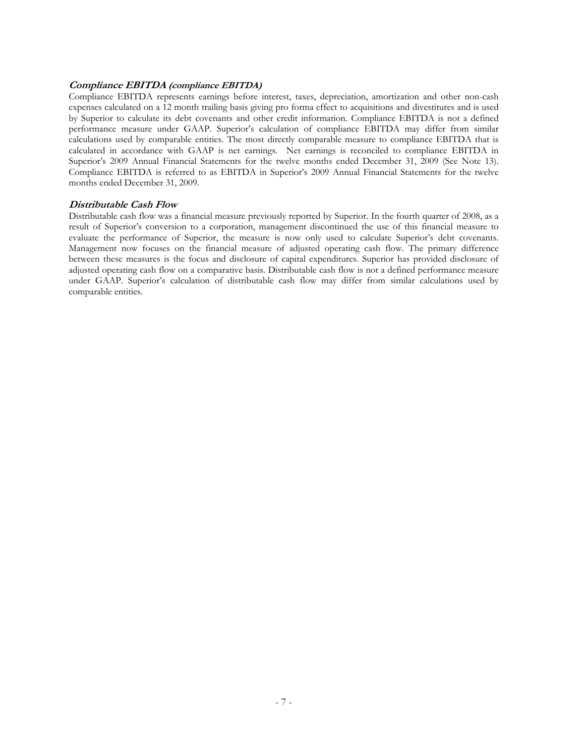### *Compliance EBITDA (compliance EBITDA)*

Compliance EBITDA represents earnings before interest, taxes, depreciation, amortization and other non-cash expenses calculated on a 12 month trailing basis giving pro forma effect to acquisitions and divestitures and is used by Superior to calculate its debt covenants and other credit information. Compliance EBITDA is not a defined performance measure under GAAP. Superior's calculation of compliance EBITDA may differ from similar calculations used by comparable entities. The most directly comparable measure to compliance EBITDA that is calculated in accordance with GAAP is net earnings. Net earnings is reconciled to compliance EBITDA in Superior's 2009 Annual Financial Statements for the twelve months ended December 31, 2009 (See Note 13). Compliance EBITDA is referred to as EBITDA in Superior's 2009 Annual Financial Statements for the twelve months ended December 31, 2009.

### *Distributable Cash Flow*

Distributable cash flow was a financial measure previously reported by Superior. In the fourth quarter of 2008, as a result of Superior's conversion to a corporation, management discontinued the use of this financial measure to evaluate the performance of Superior, the measure is now only used to calculate Superior's debt covenants. Management now focuses on the financial measure of adjusted operating cash flow. The primary difference between these measures is the focus and disclosure of capital expenditures. Superior has provided disclosure of adjusted operating cash flow on a comparative basis. Distributable cash flow is not a defined performance measure under GAAP. Superior's calculation of distributable cash flow may differ from similar calculations used by comparable entities.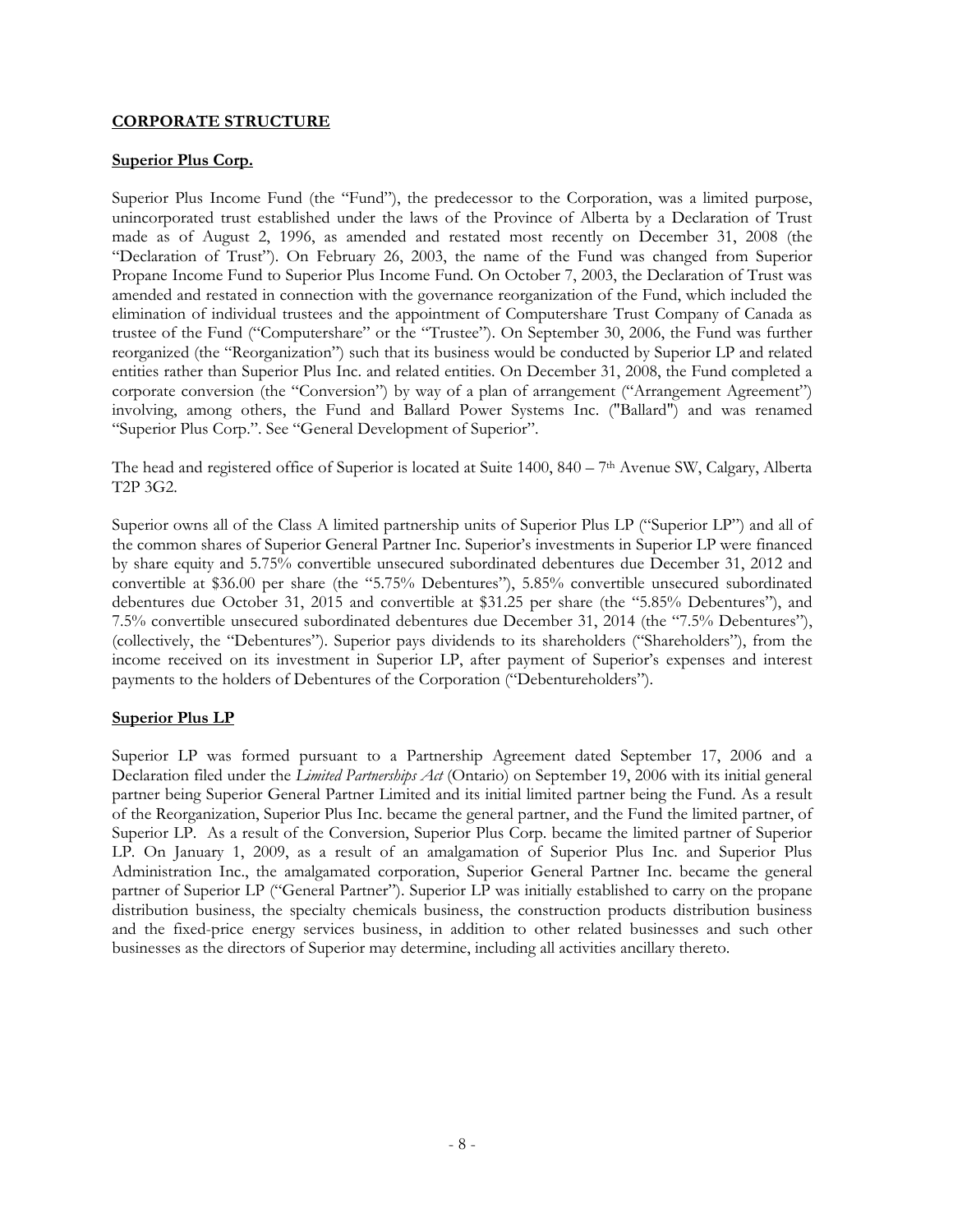## **CORPORATE STRUCTURE**

### **Superior Plus Corp.**

Superior Plus Income Fund (the "Fund"), the predecessor to the Corporation, was a limited purpose, unincorporated trust established under the laws of the Province of Alberta by a Declaration of Trust made as of August 2, 1996, as amended and restated most recently on December 31, 2008 (the "Declaration of Trust"). On February 26, 2003, the name of the Fund was changed from Superior Propane Income Fund to Superior Plus Income Fund. On October 7, 2003, the Declaration of Trust was amended and restated in connection with the governance reorganization of the Fund, which included the elimination of individual trustees and the appointment of Computershare Trust Company of Canada as trustee of the Fund ("Computershare" or the "Trustee"). On September 30, 2006, the Fund was further reorganized (the "Reorganization") such that its business would be conducted by Superior LP and related entities rather than Superior Plus Inc. and related entities. On December 31, 2008, the Fund completed a corporate conversion (the "Conversion") by way of a plan of arrangement ("Arrangement Agreement") involving, among others, the Fund and Ballard Power Systems Inc. ("Ballard") and was renamed "Superior Plus Corp.". See "General Development of Superior".

The head and registered office of Superior is located at Suite 1400, 840 – 7th Avenue SW, Calgary, Alberta T2P 3G2.

Superior owns all of the Class A limited partnership units of Superior Plus LP ("Superior LP") and all of the common shares of Superior General Partner Inc. Superior's investments in Superior LP were financed by share equity and 5.75% convertible unsecured subordinated debentures due December 31, 2012 and convertible at $36.00 per share (the "5.75% Debentures"), 5.85% convertible unsecured subordinated debentures due October 31, 2015 and convertible at $31.25 per share (the "5.85% Debentures"), and 7.5% convertible unsecured subordinated debentures due December 31, 2014 (the "7.5% Debentures"), (collectively, the "Debentures"). Superior pays dividends to its shareholders ("Shareholders"), from the income received on its investment in Superior LP, after payment of Superior's expenses and interest payments to the holders of Debentures of the Corporation ("Debentureholders").

### **Superior Plus LP**

Superior LP was formed pursuant to a Partnership Agreement dated September 17, 2006 and a Declaration filed under the *Limited Partnerships Act* (Ontario) on September 19, 2006 with its initial general partner being Superior General Partner Limited and its initial limited partner being the Fund. As a result of the Reorganization, Superior Plus Inc. became the general partner, and the Fund the limited partner, of Superior LP. As a result of the Conversion, Superior Plus Corp. became the limited partner of Superior LP. On January 1, 2009, as a result of an amalgamation of Superior Plus Inc. and Superior Plus Administration Inc., the amalgamated corporation, Superior General Partner Inc. became the general partner of Superior LP ("General Partner"). Superior LP was initially established to carry on the propane distribution business, the specialty chemicals business, the construction products distribution business and the fixed-price energy services business, in addition to other related businesses and such other businesses as the directors of Superior may determine, including all activities ancillary thereto.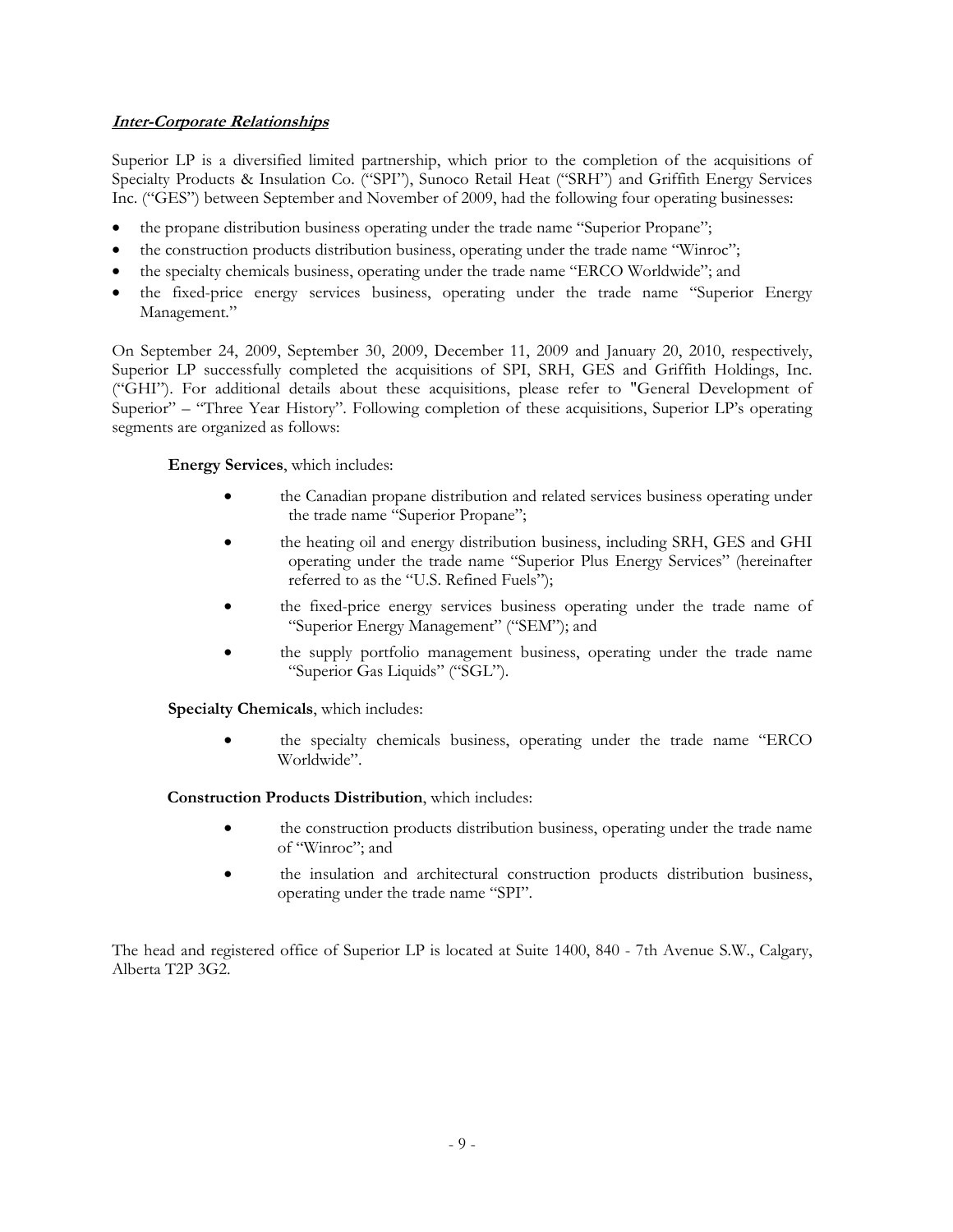***Inter-Corporate Relationships***

Superior LP is a diversified limited partnership, which prior to the completion of the acquisitions of Specialty Products & Insulation Co. ("SPI"), Sunoco Retail Heat ("SRH") and Griffith Energy Services Inc. ("GES") between September and November of 2009, had the following four operating businesses:

- the propane distribution business operating under the trade name "Superior Propane";
- the construction products distribution business, operating under the trade name "Winroc";
- the specialty chemicals business, operating under the trade name "ERCO Worldwide"; and
- the fixed-price energy services business, operating under the trade name "Superior Energy Management."

On September 24, 2009, September 30, 2009, December 11, 2009 and January 20, 2010, respectively, Superior LP successfully completed the acquisitions of SPI, SRH, GES and Griffith Holdings, Inc. ("GHI"). For additional details about these acquisitions, please refer to "General Development of Superior" – "Three Year History". Following completion of these acquisitions, Superior LP's operating segments are organized as follows:

**Energy Services**, which includes:

- the Canadian propane distribution and related services business operating under the trade name "Superior Propane";
- the heating oil and energy distribution business, including SRH, GES and GHI operating under the trade name "Superior Plus Energy Services" (hereinafter referred to as the "U.S. Refined Fuels");
- the fixed-price energy services business operating under the trade name of "Superior Energy Management" ("SEM"); and
- the supply portfolio management business, operating under the trade name "Superior Gas Liquids" ("SGL").

**Specialty Chemicals**, which includes:

- the specialty chemicals business, operating under the trade name "ERCO Worldwide".

**Construction Products Distribution**, which includes:

- the construction products distribution business, operating under the trade name of "Winroc"; and
- the insulation and architectural construction products distribution business, operating under the trade name "SPI".

The head and registered office of Superior LP is located at Suite 1400, 840 - 7th Avenue S.W., Calgary, Alberta T2P 3G2.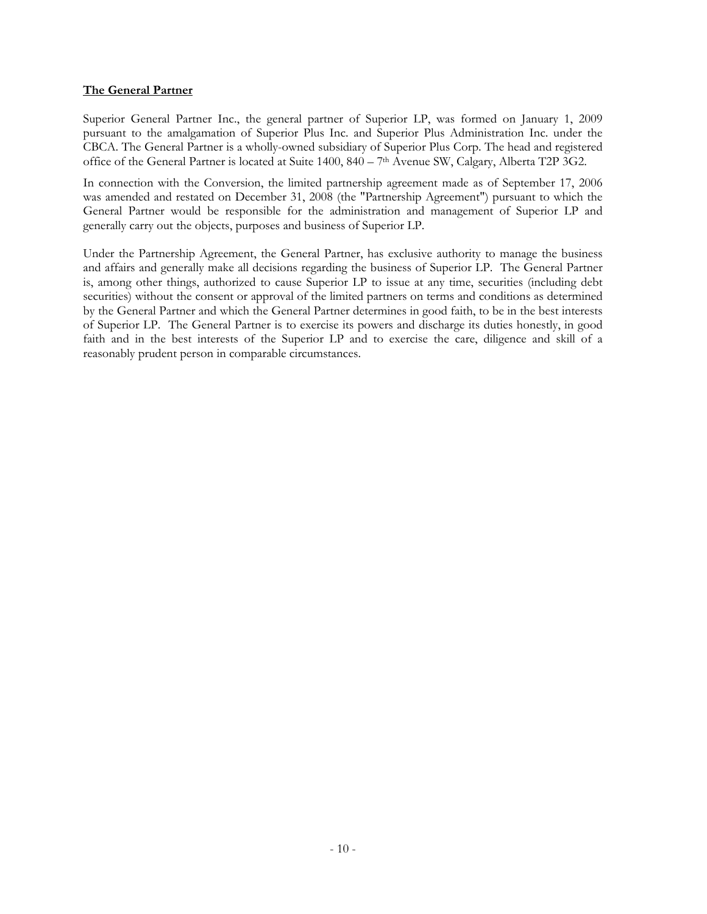**The General Partner**

Superior General Partner Inc., the general partner of Superior LP, was formed on January 1, 2009 pursuant to the amalgamation of Superior Plus Inc. and Superior Plus Administration Inc. under the CBCA. The General Partner is a wholly-owned subsidiary of Superior Plus Corp. The head and registered office of the General Partner is located at Suite 1400, 840 – 7th Avenue SW, Calgary, Alberta T2P 3G2.

In connection with the Conversion, the limited partnership agreement made as of September 17, 2006 was amended and restated on December 31, 2008 (the "Partnership Agreement") pursuant to which the General Partner would be responsible for the administration and management of Superior LP and generally carry out the objects, purposes and business of Superior LP.

Under the Partnership Agreement, the General Partner, has exclusive authority to manage the business and affairs and generally make all decisions regarding the business of Superior LP. The General Partner is, among other things, authorized to cause Superior LP to issue at any time, securities (including debt securities) without the consent or approval of the limited partners on terms and conditions as determined by the General Partner and which the General Partner determines in good faith, to be in the best interests of Superior LP. The General Partner is to exercise its powers and discharge its duties honestly, in good faith and in the best interests of the Superior LP and to exercise the care, diligence and skill of a reasonably prudent person in comparable circumstances.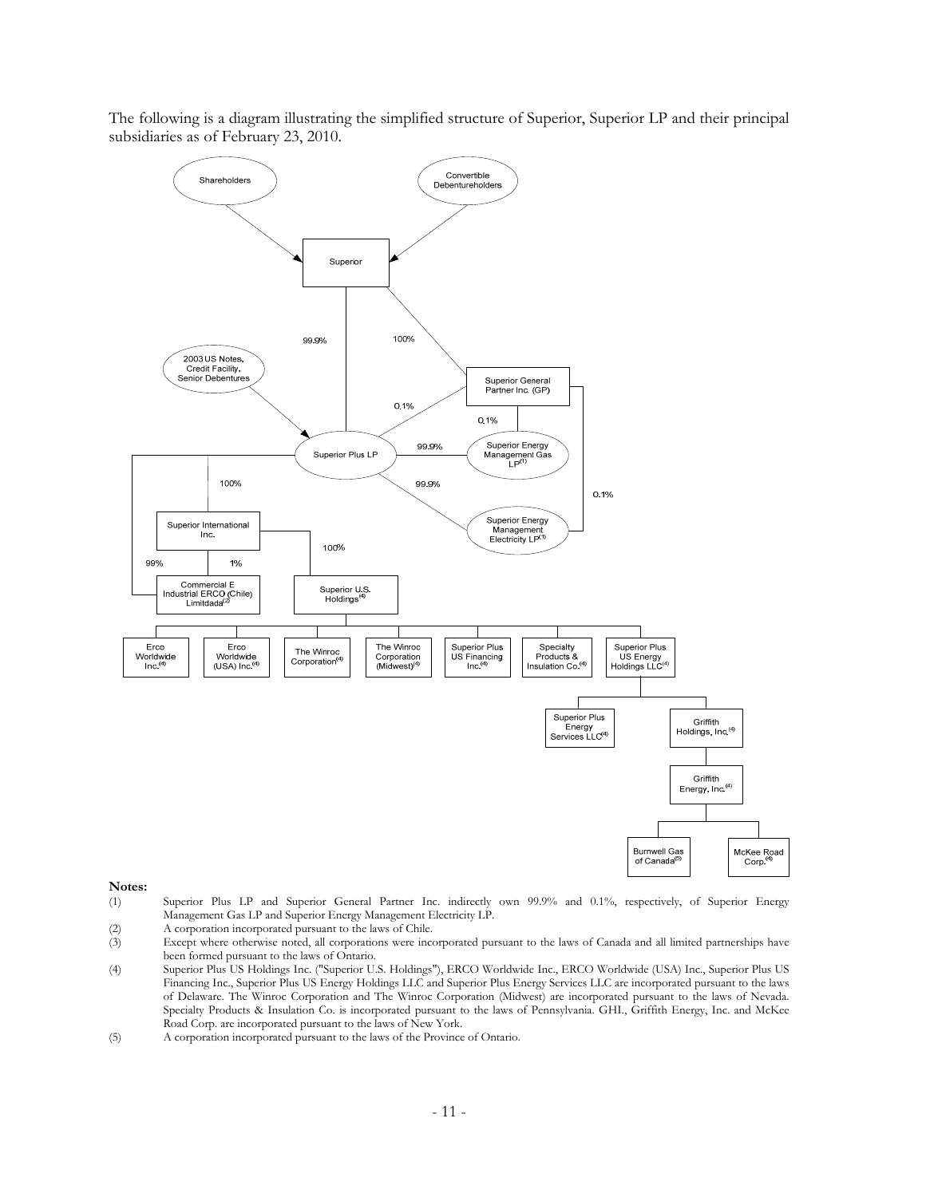The following is a diagram illustrating the simplified structure of Superior, Superior LP and their principal subsidiaries as of February 23, 2010.

**Notes:**

(1) Superior Plus LP and Superior General Partner Inc. indirectly own 99.9% and 0.1%, respectively, of Superior Energy Management Gas LP and Superior Energy Management Electricity LP.

(2) A corporation incorporated pursuant to the laws of Chile.

(3) Except where otherwise noted, all corporations were incorporated pursuant to the laws of Canada and all limited partnerships have been formed pursuant to the laws of Ontario.

(4) Superior Plus US Holdings Inc. ("Superior U.S. Holdings"), ERCO Worldwide Inc., ERCO Worldwide (USA) Inc., Superior Plus US Financing Inc., Superior Plus US Energy Holdings LLC and Superior Plus Energy Services LLC are incorporated pursuant to the laws of Delaware. The Winroc Corporation and The Winroc Corporation (Midwest) are incorporated pursuant to the laws of Nevada. Specialty Products & Insulation Co. is incorporated pursuant to the laws of Pennsylvania. GHI., Griffith Energy, Inc. and McKee Road Corp. are incorporated pursuant to the laws of New York.

(5) A corporation incorporated pursuant to the laws of the Province of Ontario.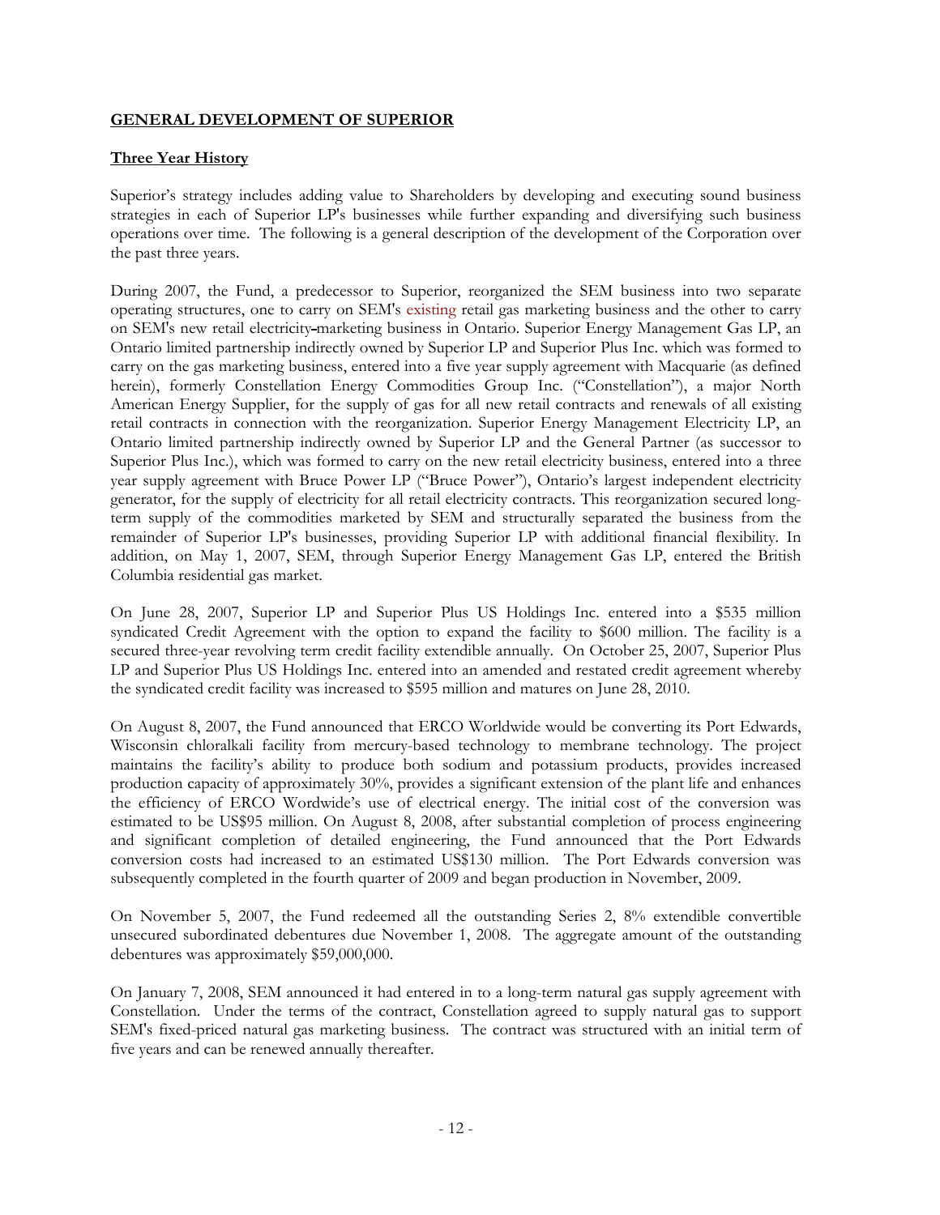## **GENERAL DEVELOPMENT OF SUPERIOR**

### **Three Year History**

Superior's strategy includes adding value to Shareholders by developing and executing sound business strategies in each of Superior LP's businesses while further expanding and diversifying such business operations over time. The following is a general description of the development of the Corporation over the past three years.

During 2007, the Fund, a predecessor to Superior, reorganized the SEM business into two separate operating structures, one to carry on SEM's existing retail gas marketing business and the other to carry on SEM's new retail electricity-marketing business in Ontario. Superior Energy Management Gas LP, an Ontario limited partnership indirectly owned by Superior LP and Superior Plus Inc. which was formed to carry on the gas marketing business, entered into a five year supply agreement with Macquarie (as defined herein), formerly Constellation Energy Commodities Group Inc. ("Constellation"), a major North American Energy Supplier, for the supply of gas for all new retail contracts and renewals of all existing retail contracts in connection with the reorganization. Superior Energy Management Electricity LP, an Ontario limited partnership indirectly owned by Superior LP and the General Partner (as successor to Superior Plus Inc.), which was formed to carry on the new retail electricity business, entered into a three year supply agreement with Bruce Power LP ("Bruce Power"), Ontario's largest independent electricity generator, for the supply of electricity for all retail electricity contracts. This reorganization secured long-term supply of the commodities marketed by SEM and structurally separated the business from the remainder of Superior LP's businesses, providing Superior LP with additional financial flexibility. In addition, on May 1, 2007, SEM, through Superior Energy Management Gas LP, entered the British Columbia residential gas market.

On June 28, 2007, Superior LP and Superior Plus US Holdings Inc. entered into a $535 million syndicated Credit Agreement with the option to expand the facility to $600 million. The facility is a secured three-year revolving term credit facility extendible annually. On October 25, 2007, Superior Plus LP and Superior Plus US Holdings Inc. entered into an amended and restated credit agreement whereby the syndicated credit facility was increased to $595 million and matures on June 28, 2010.

On August 8, 2007, the Fund announced that ERCO Worldwide would be converting its Port Edwards, Wisconsin chloralkali facility from mercury-based technology to membrane technology. The project maintains the facility's ability to produce both sodium and potassium products, provides increased production capacity of approximately 30%, provides a significant extension of the plant life and enhances the efficiency of ERCO Wordwide's use of electrical energy. The initial cost of the conversion was estimated to be US$95 million. On August 8, 2008, after substantial completion of process engineering and significant completion of detailed engineering, the Fund announced that the Port Edwards conversion costs had increased to an estimated US$130 million. The Port Edwards conversion was subsequently completed in the fourth quarter of 2009 and began production in November, 2009.

On November 5, 2007, the Fund redeemed all the outstanding Series 2, 8% extendible convertible unsecured subordinated debentures due November 1, 2008. The aggregate amount of the outstanding debentures was approximately $59,000,000.

On January 7, 2008, SEM announced it had entered in to a long-term natural gas supply agreement with Constellation. Under the terms of the contract, Constellation agreed to supply natural gas to support SEM's fixed-priced natural gas marketing business. The contract was structured with an initial term of five years and can be renewed annually thereafter.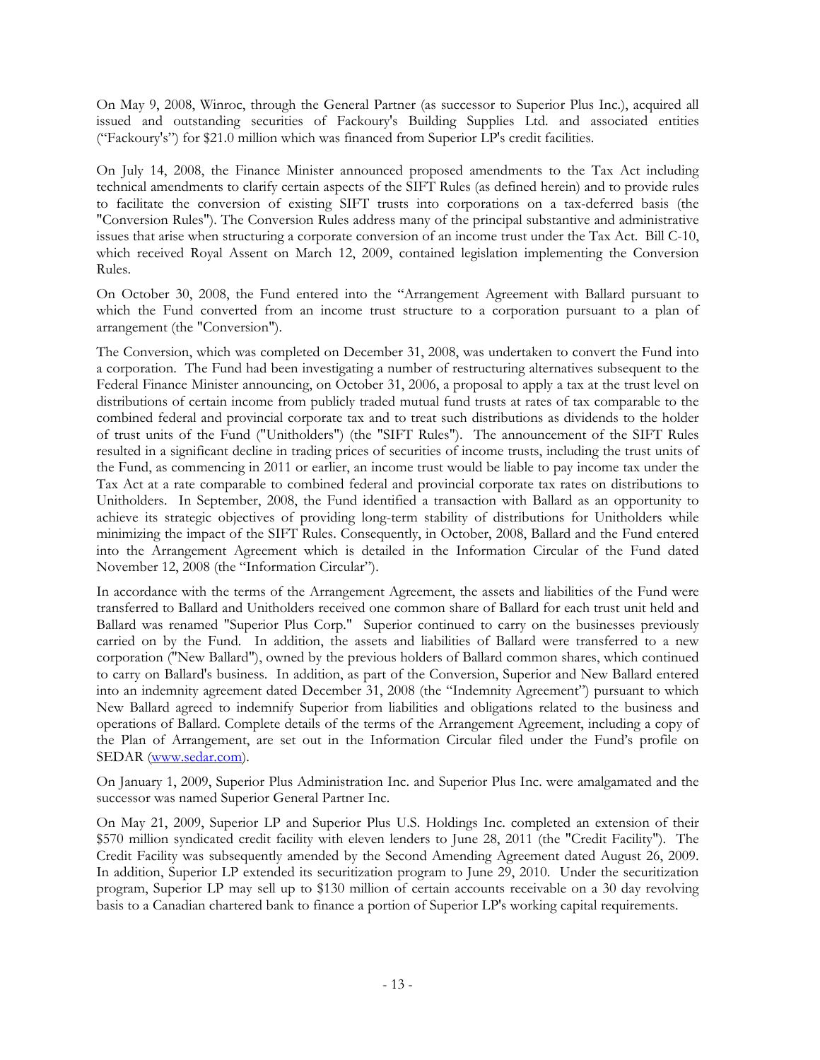On May 9, 2008, Winroc, through the General Partner (as successor to Superior Plus Inc.), acquired all issued and outstanding securities of Fackoury's Building Supplies Ltd. and associated entities ("Fackoury's") for $21.0 million which was financed from Superior LP's credit facilities.

On July 14, 2008, the Finance Minister announced proposed amendments to the Tax Act including technical amendments to clarify certain aspects of the SIFT Rules (as defined herein) and to provide rules to facilitate the conversion of existing SIFT trusts into corporations on a tax-deferred basis (the "Conversion Rules"). The Conversion Rules address many of the principal substantive and administrative issues that arise when structuring a corporate conversion of an income trust under the Tax Act. Bill C-10, which received Royal Assent on March 12, 2009, contained legislation implementing the Conversion Rules.

On October 30, 2008, the Fund entered into the "Arrangement Agreement with Ballard pursuant to which the Fund converted from an income trust structure to a corporation pursuant to a plan of arrangement (the "Conversion").

The Conversion, which was completed on December 31, 2008, was undertaken to convert the Fund into a corporation. The Fund had been investigating a number of restructuring alternatives subsequent to the Federal Finance Minister announcing, on October 31, 2006, a proposal to apply a tax at the trust level on distributions of certain income from publicly traded mutual fund trusts at rates of tax comparable to the combined federal and provincial corporate tax and to treat such distributions as dividends to the holder of trust units of the Fund ("Unitholders") (the "SIFT Rules"). The announcement of the SIFT Rules resulted in a significant decline in trading prices of securities of income trusts, including the trust units of the Fund, as commencing in 2011 or earlier, an income trust would be liable to pay income tax under the Tax Act at a rate comparable to combined federal and provincial corporate tax rates on distributions to Unitholders. In September, 2008, the Fund identified a transaction with Ballard as an opportunity to achieve its strategic objectives of providing long-term stability of distributions for Unitholders while minimizing the impact of the SIFT Rules. Consequently, in October, 2008, Ballard and the Fund entered into the Arrangement Agreement which is detailed in the Information Circular of the Fund dated November 12, 2008 (the "Information Circular").

In accordance with the terms of the Arrangement Agreement, the assets and liabilities of the Fund were transferred to Ballard and Unitholders received one common share of Ballard for each trust unit held and Ballard was renamed "Superior Plus Corp." Superior continued to carry on the businesses previously carried on by the Fund. In addition, the assets and liabilities of Ballard were transferred to a new corporation ("New Ballard"), owned by the previous holders of Ballard common shares, which continued to carry on Ballard's business. In addition, as part of the Conversion, Superior and New Ballard entered into an indemnity agreement dated December 31, 2008 (the "Indemnity Agreement") pursuant to which New Ballard agreed to indemnify Superior from liabilities and obligations related to the business and operations of Ballard. Complete details of the terms of the Arrangement Agreement, including a copy of the Plan of Arrangement, are set out in the Information Circular filed under the Fund's profile on SEDAR (www.sedar.com).

On January 1, 2009, Superior Plus Administration Inc. and Superior Plus Inc. were amalgamated and the successor was named Superior General Partner Inc.

On May 21, 2009, Superior LP and Superior Plus U.S. Holdings Inc. completed an extension of their $570 million syndicated credit facility with eleven lenders to June 28, 2011 (the "Credit Facility"). The Credit Facility was subsequently amended by the Second Amending Agreement dated August 26, 2009. In addition, Superior LP extended its securitization program to June 29, 2010. Under the securitization program, Superior LP may sell up to $130 million of certain accounts receivable on a 30 day revolving basis to a Canadian chartered bank to finance a portion of Superior LP's working capital requirements.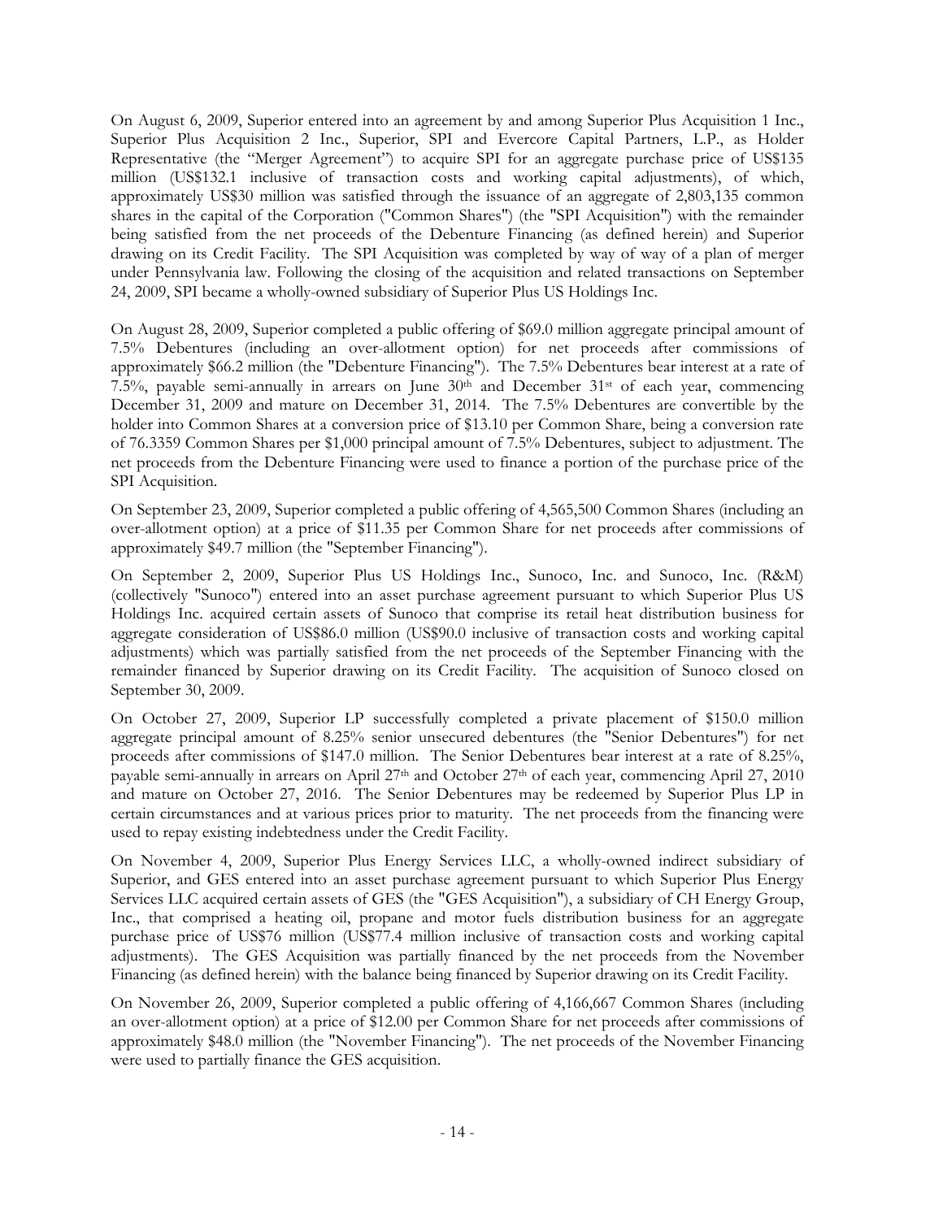On August 6, 2009, Superior entered into an agreement by and among Superior Plus Acquisition 1 Inc., Superior Plus Acquisition 2 Inc., Superior, SPI and Evercore Capital Partners, L.P., as Holder Representative (the "Merger Agreement") to acquire SPI for an aggregate purchase price of US$135 million (US$132.1 inclusive of transaction costs and working capital adjustments), of which, approximately US$30 million was satisfied through the issuance of an aggregate of 2,803,135 common shares in the capital of the Corporation ("Common Shares") (the "SPI Acquisition") with the remainder being satisfied from the net proceeds of the Debenture Financing (as defined herein) and Superior drawing on its Credit Facility. The SPI Acquisition was completed by way of way of a plan of merger under Pennsylvania law. Following the closing of the acquisition and related transactions on September 24, 2009, SPI became a wholly-owned subsidiary of Superior Plus US Holdings Inc.

On August 28, 2009, Superior completed a public offering of $69.0 million aggregate principal amount of 7.5% Debentures (including an over-allotment option) for net proceeds after commissions of approximately $66.2 million (the "Debenture Financing"). The 7.5% Debentures bear interest at a rate of 7.5%, payable semi-annually in arrears on June 30th and December 31st of each year, commencing December 31, 2009 and mature on December 31, 2014. The 7.5% Debentures are convertible by the holder into Common Shares at a conversion price of $13.10 per Common Share, being a conversion rate of 76.3359 Common Shares per $1,000 principal amount of 7.5% Debentures, subject to adjustment. The net proceeds from the Debenture Financing were used to finance a portion of the purchase price of the SPI Acquisition.

On September 23, 2009, Superior completed a public offering of 4,565,500 Common Shares (including an over-allotment option) at a price of $11.35 per Common Share for net proceeds after commissions of approximately $49.7 million (the "September Financing").

On September 2, 2009, Superior Plus US Holdings Inc., Sunoco, Inc. and Sunoco, Inc. (R&M) (collectively "Sunoco") entered into an asset purchase agreement pursuant to which Superior Plus US Holdings Inc. acquired certain assets of Sunoco that comprise its retail heat distribution business for aggregate consideration of US$86.0 million (US$90.0 inclusive of transaction costs and working capital adjustments) which was partially satisfied from the net proceeds of the September Financing with the remainder financed by Superior drawing on its Credit Facility. The acquisition of Sunoco closed on September 30, 2009.

On October 27, 2009, Superior LP successfully completed a private placement of $150.0 million aggregate principal amount of 8.25% senior unsecured debentures (the "Senior Debentures") for net proceeds after commissions of $147.0 million. The Senior Debentures bear interest at a rate of 8.25%, payable semi-annually in arrears on April 27th and October 27th of each year, commencing April 27, 2010 and mature on October 27, 2016. The Senior Debentures may be redeemed by Superior Plus LP in certain circumstances and at various prices prior to maturity. The net proceeds from the financing were used to repay existing indebtedness under the Credit Facility.

On November 4, 2009, Superior Plus Energy Services LLC, a wholly-owned indirect subsidiary of Superior, and GES entered into an asset purchase agreement pursuant to which Superior Plus Energy Services LLC acquired certain assets of GES (the "GES Acquisition"), a subsidiary of CH Energy Group, Inc., that comprised a heating oil, propane and motor fuels distribution business for an aggregate purchase price of US$76 million (US$77.4 million inclusive of transaction costs and working capital adjustments). The GES Acquisition was partially financed by the net proceeds from the November Financing (as defined herein) with the balance being financed by Superior drawing on its Credit Facility.

On November 26, 2009, Superior completed a public offering of 4,166,667 Common Shares (including an over-allotment option) at a price of $12.00 per Common Share for net proceeds after commissions of approximately $48.0 million (the "November Financing"). The net proceeds of the November Financing were used to partially finance the GES acquisition.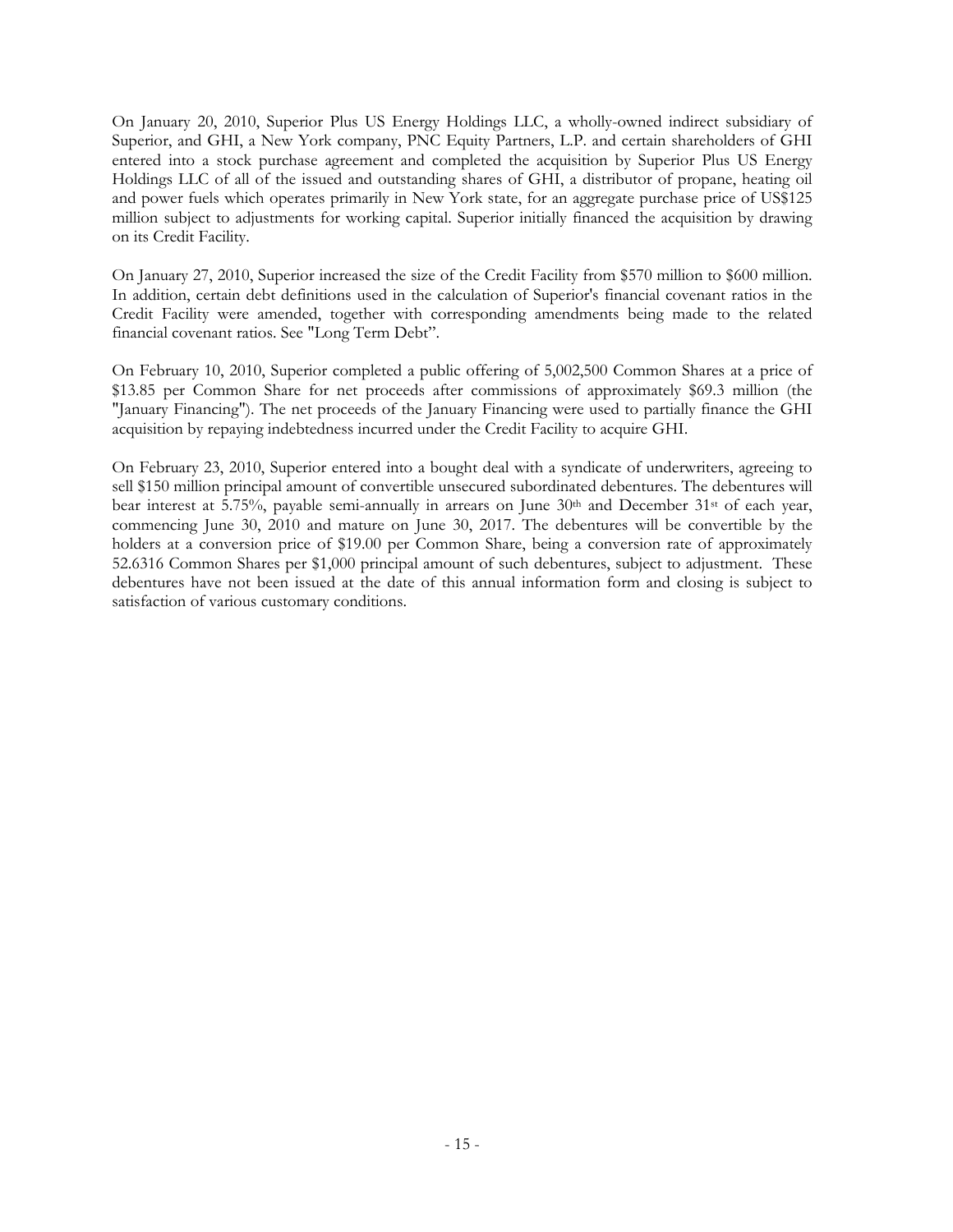On January 20, 2010, Superior Plus US Energy Holdings LLC, a wholly-owned indirect subsidiary of Superior, and GHI, a New York company, PNC Equity Partners, L.P. and certain shareholders of GHI entered into a stock purchase agreement and completed the acquisition by Superior Plus US Energy Holdings LLC of all of the issued and outstanding shares of GHI, a distributor of propane, heating oil and power fuels which operates primarily in New York state, for an aggregate purchase price of US$125 million subject to adjustments for working capital. Superior initially financed the acquisition by drawing on its Credit Facility.

On January 27, 2010, Superior increased the size of the Credit Facility from $570 million to $600 million. In addition, certain debt definitions used in the calculation of Superior's financial covenant ratios in the Credit Facility were amended, together with corresponding amendments being made to the related financial covenant ratios. See "Long Term Debt".

On February 10, 2010, Superior completed a public offering of 5,002,500 Common Shares at a price of $13.85 per Common Share for net proceeds after commissions of approximately $69.3 million (the "January Financing"). The net proceeds of the January Financing were used to partially finance the GHI acquisition by repaying indebtedness incurred under the Credit Facility to acquire GHI.

On February 23, 2010, Superior entered into a bought deal with a syndicate of underwriters, agreeing to sell $150 million principal amount of convertible unsecured subordinated debentures. The debentures will bear interest at 5.75%, payable semi-annually in arrears on June 30th and December 31st of each year, commencing June 30, 2010 and mature on June 30, 2017. The debentures will be convertible by the holders at a conversion price of $19.00 per Common Share, being a conversion rate of approximately 52.6316 Common Shares per $1,000 principal amount of such debentures, subject to adjustment. These debentures have not been issued at the date of this annual information form and closing is subject to satisfaction of various customary conditions.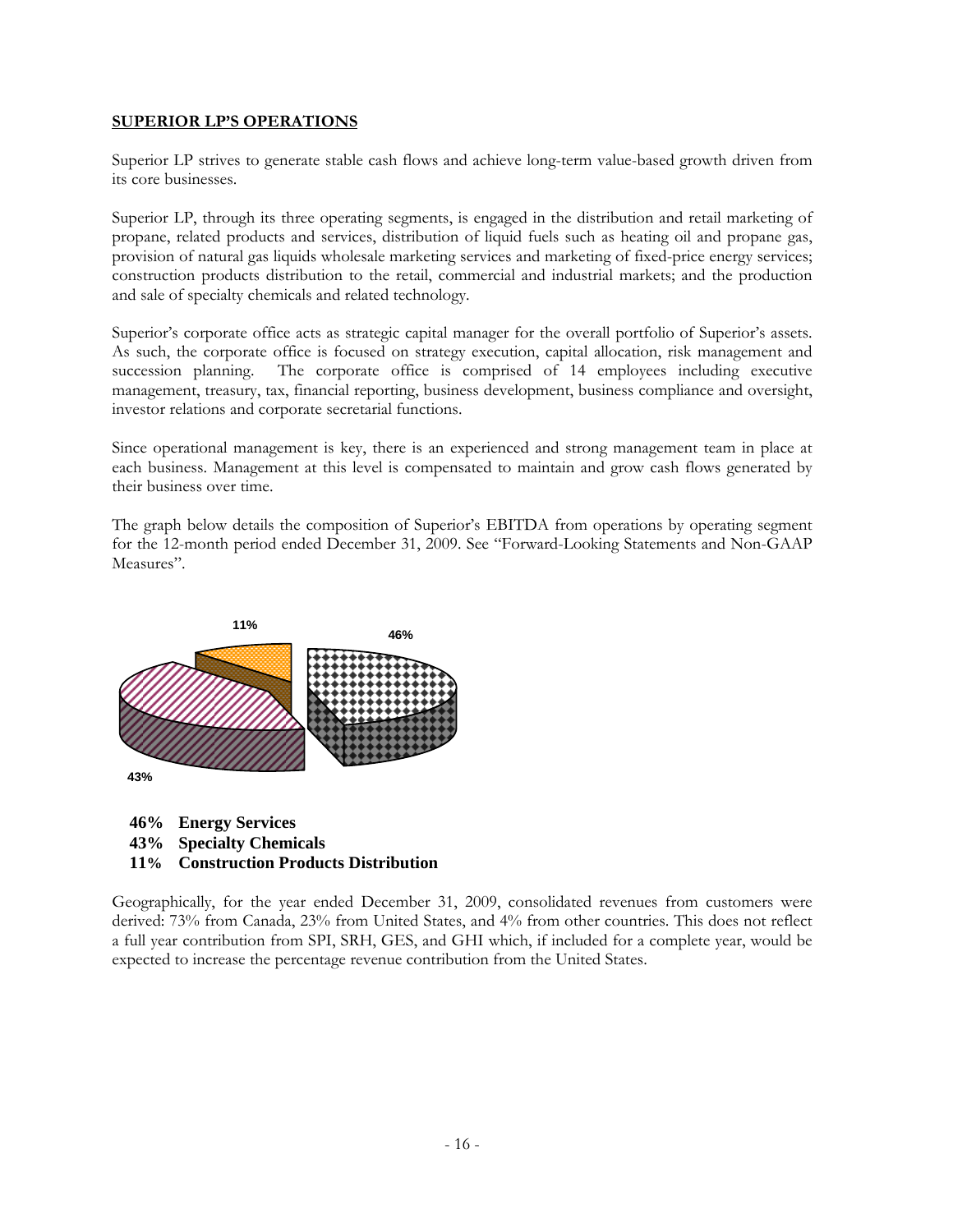## SUPERIOR LP'S OPERATIONS

Superior LP strives to generate stable cash flows and achieve long-term value-based growth driven from its core businesses.

Superior LP, through its three operating segments, is engaged in the distribution and retail marketing of propane, related products and services, distribution of liquid fuels such as heating oil and propane gas, provision of natural gas liquids wholesale marketing services and marketing of fixed-price energy services; construction products distribution to the retail, commercial and industrial markets; and the production and sale of specialty chemicals and related technology.

Superior's corporate office acts as strategic capital manager for the overall portfolio of Superior's assets. As such, the corporate office is focused on strategy execution, capital allocation, risk management and succession planning. The corporate office is comprised of 14 employees including executive management, treasury, tax, financial reporting, business development, business compliance and oversight, investor relations and corporate secretarial functions.

Since operational management is key, there is an experienced and strong management team in place at each business. Management at this level is compensated to maintain and grow cash flows generated by their business over time.

The graph below details the composition of Superior's EBITDA from operations by operating segment for the 12-month period ended December 31, 2009. See "Forward-Looking Statements and Non-GAAP Measures".

11%

46%

43%

**46% Energy Services**
**43% Specialty Chemicals**
**11% Construction Products Distribution**

Geographically, for the year ended December 31, 2009, consolidated revenues from customers were derived: 73% from Canada, 23% from United States, and 4% from other countries. This does not reflect a full year contribution from SPI, SRH, GES, and GHI which, if included for a complete year, would be expected to increase the percentage revenue contribution from the United States.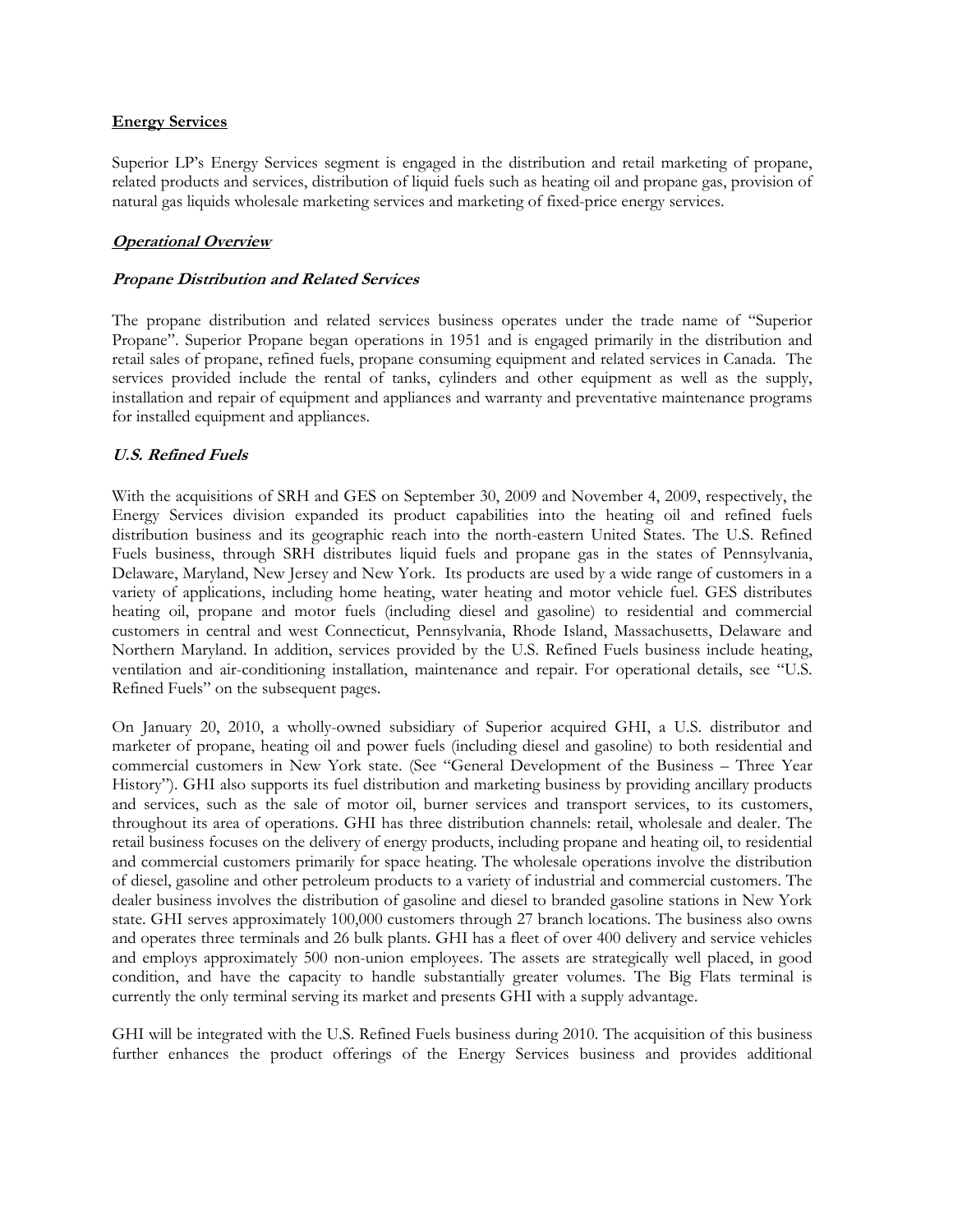## Energy Services

Superior LP's Energy Services segment is engaged in the distribution and retail marketing of propane, related products and services, distribution of liquid fuels such as heating oil and propane gas, provision of natural gas liquids wholesale marketing services and marketing of fixed-price energy services.

### ***Operational Overview***

#### ***Propane Distribution and Related Services***

The propane distribution and related services business operates under the trade name of "Superior Propane". Superior Propane began operations in 1951 and is engaged primarily in the distribution and retail sales of propane, refined fuels, propane consuming equipment and related services in Canada. The services provided include the rental of tanks, cylinders and other equipment as well as the supply, installation and repair of equipment and appliances and warranty and preventative maintenance programs for installed equipment and appliances.

#### ***U.S. Refined Fuels***

With the acquisitions of SRH and GES on September 30, 2009 and November 4, 2009, respectively, the Energy Services division expanded its product capabilities into the heating oil and refined fuels distribution business and its geographic reach into the north-eastern United States. The U.S. Refined Fuels business, through SRH distributes liquid fuels and propane gas in the states of Pennsylvania, Delaware, Maryland, New Jersey and New York. Its products are used by a wide range of customers in a variety of applications, including home heating, water heating and motor vehicle fuel. GES distributes heating oil, propane and motor fuels (including diesel and gasoline) to residential and commercial customers in central and west Connecticut, Pennsylvania, Rhode Island, Massachusetts, Delaware and Northern Maryland. In addition, services provided by the U.S. Refined Fuels business include heating, ventilation and air-conditioning installation, maintenance and repair. For operational details, see "U.S. Refined Fuels" on the subsequent pages.

On January 20, 2010, a wholly-owned subsidiary of Superior acquired GHI, a U.S. distributor and marketer of propane, heating oil and power fuels (including diesel and gasoline) to both residential and commercial customers in New York state. (See "General Development of the Business – Three Year History"). GHI also supports its fuel distribution and marketing business by providing ancillary products and services, such as the sale of motor oil, burner services and transport services, to its customers, throughout its area of operations. GHI has three distribution channels: retail, wholesale and dealer. The retail business focuses on the delivery of energy products, including propane and heating oil, to residential and commercial customers primarily for space heating. The wholesale operations involve the distribution of diesel, gasoline and other petroleum products to a variety of industrial and commercial customers. The dealer business involves the distribution of gasoline and diesel to branded gasoline stations in New York state. GHI serves approximately 100,000 customers through 27 branch locations. The business also owns and operates three terminals and 26 bulk plants. GHI has a fleet of over 400 delivery and service vehicles and employs approximately 500 non-union employees. The assets are strategically well placed, in good condition, and have the capacity to handle substantially greater volumes. The Big Flats terminal is currently the only terminal serving its market and presents GHI with a supply advantage.

GHI will be integrated with the U.S. Refined Fuels business during 2010. The acquisition of this business further enhances the product offerings of the Energy Services business and provides additional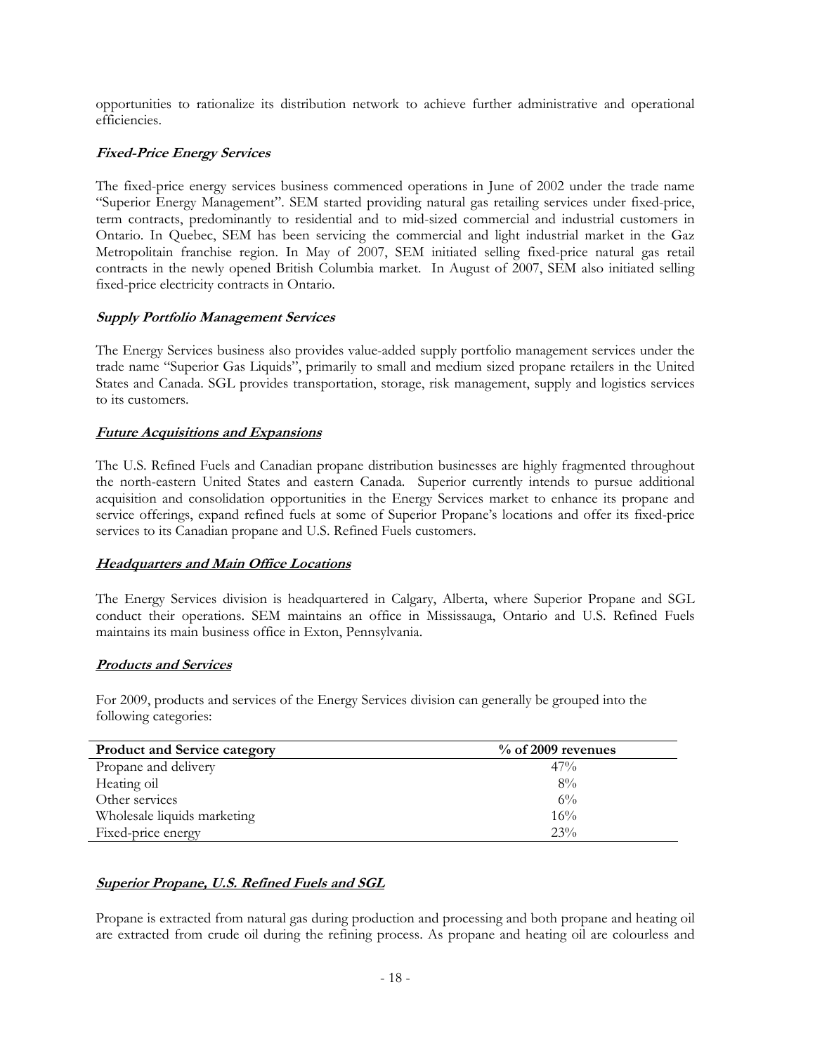opportunities to rationalize its distribution network to achieve further administrative and operational efficiencies.

***Fixed-Price Energy Services***

The fixed-price energy services business commenced operations in June of 2002 under the trade name "Superior Energy Management". SEM started providing natural gas retailing services under fixed-price, term contracts, predominantly to residential and to mid-sized commercial and industrial customers in Ontario. In Quebec, SEM has been servicing the commercial and light industrial market in the Gaz Metropolitain franchise region. In May of 2007, SEM initiated selling fixed-price natural gas retail contracts in the newly opened British Columbia market. In August of 2007, SEM also initiated selling fixed-price electricity contracts in Ontario.

***Supply Portfolio Management Services***

The Energy Services business also provides value-added supply portfolio management services under the trade name "Superior Gas Liquids", primarily to small and medium sized propane retailers in the United States and Canada. SGL provides transportation, storage, risk management, supply and logistics services to its customers.

***Future Acquisitions and Expansions***

The U.S. Refined Fuels and Canadian propane distribution businesses are highly fragmented throughout the north-eastern United States and eastern Canada. Superior currently intends to pursue additional acquisition and consolidation opportunities in the Energy Services market to enhance its propane and service offerings, expand refined fuels at some of Superior Propane's locations and offer its fixed-price services to its Canadian propane and U.S. Refined Fuels customers.

***Headquarters and Main Office Locations***

The Energy Services division is headquartered in Calgary, Alberta, where Superior Propane and SGL conduct their operations. SEM maintains an office in Mississauga, Ontario and U.S. Refined Fuels maintains its main business office in Exton, Pennsylvania.

***Products and Services***

For 2009, products and services of the Energy Services division can generally be grouped into the following categories:

| Product and Service category | % of 2009 revenues |
|---|---|
| Propane and delivery | 47% |
| Heating oil | 8% |
| Other services | 6% |
| Wholesale liquids marketing | 16% |
| Fixed-price energy | 23% |

***Superior Propane, U.S. Refined Fuels and SGL***

Propane is extracted from natural gas during production and processing and both propane and heating oil are extracted from crude oil during the refining process. As propane and heating oil are colourless and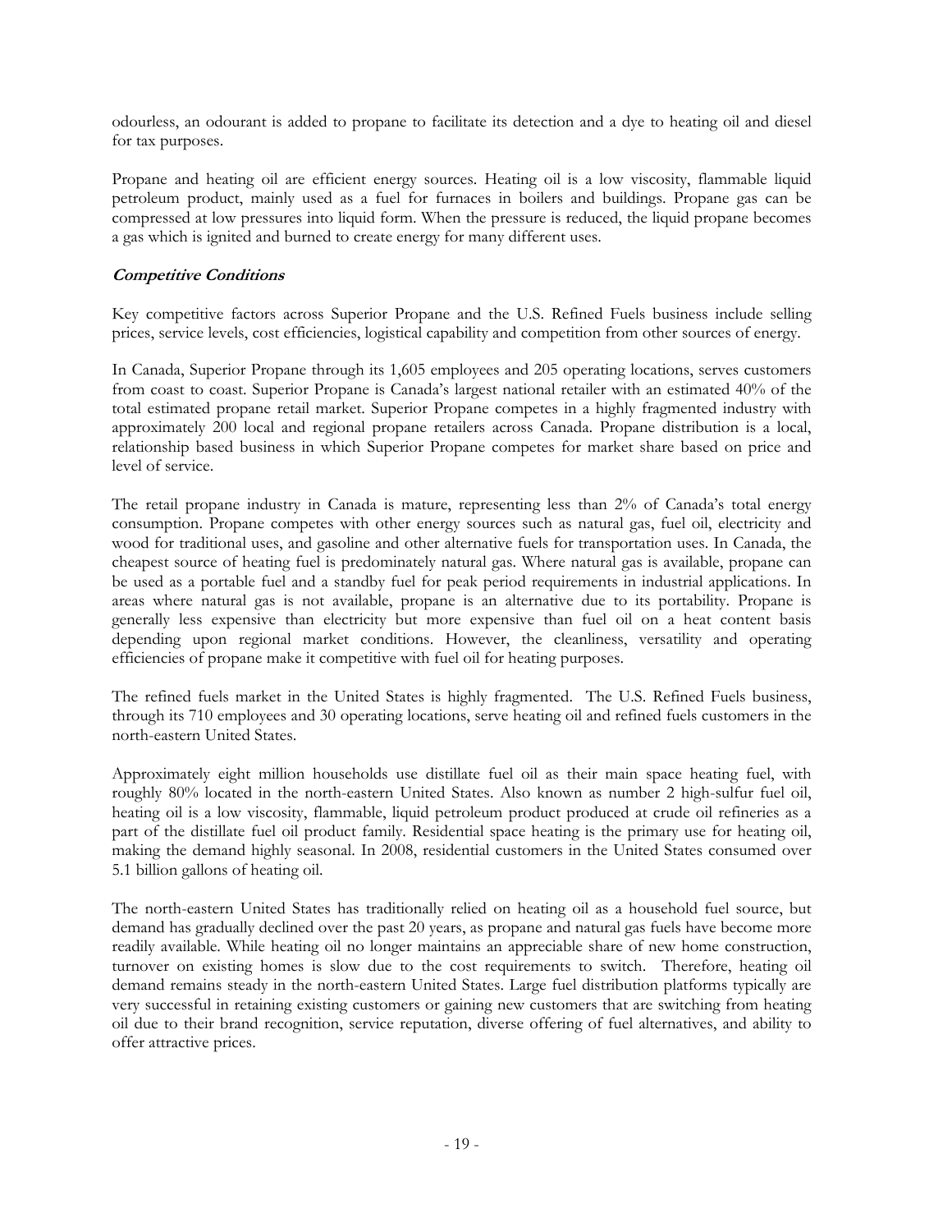odourless, an odourant is added to propane to facilitate its detection and a dye to heating oil and diesel for tax purposes.

Propane and heating oil are efficient energy sources. Heating oil is a low viscosity, flammable liquid petroleum product, mainly used as a fuel for furnaces in boilers and buildings. Propane gas can be compressed at low pressures into liquid form. When the pressure is reduced, the liquid propane becomes a gas which is ignited and burned to create energy for many different uses.

***Competitive Conditions***

Key competitive factors across Superior Propane and the U.S. Refined Fuels business include selling prices, service levels, cost efficiencies, logistical capability and competition from other sources of energy.

In Canada, Superior Propane through its 1,605 employees and 205 operating locations, serves customers from coast to coast. Superior Propane is Canada's largest national retailer with an estimated 40% of the total estimated propane retail market. Superior Propane competes in a highly fragmented industry with approximately 200 local and regional propane retailers across Canada. Propane distribution is a local, relationship based business in which Superior Propane competes for market share based on price and level of service.

The retail propane industry in Canada is mature, representing less than 2% of Canada's total energy consumption. Propane competes with other energy sources such as natural gas, fuel oil, electricity and wood for traditional uses, and gasoline and other alternative fuels for transportation uses. In Canada, the cheapest source of heating fuel is predominately natural gas. Where natural gas is available, propane can be used as a portable fuel and a standby fuel for peak period requirements in industrial applications. In areas where natural gas is not available, propane is an alternative due to its portability. Propane is generally less expensive than electricity but more expensive than fuel oil on a heat content basis depending upon regional market conditions. However, the cleanliness, versatility and operating efficiencies of propane make it competitive with fuel oil for heating purposes.

The refined fuels market in the United States is highly fragmented. The U.S. Refined Fuels business, through its 710 employees and 30 operating locations, serve heating oil and refined fuels customers in the north-eastern United States.

Approximately eight million households use distillate fuel oil as their main space heating fuel, with roughly 80% located in the north-eastern United States. Also known as number 2 high-sulfur fuel oil, heating oil is a low viscosity, flammable, liquid petroleum product produced at crude oil refineries as a part of the distillate fuel oil product family. Residential space heating is the primary use for heating oil, making the demand highly seasonal. In 2008, residential customers in the United States consumed over 5.1 billion gallons of heating oil.

The north-eastern United States has traditionally relied on heating oil as a household fuel source, but demand has gradually declined over the past 20 years, as propane and natural gas fuels have become more readily available. While heating oil no longer maintains an appreciable share of new home construction, turnover on existing homes is slow due to the cost requirements to switch. Therefore, heating oil demand remains steady in the north-eastern United States. Large fuel distribution platforms typically are very successful in retaining existing customers or gaining new customers that are switching from heating oil due to their brand recognition, service reputation, diverse offering of fuel alternatives, and ability to offer attractive prices.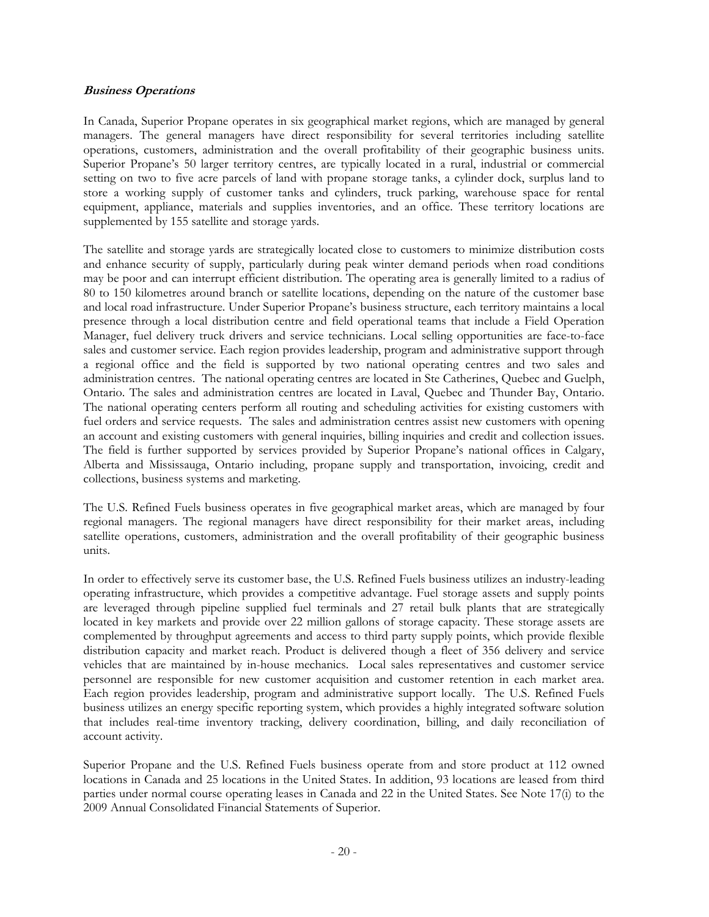***Business Operations***

In Canada, Superior Propane operates in six geographical market regions, which are managed by general managers. The general managers have direct responsibility for several territories including satellite operations, customers, administration and the overall profitability of their geographic business units. Superior Propane's 50 larger territory centres, are typically located in a rural, industrial or commercial setting on two to five acre parcels of land with propane storage tanks, a cylinder dock, surplus land to store a working supply of customer tanks and cylinders, truck parking, warehouse space for rental equipment, appliance, materials and supplies inventories, and an office. These territory locations are supplemented by 155 satellite and storage yards.

The satellite and storage yards are strategically located close to customers to minimize distribution costs and enhance security of supply, particularly during peak winter demand periods when road conditions may be poor and can interrupt efficient distribution. The operating area is generally limited to a radius of 80 to 150 kilometres around branch or satellite locations, depending on the nature of the customer base and local road infrastructure. Under Superior Propane's business structure, each territory maintains a local presence through a local distribution centre and field operational teams that include a Field Operation Manager, fuel delivery truck drivers and service technicians. Local selling opportunities are face-to-face sales and customer service. Each region provides leadership, program and administrative support through a regional office and the field is supported by two national operating centres and two sales and administration centres. The national operating centres are located in Ste Catherines, Quebec and Guelph, Ontario. The sales and administration centres are located in Laval, Quebec and Thunder Bay, Ontario. The national operating centers perform all routing and scheduling activities for existing customers with fuel orders and service requests. The sales and administration centres assist new customers with opening an account and existing customers with general inquiries, billing inquiries and credit and collection issues. The field is further supported by services provided by Superior Propane's national offices in Calgary, Alberta and Mississauga, Ontario including, propane supply and transportation, invoicing, credit and collections, business systems and marketing.

The U.S. Refined Fuels business operates in five geographical market areas, which are managed by four regional managers. The regional managers have direct responsibility for their market areas, including satellite operations, customers, administration and the overall profitability of their geographic business units.

In order to effectively serve its customer base, the U.S. Refined Fuels business utilizes an industry-leading operating infrastructure, which provides a competitive advantage. Fuel storage assets and supply points are leveraged through pipeline supplied fuel terminals and 27 retail bulk plants that are strategically located in key markets and provide over 22 million gallons of storage capacity. These storage assets are complemented by throughput agreements and access to third party supply points, which provide flexible distribution capacity and market reach. Product is delivered though a fleet of 356 delivery and service vehicles that are maintained by in-house mechanics. Local sales representatives and customer service personnel are responsible for new customer acquisition and customer retention in each market area. Each region provides leadership, program and administrative support locally. The U.S. Refined Fuels business utilizes an energy specific reporting system, which provides a highly integrated software solution that includes real-time inventory tracking, delivery coordination, billing, and daily reconciliation of account activity.

Superior Propane and the U.S. Refined Fuels business operate from and store product at 112 owned locations in Canada and 25 locations in the United States. In addition, 93 locations are leased from third parties under normal course operating leases in Canada and 22 in the United States. See Note 17(i) to the 2009 Annual Consolidated Financial Statements of Superior.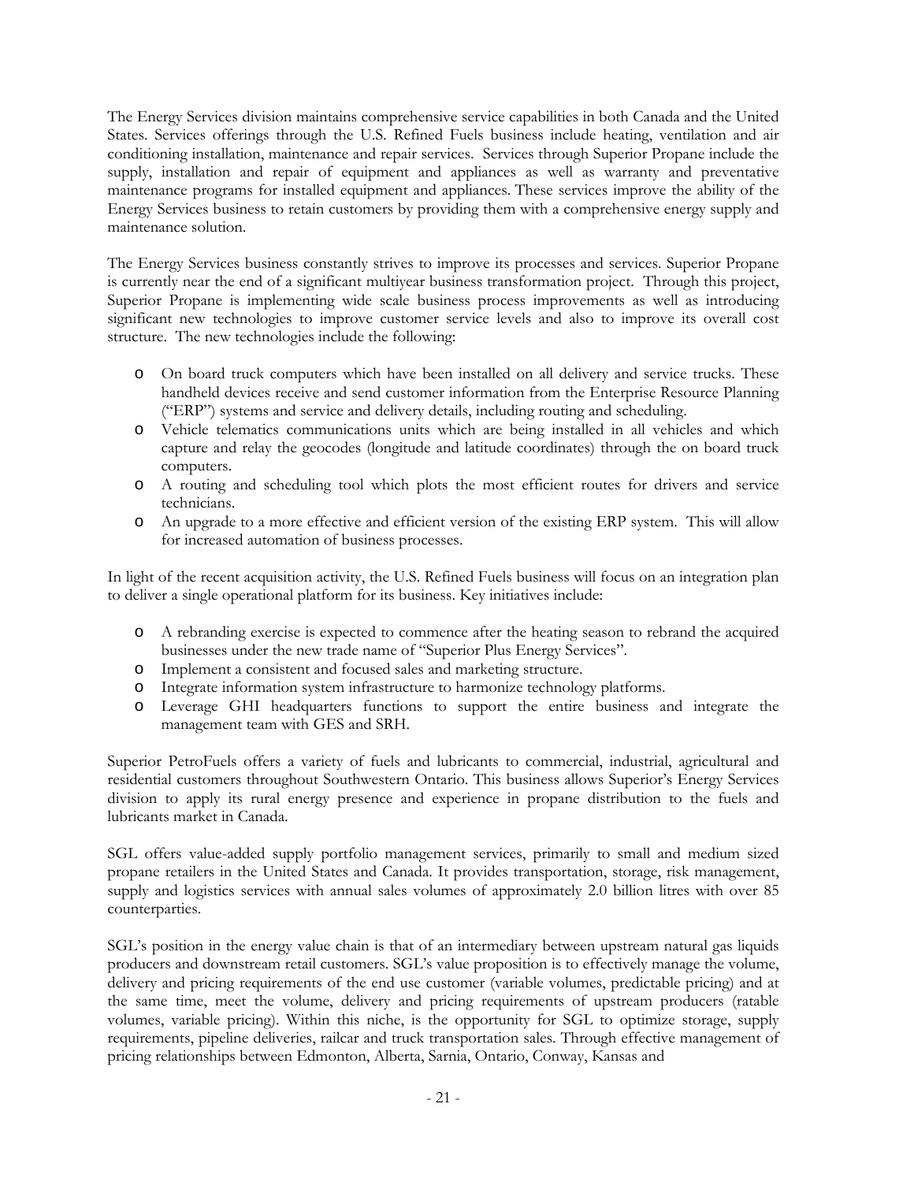The Energy Services division maintains comprehensive service capabilities in both Canada and the United States. Services offerings through the U.S. Refined Fuels business include heating, ventilation and air conditioning installation, maintenance and repair services. Services through Superior Propane include the supply, installation and repair of equipment and appliances as well as warranty and preventative maintenance programs for installed equipment and appliances. These services improve the ability of the Energy Services business to retain customers by providing them with a comprehensive energy supply and maintenance solution.

The Energy Services business constantly strives to improve its processes and services. Superior Propane is currently near the end of a significant multiyear business transformation project. Through this project, Superior Propane is implementing wide scale business process improvements as well as introducing significant new technologies to improve customer service levels and also to improve its overall cost structure. The new technologies include the following:

- On board truck computers which have been installed on all delivery and service trucks. These handheld devices receive and send customer information from the Enterprise Resource Planning ("ERP") systems and service and delivery details, including routing and scheduling.
- Vehicle telematics communications units which are being installed in all vehicles and which capture and relay the geocodes (longitude and latitude coordinates) through the on board truck computers.
- A routing and scheduling tool which plots the most efficient routes for drivers and service technicians.
- An upgrade to a more effective and efficient version of the existing ERP system. This will allow for increased automation of business processes.

In light of the recent acquisition activity, the U.S. Refined Fuels business will focus on an integration plan to deliver a single operational platform for its business. Key initiatives include:

- A rebranding exercise is expected to commence after the heating season to rebrand the acquired businesses under the new trade name of "Superior Plus Energy Services".
- Implement a consistent and focused sales and marketing structure.
- Integrate information system infrastructure to harmonize technology platforms.
- Leverage GHI headquarters functions to support the entire business and integrate the management team with GES and SRH.

Superior PetroFuels offers a variety of fuels and lubricants to commercial, industrial, agricultural and residential customers throughout Southwestern Ontario. This business allows Superior's Energy Services division to apply its rural energy presence and experience in propane distribution to the fuels and lubricants market in Canada.

SGL offers value-added supply portfolio management services, primarily to small and medium sized propane retailers in the United States and Canada. It provides transportation, storage, risk management, supply and logistics services with annual sales volumes of approximately 2.0 billion litres with over 85 counterparties.

SGL's position in the energy value chain is that of an intermediary between upstream natural gas liquids producers and downstream retail customers. SGL's value proposition is to effectively manage the volume, delivery and pricing requirements of the end use customer (variable volumes, predictable pricing) and at the same time, meet the volume, delivery and pricing requirements of upstream producers (ratable volumes, variable pricing). Within this niche, is the opportunity for SGL to optimize storage, supply requirements, pipeline deliveries, railcar and truck transportation sales. Through effective management of pricing relationships between Edmonton, Alberta, Sarnia, Ontario, Conway, Kansas and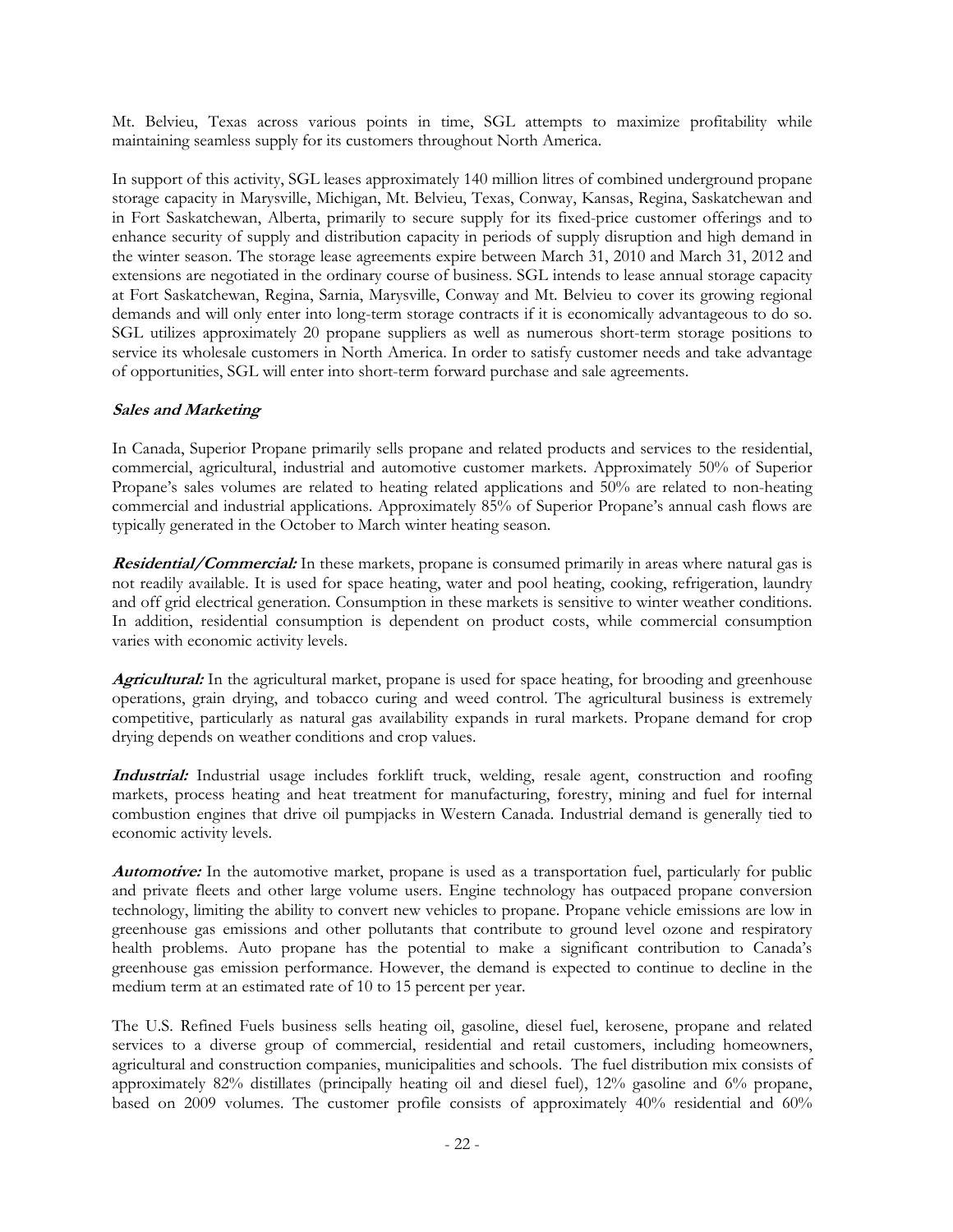Mt. Belvieu, Texas across various points in time, SGL attempts to maximize profitability while maintaining seamless supply for its customers throughout North America.

In support of this activity, SGL leases approximately 140 million litres of combined underground propane storage capacity in Marysville, Michigan, Mt. Belvieu, Texas, Conway, Kansas, Regina, Saskatchewan and in Fort Saskatchewan, Alberta, primarily to secure supply for its fixed-price customer offerings and to enhance security of supply and distribution capacity in periods of supply disruption and high demand in the winter season. The storage lease agreements expire between March 31, 2010 and March 31, 2012 and extensions are negotiated in the ordinary course of business. SGL intends to lease annual storage capacity at Fort Saskatchewan, Regina, Sarnia, Marysville, Conway and Mt. Belvieu to cover its growing regional demands and will only enter into long-term storage contracts if it is economically advantageous to do so. SGL utilizes approximately 20 propane suppliers as well as numerous short-term storage positions to service its wholesale customers in North America. In order to satisfy customer needs and take advantage of opportunities, SGL will enter into short-term forward purchase and sale agreements.

***Sales and Marketing***

In Canada, Superior Propane primarily sells propane and related products and services to the residential, commercial, agricultural, industrial and automotive customer markets. Approximately 50% of Superior Propane's sales volumes are related to heating related applications and 50% are related to non-heating commercial and industrial applications. Approximately 85% of Superior Propane's annual cash flows are typically generated in the October to March winter heating season.

***Residential/Commercial:*** In these markets, propane is consumed primarily in areas where natural gas is not readily available. It is used for space heating, water and pool heating, cooking, refrigeration, laundry and off grid electrical generation. Consumption in these markets is sensitive to winter weather conditions. In addition, residential consumption is dependent on product costs, while commercial consumption varies with economic activity levels.

***Agricultural:*** In the agricultural market, propane is used for space heating, for brooding and greenhouse operations, grain drying, and tobacco curing and weed control. The agricultural business is extremely competitive, particularly as natural gas availability expands in rural markets. Propane demand for crop drying depends on weather conditions and crop values.

***Industrial:*** Industrial usage includes forklift truck, welding, resale agent, construction and roofing markets, process heating and heat treatment for manufacturing, forestry, mining and fuel for internal combustion engines that drive oil pumpjacks in Western Canada. Industrial demand is generally tied to economic activity levels.

***Automotive:*** In the automotive market, propane is used as a transportation fuel, particularly for public and private fleets and other large volume users. Engine technology has outpaced propane conversion technology, limiting the ability to convert new vehicles to propane. Propane vehicle emissions are low in greenhouse gas emissions and other pollutants that contribute to ground level ozone and respiratory health problems. Auto propane has the potential to make a significant contribution to Canada's greenhouse gas emission performance. However, the demand is expected to continue to decline in the medium term at an estimated rate of 10 to 15 percent per year.

The U.S. Refined Fuels business sells heating oil, gasoline, diesel fuel, kerosene, propane and related services to a diverse group of commercial, residential and retail customers, including homeowners, agricultural and construction companies, municipalities and schools. The fuel distribution mix consists of approximately 82% distillates (principally heating oil and diesel fuel), 12% gasoline and 6% propane, based on 2009 volumes. The customer profile consists of approximately 40% residential and 60%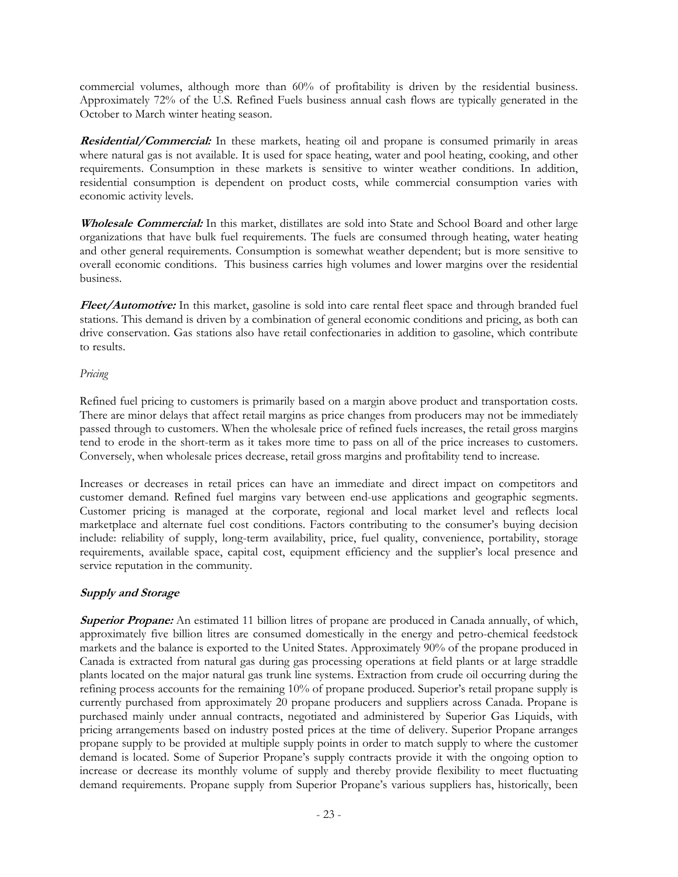commercial volumes, although more than 60% of profitability is driven by the residential business. Approximately 72% of the U.S. Refined Fuels business annual cash flows are typically generated in the October to March winter heating season.

***Residential/Commercial:*** In these markets, heating oil and propane is consumed primarily in areas where natural gas is not available. It is used for space heating, water and pool heating, cooking, and other requirements. Consumption in these markets is sensitive to winter weather conditions. In addition, residential consumption is dependent on product costs, while commercial consumption varies with economic activity levels.

***Wholesale Commercial:*** In this market, distillates are sold into State and School Board and other large organizations that have bulk fuel requirements. The fuels are consumed through heating, water heating and other general requirements. Consumption is somewhat weather dependent; but is more sensitive to overall economic conditions. This business carries high volumes and lower margins over the residential business.

***Fleet/Automotive:*** In this market, gasoline is sold into care rental fleet space and through branded fuel stations. This demand is driven by a combination of general economic conditions and pricing, as both can drive conservation. Gas stations also have retail confectionaries in addition to gasoline, which contribute to results.

*Pricing*

Refined fuel pricing to customers is primarily based on a margin above product and transportation costs. There are minor delays that affect retail margins as price changes from producers may not be immediately passed through to customers. When the wholesale price of refined fuels increases, the retail gross margins tend to erode in the short-term as it takes more time to pass on all of the price increases to customers. Conversely, when wholesale prices decrease, retail gross margins and profitability tend to increase.

Increases or decreases in retail prices can have an immediate and direct impact on competitors and customer demand. Refined fuel margins vary between end-use applications and geographic segments. Customer pricing is managed at the corporate, regional and local market level and reflects local marketplace and alternate fuel cost conditions. Factors contributing to the consumer's buying decision include: reliability of supply, long-term availability, price, fuel quality, convenience, portability, storage requirements, available space, capital cost, equipment efficiency and the supplier's local presence and service reputation in the community.

## ***Supply and Storage***

***Superior Propane:*** An estimated 11 billion litres of propane are produced in Canada annually, of which, approximately five billion litres are consumed domestically in the energy and petro-chemical feedstock markets and the balance is exported to the United States. Approximately 90% of the propane produced in Canada is extracted from natural gas during gas processing operations at field plants or at large straddle plants located on the major natural gas trunk line systems. Extraction from crude oil occurring during the refining process accounts for the remaining 10% of propane produced. Superior's retail propane supply is currently purchased from approximately 20 propane producers and suppliers across Canada. Propane is purchased mainly under annual contracts, negotiated and administered by Superior Gas Liquids, with pricing arrangements based on industry posted prices at the time of delivery. Superior Propane arranges propane supply to be provided at multiple supply points in order to match supply to where the customer demand is located. Some of Superior Propane's supply contracts provide it with the ongoing option to increase or decrease its monthly volume of supply and thereby provide flexibility to meet fluctuating demand requirements. Propane supply from Superior Propane's various suppliers has, historically, been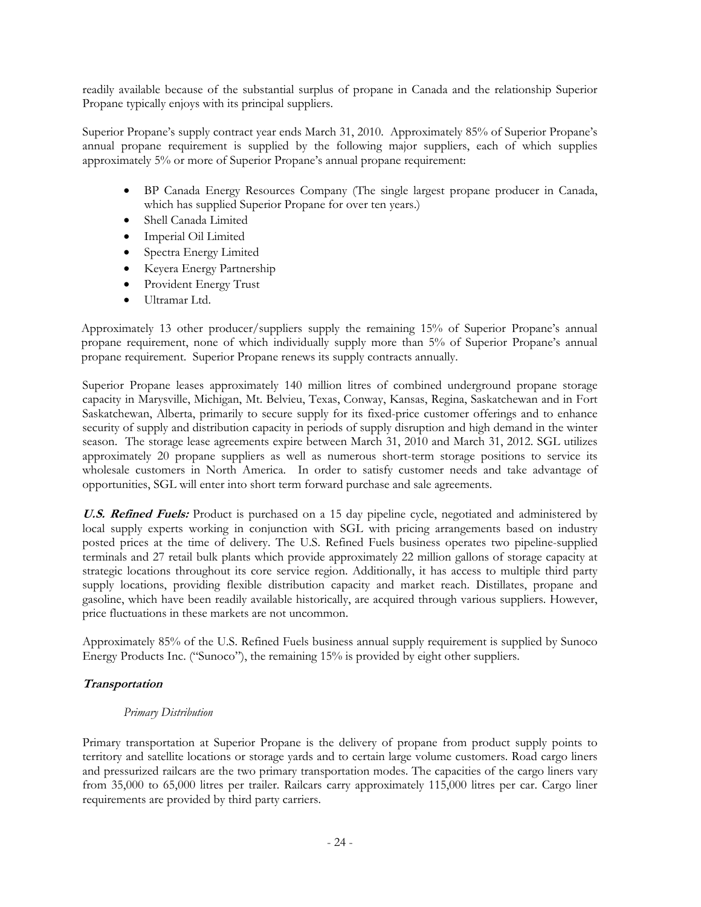readily available because of the substantial surplus of propane in Canada and the relationship Superior Propane typically enjoys with its principal suppliers.

Superior Propane's supply contract year ends March 31, 2010. Approximately 85% of Superior Propane's annual propane requirement is supplied by the following major suppliers, each of which supplies approximately 5% or more of Superior Propane's annual propane requirement:

- BP Canada Energy Resources Company (The single largest propane producer in Canada, which has supplied Superior Propane for over ten years.)
- Shell Canada Limited
- Imperial Oil Limited
- Spectra Energy Limited
- Keyera Energy Partnership
- Provident Energy Trust
- Ultramar Ltd.

Approximately 13 other producer/suppliers supply the remaining 15% of Superior Propane's annual propane requirement, none of which individually supply more than 5% of Superior Propane's annual propane requirement. Superior Propane renews its supply contracts annually.

Superior Propane leases approximately 140 million litres of combined underground propane storage capacity in Marysville, Michigan, Mt. Belvieu, Texas, Conway, Kansas, Regina, Saskatchewan and in Fort Saskatchewan, Alberta, primarily to secure supply for its fixed-price customer offerings and to enhance security of supply and distribution capacity in periods of supply disruption and high demand in the winter season. The storage lease agreements expire between March 31, 2010 and March 31, 2012. SGL utilizes approximately 20 propane suppliers as well as numerous short-term storage positions to service its wholesale customers in North America. In order to satisfy customer needs and take advantage of opportunities, SGL will enter into short term forward purchase and sale agreements.

***U.S. Refined Fuels:*** Product is purchased on a 15 day pipeline cycle, negotiated and administered by local supply experts working in conjunction with SGL with pricing arrangements based on industry posted prices at the time of delivery. The U.S. Refined Fuels business operates two pipeline-supplied terminals and 27 retail bulk plants which provide approximately 22 million gallons of storage capacity at strategic locations throughout its core service region. Additionally, it has access to multiple third party supply locations, providing flexible distribution capacity and market reach. Distillates, propane and gasoline, which have been readily available historically, are acquired through various suppliers. However, price fluctuations in these markets are not uncommon.

Approximately 85% of the U.S. Refined Fuels business annual supply requirement is supplied by Sunoco Energy Products Inc. ("Sunoco"), the remaining 15% is provided by eight other suppliers.

## *Transportation*

### *Primary Distribution*

Primary transportation at Superior Propane is the delivery of propane from product supply points to territory and satellite locations or storage yards and to certain large volume customers. Road cargo liners and pressurized railcars are the two primary transportation modes. The capacities of the cargo liners vary from 35,000 to 65,000 litres per trailer. Railcars carry approximately 115,000 litres per car. Cargo liner requirements are provided by third party carriers.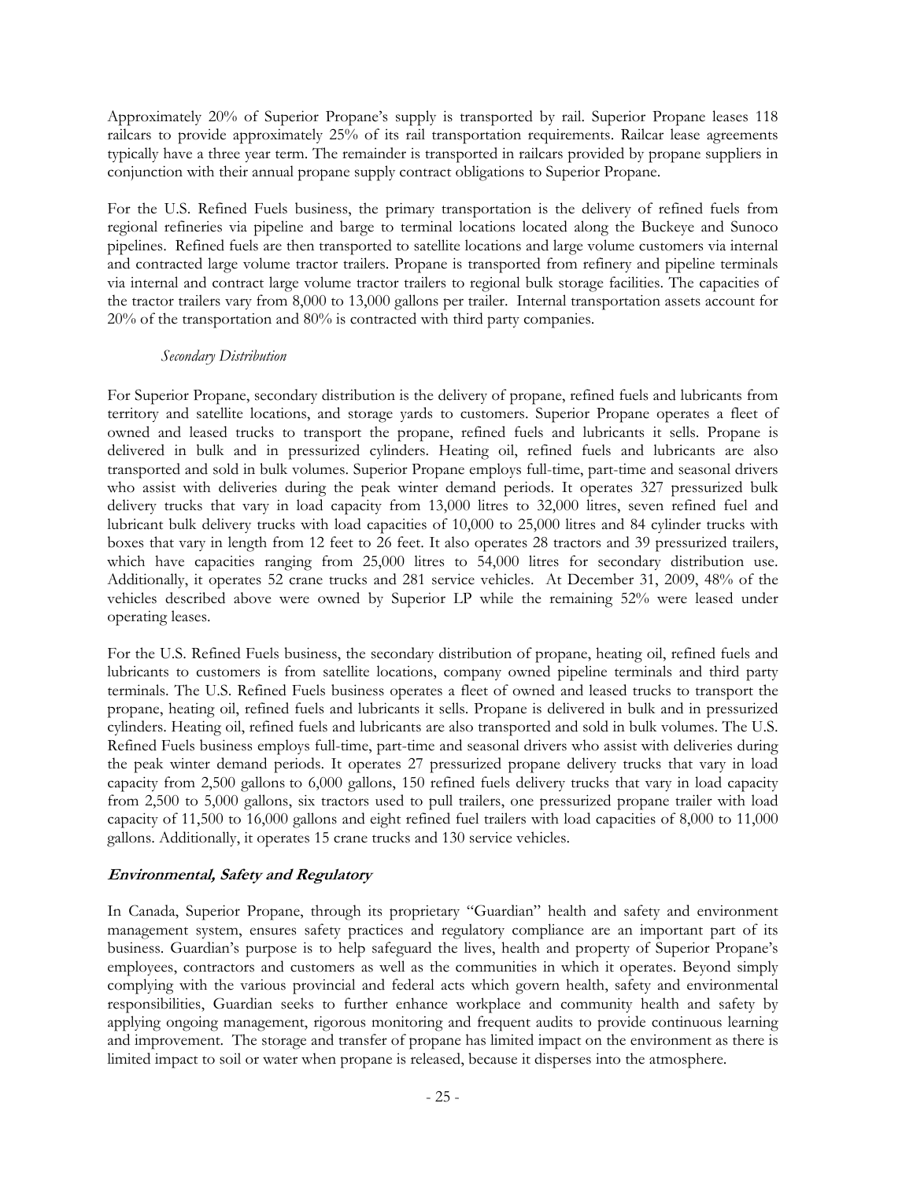Approximately 20% of Superior Propane's supply is transported by rail. Superior Propane leases 118 railcars to provide approximately 25% of its rail transportation requirements. Railcar lease agreements typically have a three year term. The remainder is transported in railcars provided by propane suppliers in conjunction with their annual propane supply contract obligations to Superior Propane.

For the U.S. Refined Fuels business, the primary transportation is the delivery of refined fuels from regional refineries via pipeline and barge to terminal locations located along the Buckeye and Sunoco pipelines. Refined fuels are then transported to satellite locations and large volume customers via internal and contracted large volume tractor trailers. Propane is transported from refinery and pipeline terminals via internal and contract large volume tractor trailers to regional bulk storage facilities. The capacities of the tractor trailers vary from 8,000 to 13,000 gallons per trailer. Internal transportation assets account for 20% of the transportation and 80% is contracted with third party companies.

*Secondary Distribution*

For Superior Propane, secondary distribution is the delivery of propane, refined fuels and lubricants from territory and satellite locations, and storage yards to customers. Superior Propane operates a fleet of owned and leased trucks to transport the propane, refined fuels and lubricants it sells. Propane is delivered in bulk and in pressurized cylinders. Heating oil, refined fuels and lubricants are also transported and sold in bulk volumes. Superior Propane employs full-time, part-time and seasonal drivers who assist with deliveries during the peak winter demand periods. It operates 327 pressurized bulk delivery trucks that vary in load capacity from 13,000 litres to 32,000 litres, seven refined fuel and lubricant bulk delivery trucks with load capacities of 10,000 to 25,000 litres and 84 cylinder trucks with boxes that vary in length from 12 feet to 26 feet. It also operates 28 tractors and 39 pressurized trailers, which have capacities ranging from 25,000 litres to 54,000 litres for secondary distribution use. Additionally, it operates 52 crane trucks and 281 service vehicles. At December 31, 2009, 48% of the vehicles described above were owned by Superior LP while the remaining 52% were leased under operating leases.

For the U.S. Refined Fuels business, the secondary distribution of propane, heating oil, refined fuels and lubricants to customers is from satellite locations, company owned pipeline terminals and third party terminals. The U.S. Refined Fuels business operates a fleet of owned and leased trucks to transport the propane, heating oil, refined fuels and lubricants it sells. Propane is delivered in bulk and in pressurized cylinders. Heating oil, refined fuels and lubricants are also transported and sold in bulk volumes. The U.S. Refined Fuels business employs full-time, part-time and seasonal drivers who assist with deliveries during the peak winter demand periods. It operates 27 pressurized propane delivery trucks that vary in load capacity from 2,500 gallons to 6,000 gallons, 150 refined fuels delivery trucks that vary in load capacity from 2,500 to 5,000 gallons, six tractors used to pull trailers, one pressurized propane trailer with load capacity of 11,500 to 16,000 gallons and eight refined fuel trailers with load capacities of 8,000 to 11,000 gallons. Additionally, it operates 15 crane trucks and 130 service vehicles.

***Environmental, Safety and Regulatory***

In Canada, Superior Propane, through its proprietary "Guardian" health and safety and environment management system, ensures safety practices and regulatory compliance are an important part of its business. Guardian's purpose is to help safeguard the lives, health and property of Superior Propane's employees, contractors and customers as well as the communities in which it operates. Beyond simply complying with the various provincial and federal acts which govern health, safety and environmental responsibilities, Guardian seeks to further enhance workplace and community health and safety by applying ongoing management, rigorous monitoring and frequent audits to provide continuous learning and improvement. The storage and transfer of propane has limited impact on the environment as there is limited impact to soil or water when propane is released, because it disperses into the atmosphere.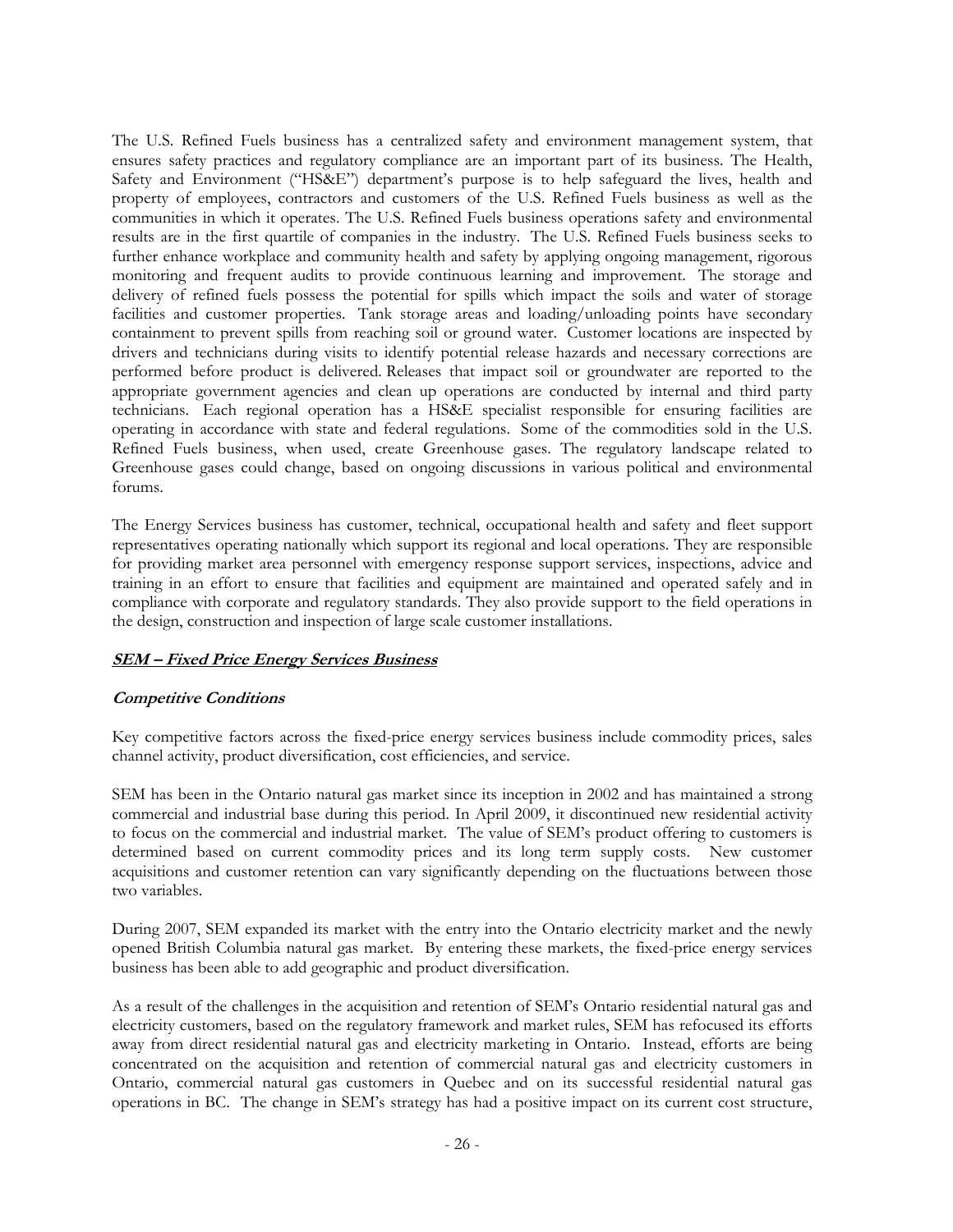The U.S. Refined Fuels business has a centralized safety and environment management system, that ensures safety practices and regulatory compliance are an important part of its business. The Health, Safety and Environment ("HS&E") department's purpose is to help safeguard the lives, health and property of employees, contractors and customers of the U.S. Refined Fuels business as well as the communities in which it operates. The U.S. Refined Fuels business operations safety and environmental results are in the first quartile of companies in the industry. The U.S. Refined Fuels business seeks to further enhance workplace and community health and safety by applying ongoing management, rigorous monitoring and frequent audits to provide continuous learning and improvement. The storage and delivery of refined fuels possess the potential for spills which impact the soils and water of storage facilities and customer properties. Tank storage areas and loading/unloading points have secondary containment to prevent spills from reaching soil or ground water. Customer locations are inspected by drivers and technicians during visits to identify potential release hazards and necessary corrections are performed before product is delivered. Releases that impact soil or groundwater are reported to the appropriate government agencies and clean up operations are conducted by internal and third party technicians. Each regional operation has a HS&E specialist responsible for ensuring facilities are operating in accordance with state and federal regulations. Some of the commodities sold in the U.S. Refined Fuels business, when used, create Greenhouse gases. The regulatory landscape related to Greenhouse gases could change, based on ongoing discussions in various political and environmental forums.

The Energy Services business has customer, technical, occupational health and safety and fleet support representatives operating nationally which support its regional and local operations. They are responsible for providing market area personnel with emergency response support services, inspections, advice and training in an effort to ensure that facilities and equipment are maintained and operated safely and in compliance with corporate and regulatory standards. They also provide support to the field operations in the design, construction and inspection of large scale customer installations.

## ***SEM – Fixed Price Energy Services Business***

### ***Competitive Conditions***

Key competitive factors across the fixed-price energy services business include commodity prices, sales channel activity, product diversification, cost efficiencies, and service.

SEM has been in the Ontario natural gas market since its inception in 2002 and has maintained a strong commercial and industrial base during this period. In April 2009, it discontinued new residential activity to focus on the commercial and industrial market. The value of SEM's product offering to customers is determined based on current commodity prices and its long term supply costs. New customer acquisitions and customer retention can vary significantly depending on the fluctuations between those two variables.

During 2007, SEM expanded its market with the entry into the Ontario electricity market and the newly opened British Columbia natural gas market. By entering these markets, the fixed-price energy services business has been able to add geographic and product diversification.

As a result of the challenges in the acquisition and retention of SEM's Ontario residential natural gas and electricity customers, based on the regulatory framework and market rules, SEM has refocused its efforts away from direct residential natural gas and electricity marketing in Ontario. Instead, efforts are being concentrated on the acquisition and retention of commercial natural gas and electricity customers in Ontario, commercial natural gas customers in Quebec and on its successful residential natural gas operations in BC. The change in SEM's strategy has had a positive impact on its current cost structure,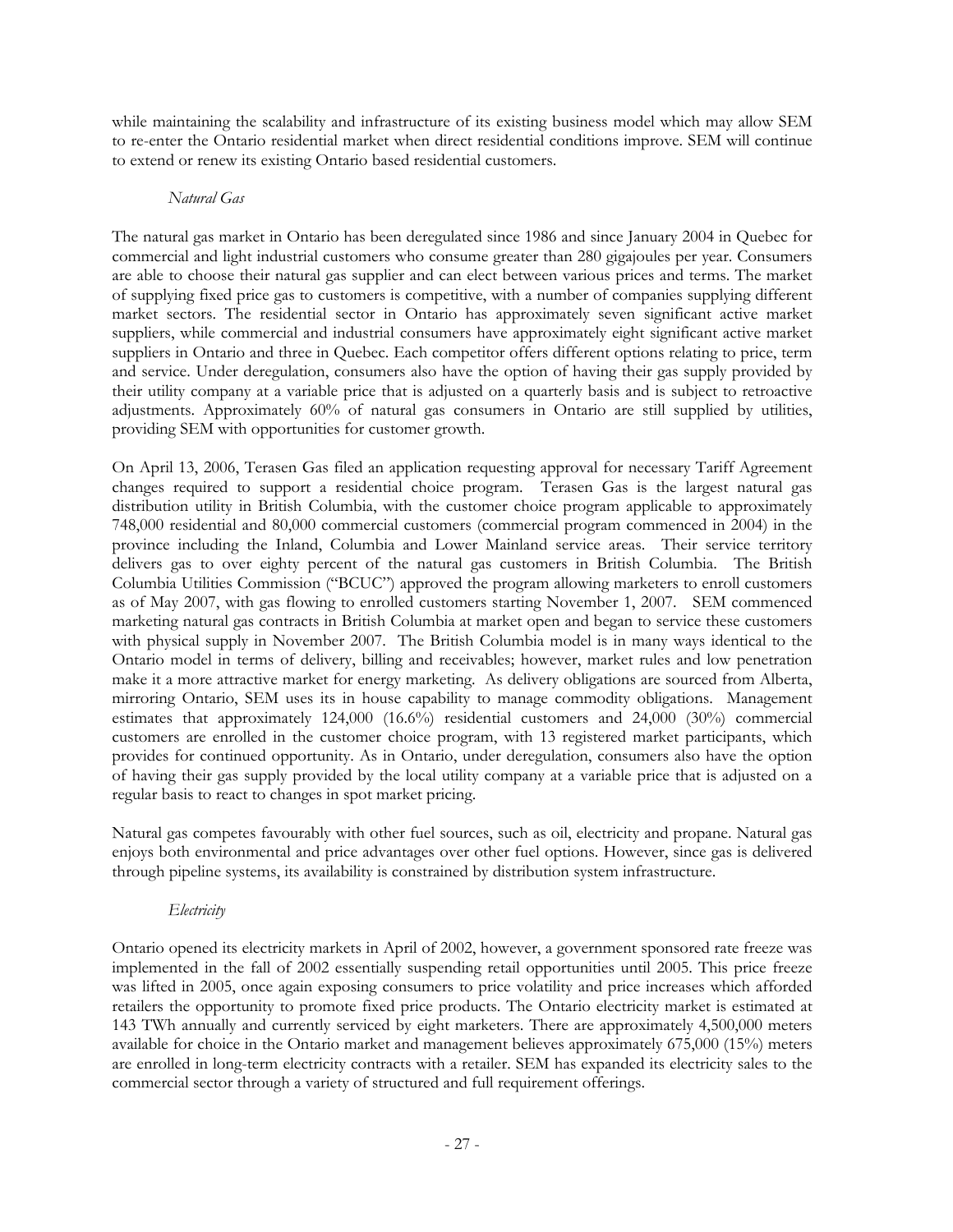while maintaining the scalability and infrastructure of its existing business model which may allow SEM to re-enter the Ontario residential market when direct residential conditions improve. SEM will continue to extend or renew its existing Ontario based residential customers.

*Natural Gas*

The natural gas market in Ontario has been deregulated since 1986 and since January 2004 in Quebec for commercial and light industrial customers who consume greater than 280 gigajoules per year. Consumers are able to choose their natural gas supplier and can elect between various prices and terms. The market of supplying fixed price gas to customers is competitive, with a number of companies supplying different market sectors. The residential sector in Ontario has approximately seven significant active market suppliers, while commercial and industrial consumers have approximately eight significant active market suppliers in Ontario and three in Quebec. Each competitor offers different options relating to price, term and service. Under deregulation, consumers also have the option of having their gas supply provided by their utility company at a variable price that is adjusted on a quarterly basis and is subject to retroactive adjustments. Approximately 60% of natural gas consumers in Ontario are still supplied by utilities, providing SEM with opportunities for customer growth.

On April 13, 2006, Terasen Gas filed an application requesting approval for necessary Tariff Agreement changes required to support a residential choice program. Terasen Gas is the largest natural gas distribution utility in British Columbia, with the customer choice program applicable to approximately 748,000 residential and 80,000 commercial customers (commercial program commenced in 2004) in the province including the Inland, Columbia and Lower Mainland service areas. Their service territory delivers gas to over eighty percent of the natural gas customers in British Columbia. The British Columbia Utilities Commission ("BCUC") approved the program allowing marketers to enroll customers as of May 2007, with gas flowing to enrolled customers starting November 1, 2007. SEM commenced marketing natural gas contracts in British Columbia at market open and began to service these customers with physical supply in November 2007. The British Columbia model is in many ways identical to the Ontario model in terms of delivery, billing and receivables; however, market rules and low penetration make it a more attractive market for energy marketing. As delivery obligations are sourced from Alberta, mirroring Ontario, SEM uses its in house capability to manage commodity obligations. Management estimates that approximately 124,000 (16.6%) residential customers and 24,000 (30%) commercial customers are enrolled in the customer choice program, with 13 registered market participants, which provides for continued opportunity. As in Ontario, under deregulation, consumers also have the option of having their gas supply provided by the local utility company at a variable price that is adjusted on a regular basis to react to changes in spot market pricing.

Natural gas competes favourably with other fuel sources, such as oil, electricity and propane. Natural gas enjoys both environmental and price advantages over other fuel options. However, since gas is delivered through pipeline systems, its availability is constrained by distribution system infrastructure.

*Electricity*

Ontario opened its electricity markets in April of 2002, however, a government sponsored rate freeze was implemented in the fall of 2002 essentially suspending retail opportunities until 2005. This price freeze was lifted in 2005, once again exposing consumers to price volatility and price increases which afforded retailers the opportunity to promote fixed price products. The Ontario electricity market is estimated at 143 TWh annually and currently serviced by eight marketers. There are approximately 4,500,000 meters available for choice in the Ontario market and management believes approximately 675,000 (15%) meters are enrolled in long-term electricity contracts with a retailer. SEM has expanded its electricity sales to the commercial sector through a variety of structured and full requirement offerings.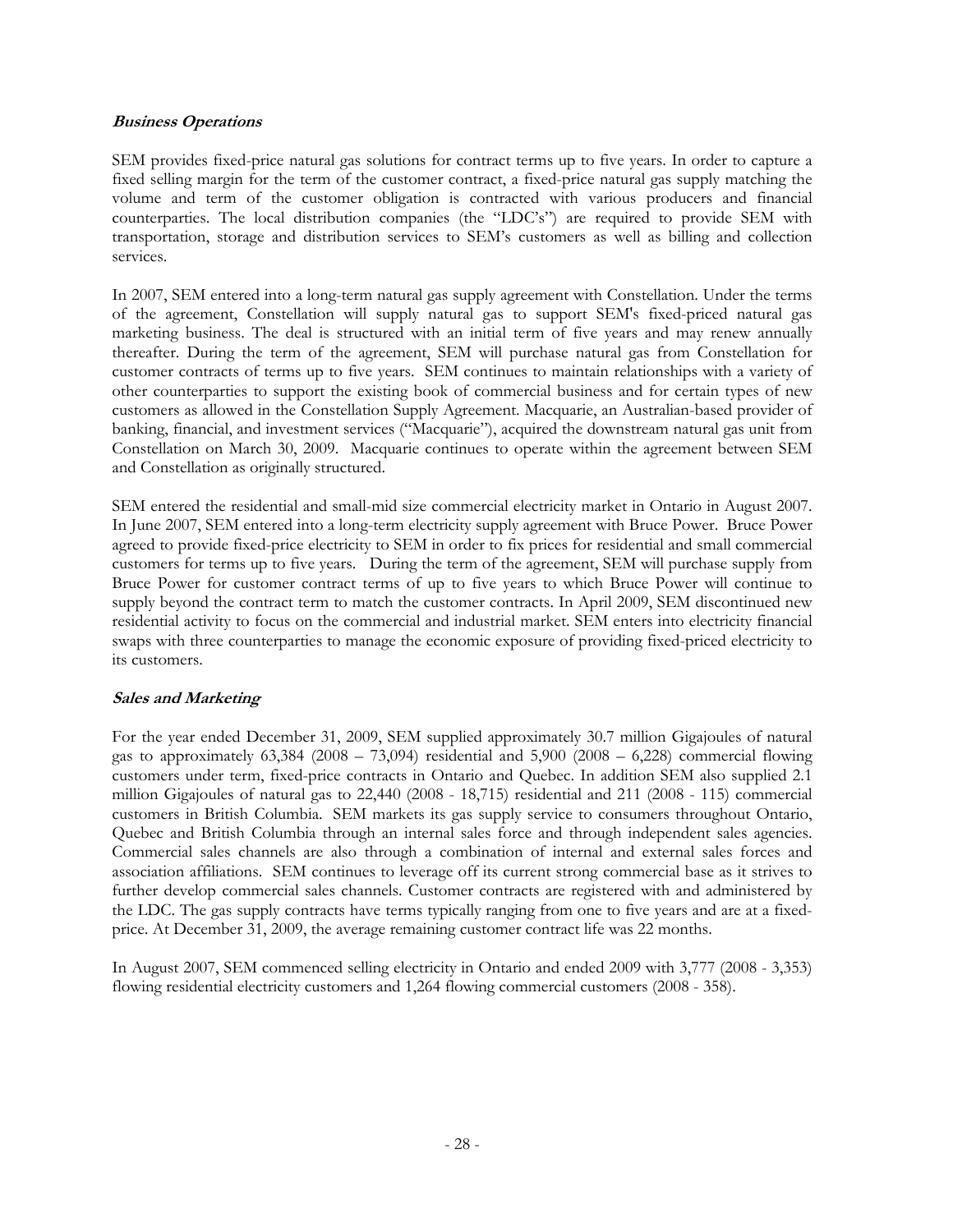### *Business Operations*

SEM provides fixed-price natural gas solutions for contract terms up to five years. In order to capture a fixed selling margin for the term of the customer contract, a fixed-price natural gas supply matching the volume and term of the customer obligation is contracted with various producers and financial counterparties. The local distribution companies (the "LDC's") are required to provide SEM with transportation, storage and distribution services to SEM's customers as well as billing and collection services.

In 2007, SEM entered into a long-term natural gas supply agreement with Constellation. Under the terms of the agreement, Constellation will supply natural gas to support SEM's fixed-priced natural gas marketing business. The deal is structured with an initial term of five years and may renew annually thereafter. During the term of the agreement, SEM will purchase natural gas from Constellation for customer contracts of terms up to five years. SEM continues to maintain relationships with a variety of other counterparties to support the existing book of commercial business and for certain types of new customers as allowed in the Constellation Supply Agreement. Macquarie, an Australian-based provider of banking, financial, and investment services ("Macquarie"), acquired the downstream natural gas unit from Constellation on March 30, 2009. Macquarie continues to operate within the agreement between SEM and Constellation as originally structured.

SEM entered the residential and small-mid size commercial electricity market in Ontario in August 2007. In June 2007, SEM entered into a long-term electricity supply agreement with Bruce Power. Bruce Power agreed to provide fixed-price electricity to SEM in order to fix prices for residential and small commercial customers for terms up to five years. During the term of the agreement, SEM will purchase supply from Bruce Power for customer contract terms of up to five years to which Bruce Power will continue to supply beyond the contract term to match the customer contracts. In April 2009, SEM discontinued new residential activity to focus on the commercial and industrial market. SEM enters into electricity financial swaps with three counterparties to manage the economic exposure of providing fixed-priced electricity to its customers.

### *Sales and Marketing*

For the year ended December 31, 2009, SEM supplied approximately 30.7 million Gigajoules of natural gas to approximately 63,384 (2008 – 73,094) residential and 5,900 (2008 – 6,228) commercial flowing customers under term, fixed-price contracts in Ontario and Quebec. In addition SEM also supplied 2.1 million Gigajoules of natural gas to 22,440 (2008 - 18,715) residential and 211 (2008 - 115) commercial customers in British Columbia. SEM markets its gas supply service to consumers throughout Ontario, Quebec and British Columbia through an internal sales force and through independent sales agencies. Commercial sales channels are also through a combination of internal and external sales forces and association affiliations. SEM continues to leverage off its current strong commercial base as it strives to further develop commercial sales channels. Customer contracts are registered with and administered by the LDC. The gas supply contracts have terms typically ranging from one to five years and are at a fixed-price. At December 31, 2009, the average remaining customer contract life was 22 months.

In August 2007, SEM commenced selling electricity in Ontario and ended 2009 with 3,777 (2008 - 3,353) flowing residential electricity customers and 1,264 flowing commercial customers (2008 - 358).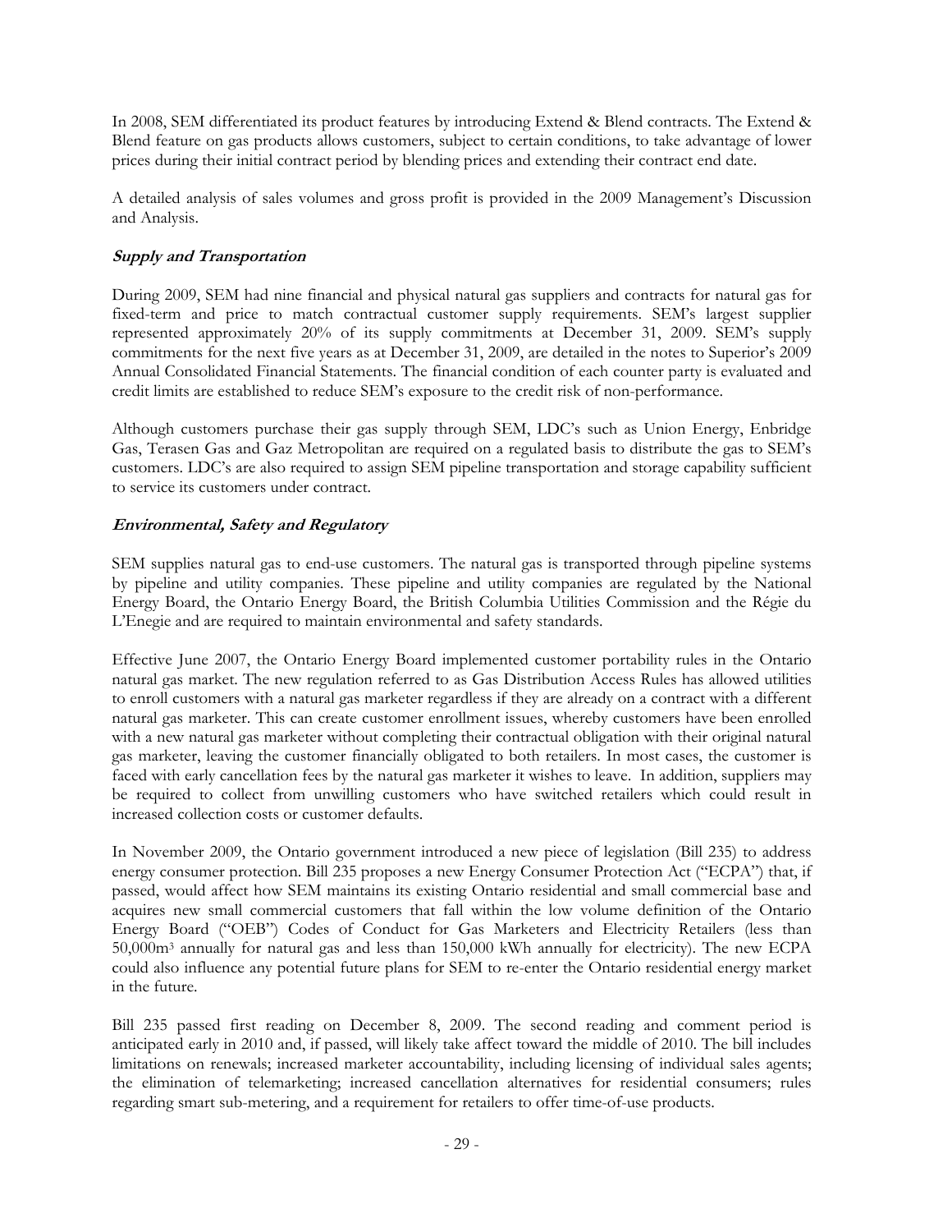In 2008, SEM differentiated its product features by introducing Extend & Blend contracts. The Extend & Blend feature on gas products allows customers, subject to certain conditions, to take advantage of lower prices during their initial contract period by blending prices and extending their contract end date.

A detailed analysis of sales volumes and gross profit is provided in the 2009 Management's Discussion and Analysis.

### *Supply and Transportation*

During 2009, SEM had nine financial and physical natural gas suppliers and contracts for natural gas for fixed-term and price to match contractual customer supply requirements. SEM's largest supplier represented approximately 20% of its supply commitments at December 31, 2009. SEM's supply commitments for the next five years as at December 31, 2009, are detailed in the notes to Superior's 2009 Annual Consolidated Financial Statements. The financial condition of each counter party is evaluated and credit limits are established to reduce SEM's exposure to the credit risk of non-performance.

Although customers purchase their gas supply through SEM, LDC's such as Union Energy, Enbridge Gas, Terasen Gas and Gaz Metropolitan are required on a regulated basis to distribute the gas to SEM's customers. LDC's are also required to assign SEM pipeline transportation and storage capability sufficient to service its customers under contract.

### *Environmental, Safety and Regulatory*

SEM supplies natural gas to end-use customers. The natural gas is transported through pipeline systems by pipeline and utility companies. These pipeline and utility companies are regulated by the National Energy Board, the Ontario Energy Board, the British Columbia Utilities Commission and the Régie du L'Enegie and are required to maintain environmental and safety standards.

Effective June 2007, the Ontario Energy Board implemented customer portability rules in the Ontario natural gas market. The new regulation referred to as Gas Distribution Access Rules has allowed utilities to enroll customers with a natural gas marketer regardless if they are already on a contract with a different natural gas marketer. This can create customer enrollment issues, whereby customers have been enrolled with a new natural gas marketer without completing their contractual obligation with their original natural gas marketer, leaving the customer financially obligated to both retailers. In most cases, the customer is faced with early cancellation fees by the natural gas marketer it wishes to leave. In addition, suppliers may be required to collect from unwilling customers who have switched retailers which could result in increased collection costs or customer defaults.

In November 2009, the Ontario government introduced a new piece of legislation (Bill 235) to address energy consumer protection. Bill 235 proposes a new Energy Consumer Protection Act ("ECPA") that, if passed, would affect how SEM maintains its existing Ontario residential and small commercial base and acquires new small commercial customers that fall within the low volume definition of the Ontario Energy Board ("OEB") Codes of Conduct for Gas Marketers and Electricity Retailers (less than 50,000$m^3$ annually for natural gas and less than 150,000 kWh annually for electricity). The new ECPA could also influence any potential future plans for SEM to re-enter the Ontario residential energy market in the future.

Bill 235 passed first reading on December 8, 2009. The second reading and comment period is anticipated early in 2010 and, if passed, will likely take affect toward the middle of 2010. The bill includes limitations on renewals; increased marketer accountability, including licensing of individual sales agents; the elimination of telemarketing; increased cancellation alternatives for residential consumers; rules regarding smart sub-metering, and a requirement for retailers to offer time-of-use products.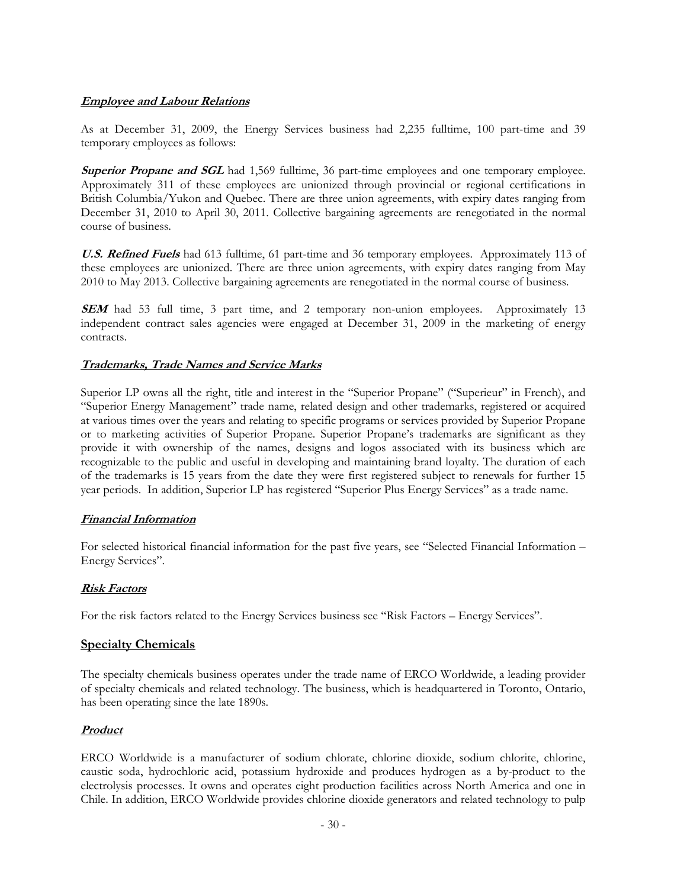#### ***Employee and Labour Relations***

As at December 31, 2009, the Energy Services business had 2,235 fulltime, 100 part-time and 39 temporary employees as follows:

***Superior Propane and SGL*** had 1,569 fulltime, 36 part-time employees and one temporary employee. Approximately 311 of these employees are unionized through provincial or regional certifications in British Columbia/Yukon and Quebec. There are three union agreements, with expiry dates ranging from December 31, 2010 to April 30, 2011. Collective bargaining agreements are renegotiated in the normal course of business.

***U.S. Refined Fuels*** had 613 fulltime, 61 part-time and 36 temporary employees. Approximately 113 of these employees are unionized. There are three union agreements, with expiry dates ranging from May 2010 to May 2013. Collective bargaining agreements are renegotiated in the normal course of business.

***SEM*** had 53 full time, 3 part time, and 2 temporary non-union employees. Approximately 13 independent contract sales agencies were engaged at December 31, 2009 in the marketing of energy contracts.

#### ***Trademarks, Trade Names and Service Marks***

Superior LP owns all the right, title and interest in the "Superior Propane" ("Superieur" in French), and "Superior Energy Management" trade name, related design and other trademarks, registered or acquired at various times over the years and relating to specific programs or services provided by Superior Propane or to marketing activities of Superior Propane. Superior Propane's trademarks are significant as they provide it with ownership of the names, designs and logos associated with its business which are recognizable to the public and useful in developing and maintaining brand loyalty. The duration of each of the trademarks is 15 years from the date they were first registered subject to renewals for further 15 year periods. In addition, Superior LP has registered "Superior Plus Energy Services" as a trade name.

#### ***Financial Information***

For selected historical financial information for the past five years, see "Selected Financial Information – Energy Services".

#### ***Risk Factors***

For the risk factors related to the Energy Services business see "Risk Factors – Energy Services".

### Specialty Chemicals

The specialty chemicals business operates under the trade name of ERCO Worldwide, a leading provider of specialty chemicals and related technology. The business, which is headquartered in Toronto, Ontario, has been operating since the late 1890s.

#### ***Product***

ERCO Worldwide is a manufacturer of sodium chlorate, chlorine dioxide, sodium chlorite, chlorine, caustic soda, hydrochloric acid, potassium hydroxide and produces hydrogen as a by-product to the electrolysis processes. It owns and operates eight production facilities across North America and one in Chile. In addition, ERCO Worldwide provides chlorine dioxide generators and related technology to pulp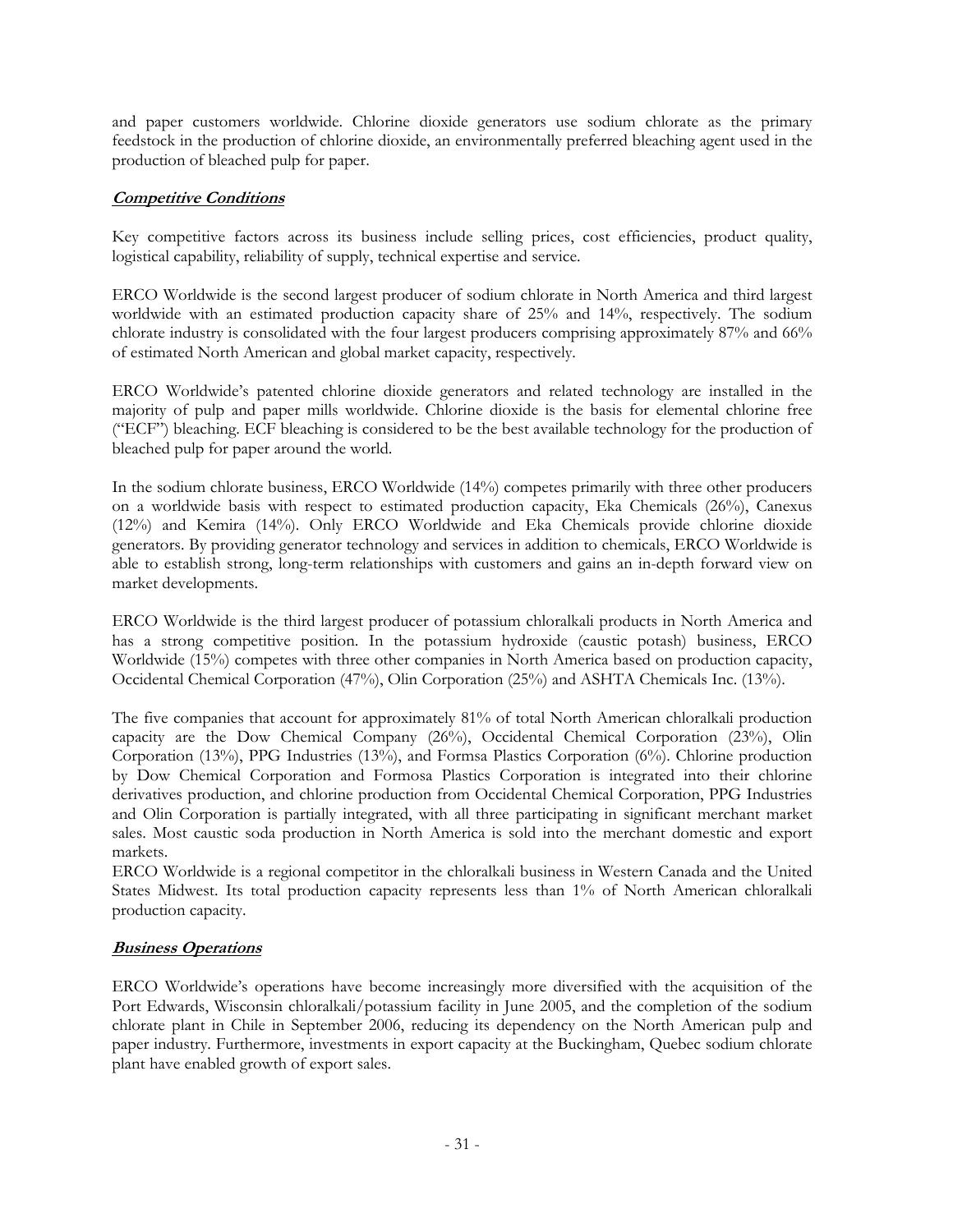and paper customers worldwide. Chlorine dioxide generators use sodium chlorate as the primary feedstock in the production of chlorine dioxide, an environmentally preferred bleaching agent used in the production of bleached pulp for paper.

***Competitive Conditions***

Key competitive factors across its business include selling prices, cost efficiencies, product quality, logistical capability, reliability of supply, technical expertise and service.

ERCO Worldwide is the second largest producer of sodium chlorate in North America and third largest worldwide with an estimated production capacity share of 25% and 14%, respectively. The sodium chlorate industry is consolidated with the four largest producers comprising approximately 87% and 66% of estimated North American and global market capacity, respectively.

ERCO Worldwide's patented chlorine dioxide generators and related technology are installed in the majority of pulp and paper mills worldwide. Chlorine dioxide is the basis for elemental chlorine free ("ECF") bleaching. ECF bleaching is considered to be the best available technology for the production of bleached pulp for paper around the world.

In the sodium chlorate business, ERCO Worldwide (14%) competes primarily with three other producers on a worldwide basis with respect to estimated production capacity, Eka Chemicals (26%), Canexus (12%) and Kemira (14%). Only ERCO Worldwide and Eka Chemicals provide chlorine dioxide generators. By providing generator technology and services in addition to chemicals, ERCO Worldwide is able to establish strong, long-term relationships with customers and gains an in-depth forward view on market developments.

ERCO Worldwide is the third largest producer of potassium chloralkali products in North America and has a strong competitive position. In the potassium hydroxide (caustic potash) business, ERCO Worldwide (15%) competes with three other companies in North America based on production capacity, Occidental Chemical Corporation (47%), Olin Corporation (25%) and ASHTA Chemicals Inc. (13%).

The five companies that account for approximately 81% of total North American chloralkali production capacity are the Dow Chemical Company (26%), Occidental Chemical Corporation (23%), Olin Corporation (13%), PPG Industries (13%), and Formsa Plastics Corporation (6%). Chlorine production by Dow Chemical Corporation and Formosa Plastics Corporation is integrated into their chlorine derivatives production, and chlorine production from Occidental Chemical Corporation, PPG Industries and Olin Corporation is partially integrated, with all three participating in significant merchant market sales. Most caustic soda production in North America is sold into the merchant domestic and export markets.

ERCO Worldwide is a regional competitor in the chloralkali business in Western Canada and the United States Midwest. Its total production capacity represents less than 1% of North American chloralkali production capacity.

***Business Operations***

ERCO Worldwide's operations have become increasingly more diversified with the acquisition of the Port Edwards, Wisconsin chloralkali/potassium facility in June 2005, and the completion of the sodium chlorate plant in Chile in September 2006, reducing its dependency on the North American pulp and paper industry. Furthermore, investments in export capacity at the Buckingham, Quebec sodium chlorate plant have enabled growth of export sales.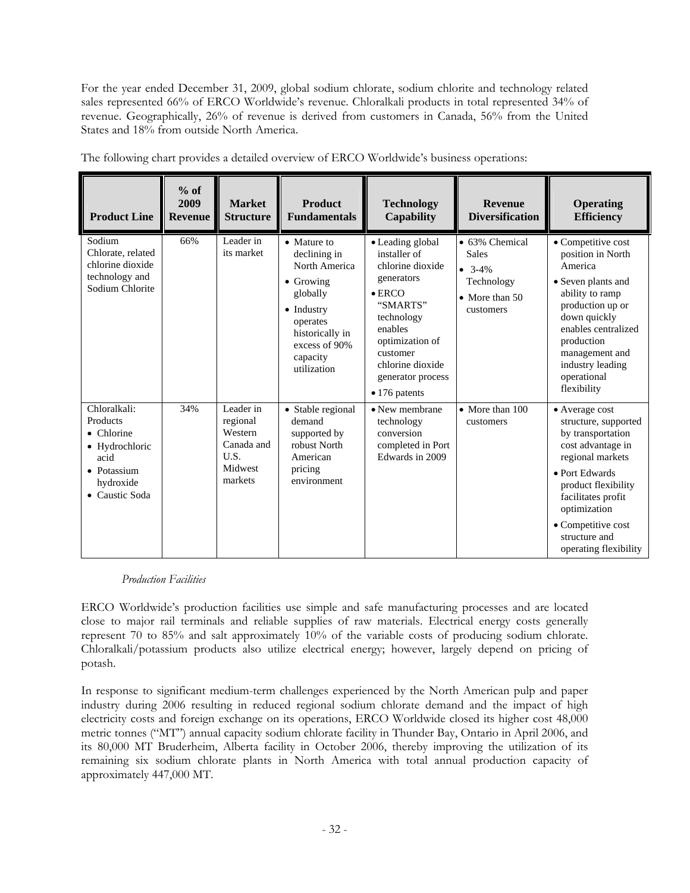For the year ended December 31, 2009, global sodium chlorate, sodium chlorite and technology related sales represented 66% of ERCO Worldwide's revenue. Chloralkali products in total represented 34% of revenue. Geographically, 26% of revenue is derived from customers in Canada, 56% from the United States and 18% from outside North America.

The following chart provides a detailed overview of ERCO Worldwide's business operations:

| Product Line | % of 2009 Revenue | Market Structure | Product Fundamentals | Technology Capability | Revenue Diversification | Operating Efficiency |
|---|---|---|---|---|---|---|
| Sodium Chlorate, related chlorine dioxide technology and Sodium Chlorite | 66% | Leader in its market | • Mature to declining in North America<br>• Growing globally<br>• Industry operates historically in excess of 90% capacity utilization | • Leading global installer of chlorine dioxide generators<br>• ERCO "SMARTS" technology enables optimization of customer chlorine dioxide generator process<br>• 176 patents | • 63% Chemical Sales<br>• 3-4% Technology<br>• More than 50 customers | • Competitive cost position in North America<br>• Seven plants and ability to ramp production up or down quickly enables centralized production management and industry leading operational flexibility |
| Chloralkali: Products<br>• Chlorine<br>• Hydrochloric acid<br>• Potassium hydroxide<br>• Caustic Soda | 34% | Leader in regional Western Canada and U.S. Midwest markets | • Stable regional demand supported by robust North American pricing environment | • New membrane technology conversion completed in Port Edwards in 2009 | • More than 100 customers | • Average cost structure, supported by transportation cost advantage in regional markets<br>• Port Edwards product flexibility facilitates profit optimization<br>• Competitive cost structure and operating flexibility |

*Production Facilities*

ERCO Worldwide's production facilities use simple and safe manufacturing processes and are located close to major rail terminals and reliable supplies of raw materials. Electrical energy costs generally represent 70 to 85% and salt approximately 10% of the variable costs of producing sodium chlorate. Chloralkali/potassium products also utilize electrical energy; however, largely depend on pricing of potash.

In response to significant medium-term challenges experienced by the North American pulp and paper industry during 2006 resulting in reduced regional sodium chlorate demand and the impact of high electricity costs and foreign exchange on its operations, ERCO Worldwide closed its higher cost 48,000 metric tonnes ("MT") annual capacity sodium chlorate facility in Thunder Bay, Ontario in April 2006, and its 80,000 MT Bruderheim, Alberta facility in October 2006, thereby improving the utilization of its remaining six sodium chlorate plants in North America with total annual production capacity of approximately 447,000 MT.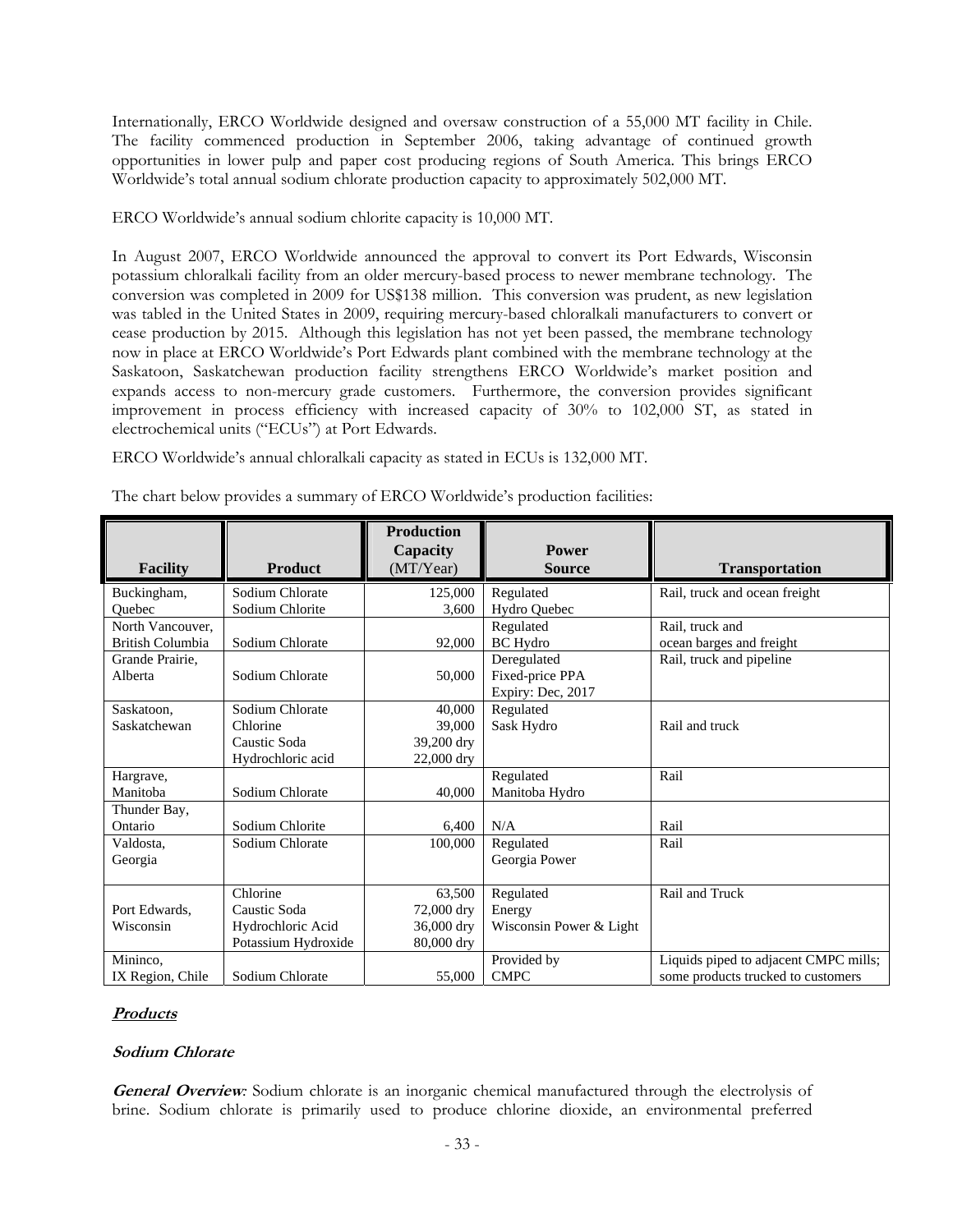Internationally, ERCO Worldwide designed and oversaw construction of a 55,000 MT facility in Chile. The facility commenced production in September 2006, taking advantage of continued growth opportunities in lower pulp and paper cost producing regions of South America. This brings ERCO Worldwide's total annual sodium chlorate production capacity to approximately 502,000 MT.

ERCO Worldwide's annual sodium chlorite capacity is 10,000 MT.

In August 2007, ERCO Worldwide announced the approval to convert its Port Edwards, Wisconsin potassium chloralkali facility from an older mercury-based process to newer membrane technology. The conversion was completed in 2009 for US$138 million. This conversion was prudent, as new legislation was tabled in the United States in 2009, requiring mercury-based chloralkali manufacturers to convert or cease production by 2015. Although this legislation has not yet been passed, the membrane technology now in place at ERCO Worldwide's Port Edwards plant combined with the membrane technology at the Saskatoon, Saskatchewan production facility strengthens ERCO Worldwide's market position and expands access to non-mercury grade customers. Furthermore, the conversion provides significant improvement in process efficiency with increased capacity of 30% to 102,000 ST, as stated in electrochemical units ("ECUs") at Port Edwards.

ERCO Worldwide's annual chloralkali capacity as stated in ECUs is 132,000 MT.

The chart below provides a summary of ERCO Worldwide's production facilities:

| Facility | Product | Production Capacity (MT/Year) | Power Source | Transportation |
|---|---|---|---|---|
| Buckingham, Quebec | Sodium Chlorate<br>Sodium Chlorite | 125,000<br>3,600 | Regulated<br>Hydro Quebec | Rail, truck and ocean freight |
| North Vancouver, British Columbia | Sodium Chlorate | 92,000 | Regulated<br>BC Hydro | Rail, truck and<br>ocean barges and freight |
| Grande Prairie, Alberta | Sodium Chlorate | 50,000 | Deregulated<br>Fixed-price PPA<br>Expiry: Dec, 2017 | Rail, truck and pipeline |
| Saskatoon, Saskatchewan | Sodium Chlorate<br>Chlorine<br>Caustic Soda<br>Hydrochloric acid | 40,000<br>39,000<br>39,200 dry<br>22,000 dry | Regulated<br>Sask Hydro | Rail and truck |
| Hargrave, Manitoba | Sodium Chlorate | 40,000 | Regulated<br>Manitoba Hydro | Rail |
| Thunder Bay, Ontario | Sodium Chlorite | 6,400 | N/A | Rail |
| Valdosta, Georgia | Sodium Chlorate | 100,000 | Regulated<br>Georgia Power | Rail |
| Port Edwards, Wisconsin | Chlorine<br>Caustic Soda<br>Hydrochloric Acid<br>Potassium Hydroxide | 63,500<br>72,000 dry<br>36,000 dry<br>80,000 dry | Regulated<br>Energy<br>Wisconsin Power & Light | Rail and Truck |
| Mininco, IX Region, Chile | Sodium Chlorate | 55,000 | Provided by<br>CMPC | Liquids piped to adjacent CMPC mills; some products trucked to customers |

## ***Products***

### ***Sodium Chlorate***

***General Overview**:* Sodium chlorate is an inorganic chemical manufactured through the electrolysis of brine. Sodium chlorate is primarily used to produce chlorine dioxide, an environmental preferred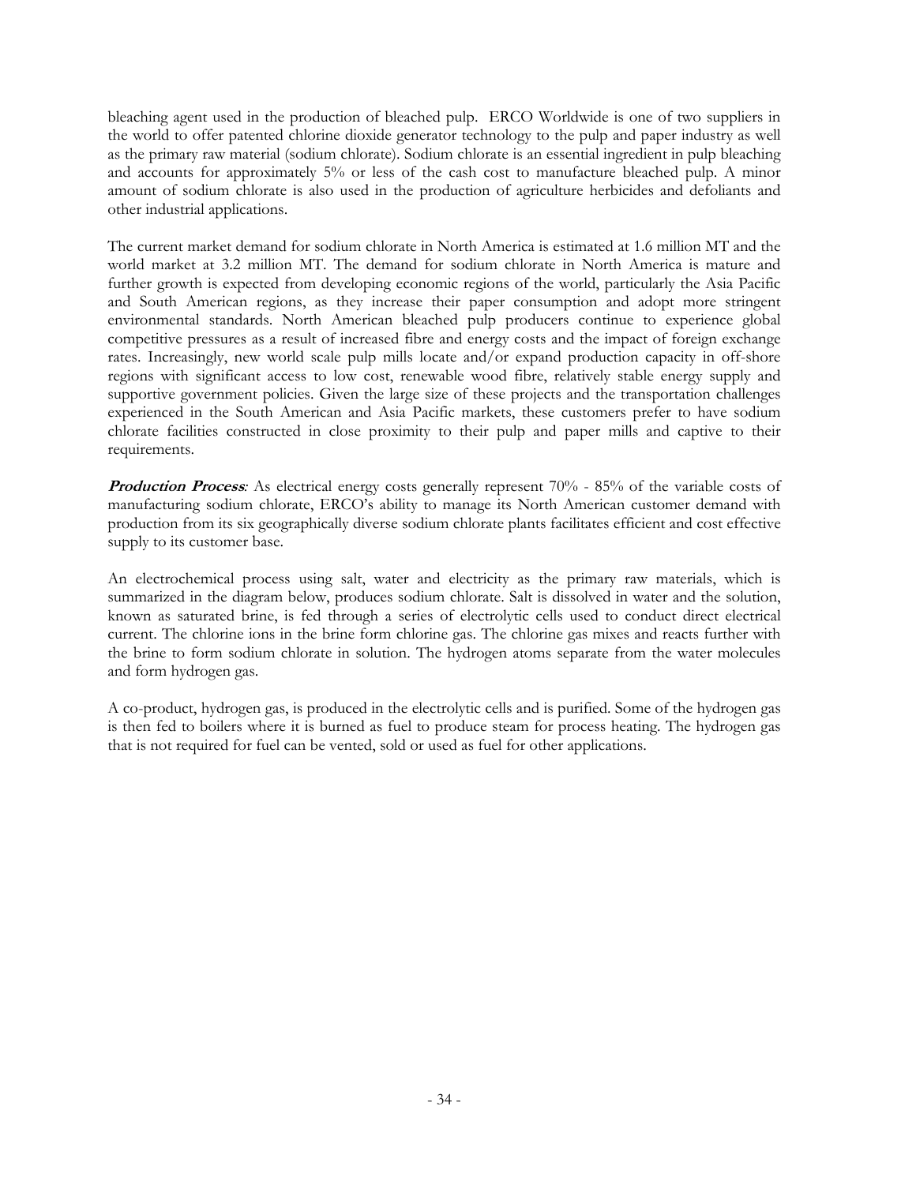bleaching agent used in the production of bleached pulp. ERCO Worldwide is one of two suppliers in the world to offer patented chlorine dioxide generator technology to the pulp and paper industry as well as the primary raw material (sodium chlorate). Sodium chlorate is an essential ingredient in pulp bleaching and accounts for approximately 5% or less of the cash cost to manufacture bleached pulp. A minor amount of sodium chlorate is also used in the production of agriculture herbicides and defoliants and other industrial applications.

The current market demand for sodium chlorate in North America is estimated at 1.6 million MT and the world market at 3.2 million MT. The demand for sodium chlorate in North America is mature and further growth is expected from developing economic regions of the world, particularly the Asia Pacific and South American regions, as they increase their paper consumption and adopt more stringent environmental standards. North American bleached pulp producers continue to experience global competitive pressures as a result of increased fibre and energy costs and the impact of foreign exchange rates. Increasingly, new world scale pulp mills locate and/or expand production capacity in off-shore regions with significant access to low cost, renewable wood fibre, relatively stable energy supply and supportive government policies. Given the large size of these projects and the transportation challenges experienced in the South American and Asia Pacific markets, these customers prefer to have sodium chlorate facilities constructed in close proximity to their pulp and paper mills and captive to their requirements.

***Production Process**:* As electrical energy costs generally represent 70% - 85% of the variable costs of manufacturing sodium chlorate, ERCO's ability to manage its North American customer demand with production from its six geographically diverse sodium chlorate plants facilitates efficient and cost effective supply to its customer base.

An electrochemical process using salt, water and electricity as the primary raw materials, which is summarized in the diagram below, produces sodium chlorate. Salt is dissolved in water and the solution, known as saturated brine, is fed through a series of electrolytic cells used to conduct direct electrical current. The chlorine ions in the brine form chlorine gas. The chlorine gas mixes and reacts further with the brine to form sodium chlorate in solution. The hydrogen atoms separate from the water molecules and form hydrogen gas.

A co-product, hydrogen gas, is produced in the electrolytic cells and is purified. Some of the hydrogen gas is then fed to boilers where it is burned as fuel to produce steam for process heating. The hydrogen gas that is not required for fuel can be vented, sold or used as fuel for other applications.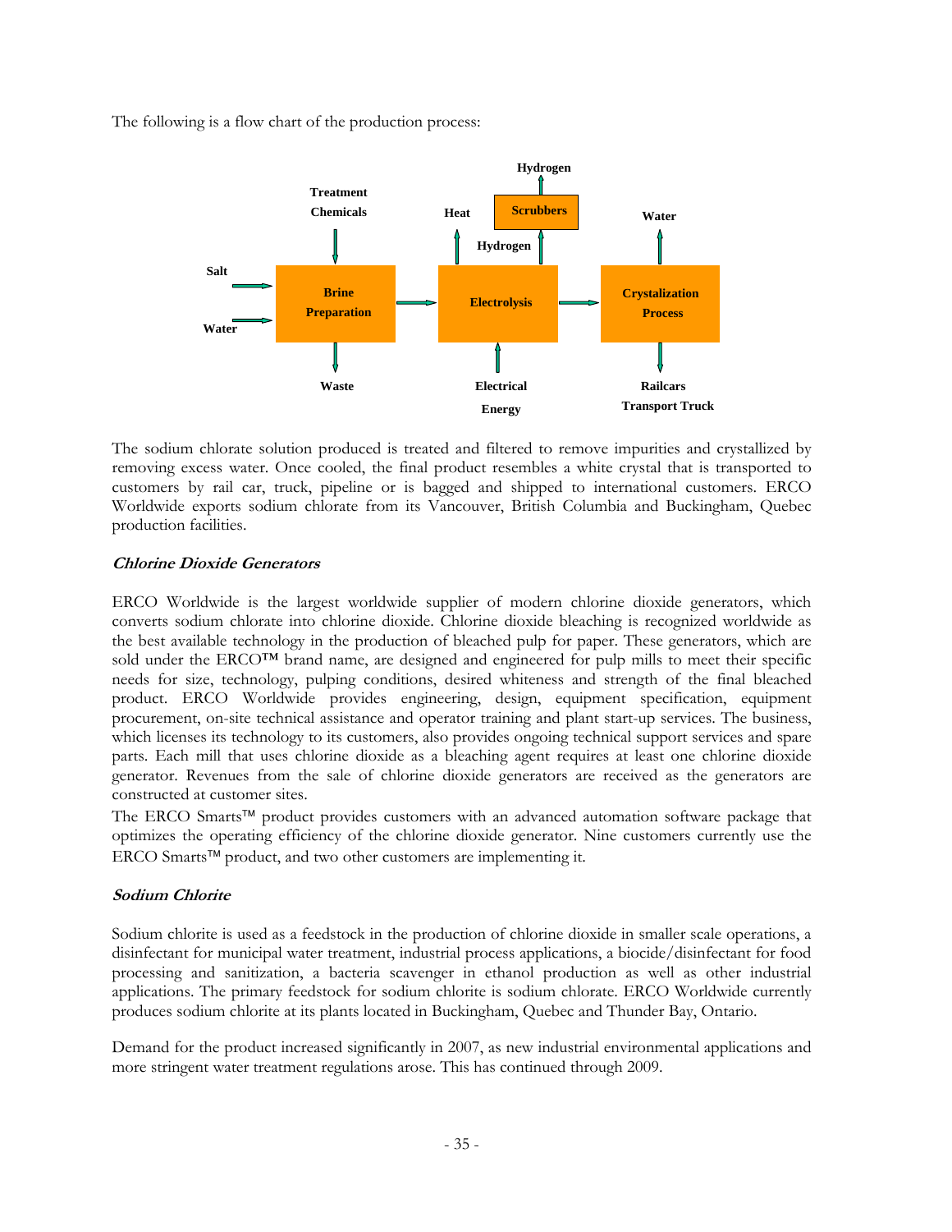The following is a flow chart of the production process:

Salt, Water → **Brine Preparation** (Treatment Chemicals in; Waste out) → **Electrolysis** (Electrical Energy in; Heat out; Hydrogen → **Scrubbers** → Hydrogen) → **Crystalization Process** (Water out) → Railcars, Transport Truck

The sodium chlorate solution produced is treated and filtered to remove impurities and crystallized by removing excess water. Once cooled, the final product resembles a white crystal that is transported to customers by rail car, truck, pipeline or is bagged and shipped to international customers. ERCO Worldwide exports sodium chlorate from its Vancouver, British Columbia and Buckingham, Quebec production facilities.

### *Chlorine Dioxide Generators*

ERCO Worldwide is the largest worldwide supplier of modern chlorine dioxide generators, which converts sodium chlorate into chlorine dioxide. Chlorine dioxide bleaching is recognized worldwide as the best available technology in the production of bleached pulp for paper. These generators, which are sold under the ERCO™ brand name, are designed and engineered for pulp mills to meet their specific needs for size, technology, pulping conditions, desired whiteness and strength of the final bleached product. ERCO Worldwide provides engineering, design, equipment specification, equipment procurement, on-site technical assistance and operator training and plant start-up services. The business, which licenses its technology to its customers, also provides ongoing technical support services and spare parts. Each mill that uses chlorine dioxide as a bleaching agent requires at least one chlorine dioxide generator. Revenues from the sale of chlorine dioxide generators are received as the generators are constructed at customer sites.

The ERCO Smarts™ product provides customers with an advanced automation software package that optimizes the operating efficiency of the chlorine dioxide generator. Nine customers currently use the ERCO Smarts™ product, and two other customers are implementing it.

### *Sodium Chlorite*

Sodium chlorite is used as a feedstock in the production of chlorine dioxide in smaller scale operations, a disinfectant for municipal water treatment, industrial process applications, a biocide/disinfectant for food processing and sanitization, a bacteria scavenger in ethanol production as well as other industrial applications. The primary feedstock for sodium chlorite is sodium chlorate. ERCO Worldwide currently produces sodium chlorite at its plants located in Buckingham, Quebec and Thunder Bay, Ontario.

Demand for the product increased significantly in 2007, as new industrial environmental applications and more stringent water treatment regulations arose. This has continued through 2009.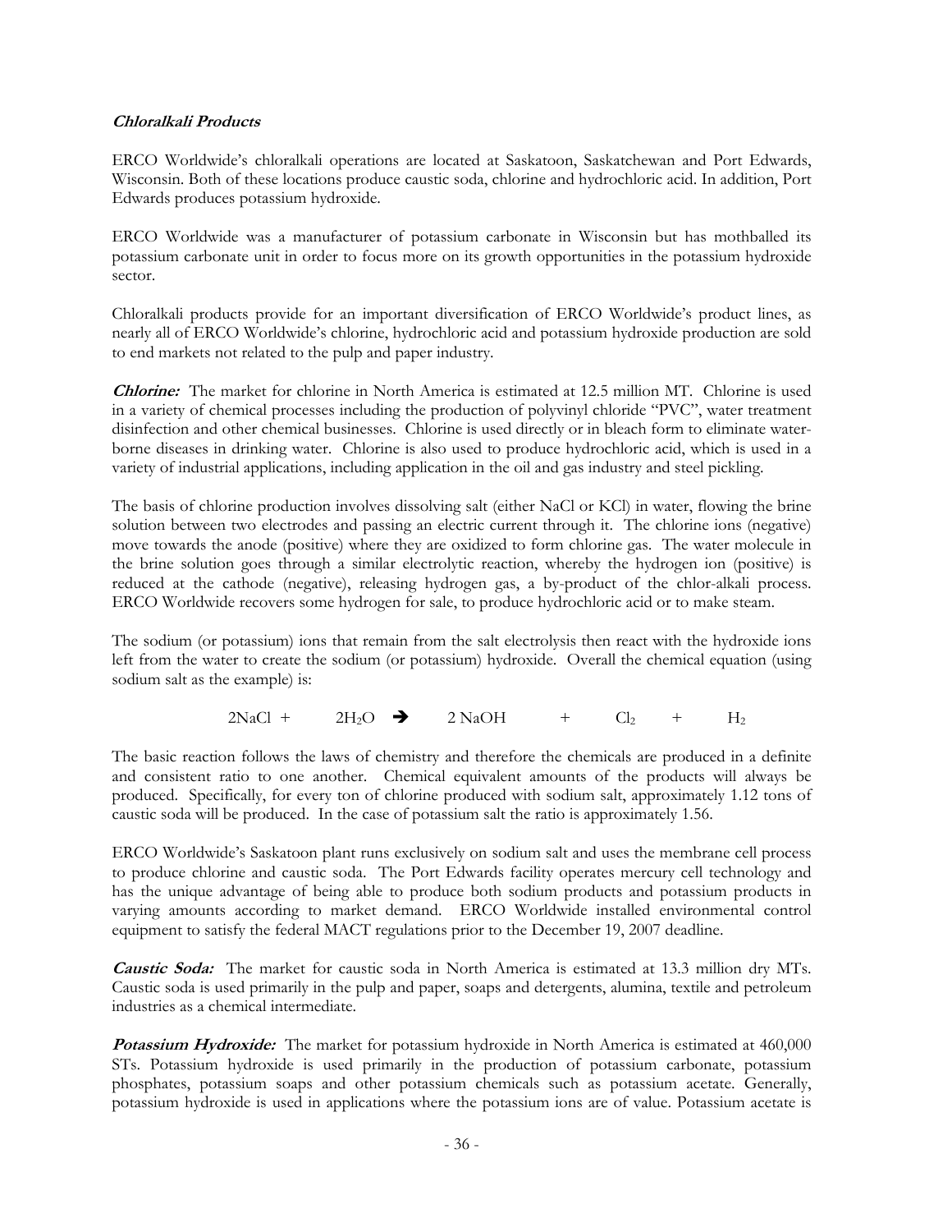### ***Chloralkali Products***

ERCO Worldwide's chloralkali operations are located at Saskatoon, Saskatchewan and Port Edwards, Wisconsin. Both of these locations produce caustic soda, chlorine and hydrochloric acid. In addition, Port Edwards produces potassium hydroxide.

ERCO Worldwide was a manufacturer of potassium carbonate in Wisconsin but has mothballed its potassium carbonate unit in order to focus more on its growth opportunities in the potassium hydroxide sector.

Chloralkali products provide for an important diversification of ERCO Worldwide's product lines, as nearly all of ERCO Worldwide's chlorine, hydrochloric acid and potassium hydroxide production are sold to end markets not related to the pulp and paper industry.

***Chlorine:*** The market for chlorine in North America is estimated at 12.5 million MT. Chlorine is used in a variety of chemical processes including the production of polyvinyl chloride "PVC", water treatment disinfection and other chemical businesses. Chlorine is used directly or in bleach form to eliminate water-borne diseases in drinking water. Chlorine is also used to produce hydrochloric acid, which is used in a variety of industrial applications, including application in the oil and gas industry and steel pickling.

The basis of chlorine production involves dissolving salt (either NaCl or KCl) in water, flowing the brine solution between two electrodes and passing an electric current through it. The chlorine ions (negative) move towards the anode (positive) where they are oxidized to form chlorine gas. The water molecule in the brine solution goes through a similar electrolytic reaction, whereby the hydrogen ion (positive) is reduced at the cathode (negative), releasing hydrogen gas, a by-product of the chlor-alkali process. ERCO Worldwide recovers some hydrogen for sale, to produce hydrochloric acid or to make steam.

The sodium (or potassium) ions that remain from the salt electrolysis then react with the hydroxide ions left from the water to create the sodium (or potassium) hydroxide. Overall the chemical equation (using sodium salt as the example) is:

$$2NaCl + 2H_2O \rightarrow 2\,NaOH + Cl_2 + H_2$$

The basic reaction follows the laws of chemistry and therefore the chemicals are produced in a definite and consistent ratio to one another. Chemical equivalent amounts of the products will always be produced. Specifically, for every ton of chlorine produced with sodium salt, approximately 1.12 tons of caustic soda will be produced. In the case of potassium salt the ratio is approximately 1.56.

ERCO Worldwide's Saskatoon plant runs exclusively on sodium salt and uses the membrane cell process to produce chlorine and caustic soda. The Port Edwards facility operates mercury cell technology and has the unique advantage of being able to produce both sodium products and potassium products in varying amounts according to market demand. ERCO Worldwide installed environmental control equipment to satisfy the federal MACT regulations prior to the December 19, 2007 deadline.

***Caustic Soda:*** The market for caustic soda in North America is estimated at 13.3 million dry MTs. Caustic soda is used primarily in the pulp and paper, soaps and detergents, alumina, textile and petroleum industries as a chemical intermediate.

***Potassium Hydroxide:*** The market for potassium hydroxide in North America is estimated at 460,000 STs. Potassium hydroxide is used primarily in the production of potassium carbonate, potassium phosphates, potassium soaps and other potassium chemicals such as potassium acetate. Generally, potassium hydroxide is used in applications where the potassium ions are of value. Potassium acetate is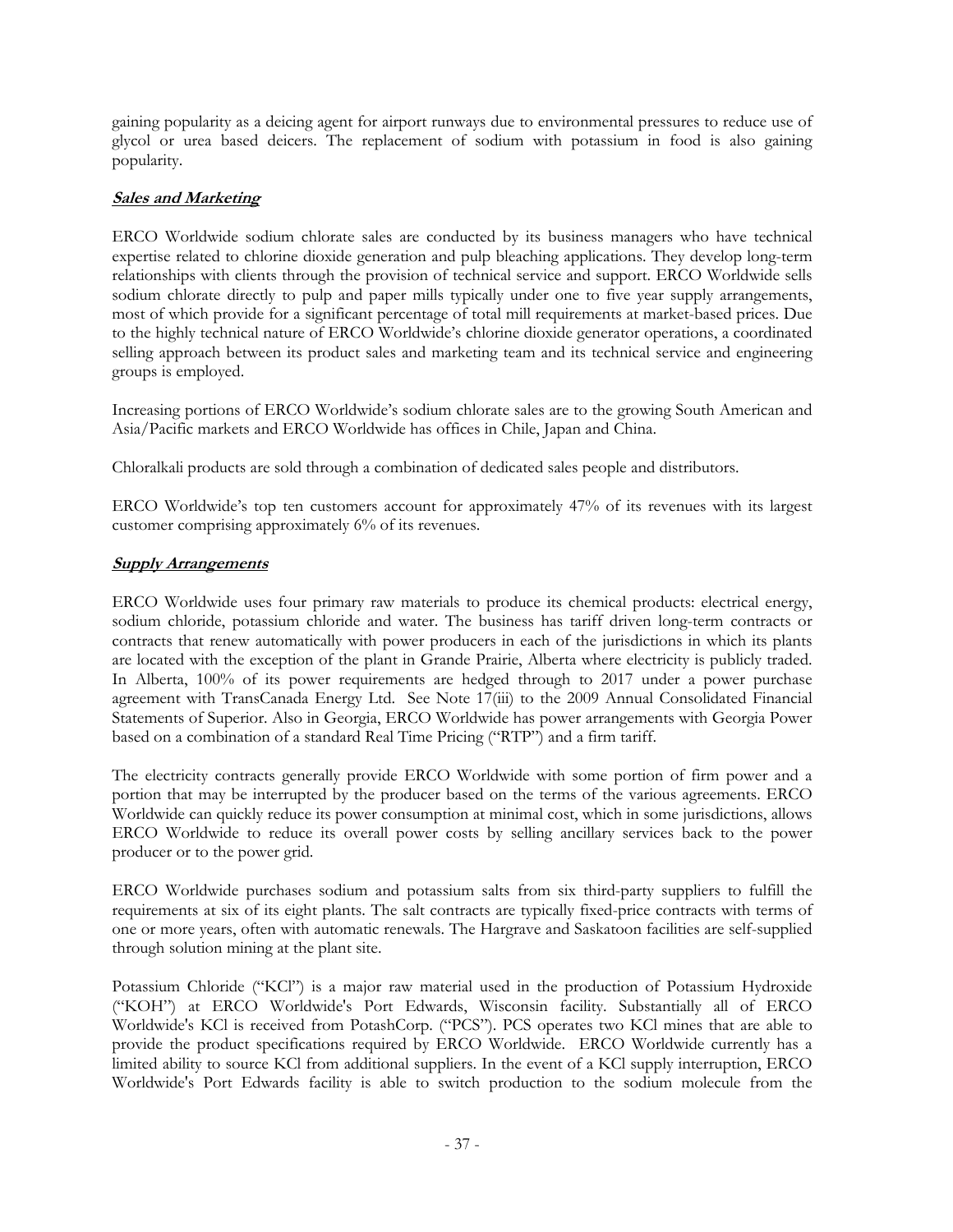gaining popularity as a deicing agent for airport runways due to environmental pressures to reduce use of glycol or urea based deicers. The replacement of sodium with potassium in food is also gaining popularity.

***Sales and Marketing***

ERCO Worldwide sodium chlorate sales are conducted by its business managers who have technical expertise related to chlorine dioxide generation and pulp bleaching applications. They develop long-term relationships with clients through the provision of technical service and support. ERCO Worldwide sells sodium chlorate directly to pulp and paper mills typically under one to five year supply arrangements, most of which provide for a significant percentage of total mill requirements at market-based prices. Due to the highly technical nature of ERCO Worldwide's chlorine dioxide generator operations, a coordinated selling approach between its product sales and marketing team and its technical service and engineering groups is employed.

Increasing portions of ERCO Worldwide's sodium chlorate sales are to the growing South American and Asia/Pacific markets and ERCO Worldwide has offices in Chile, Japan and China.

Chloralkali products are sold through a combination of dedicated sales people and distributors.

ERCO Worldwide's top ten customers account for approximately 47% of its revenues with its largest customer comprising approximately 6% of its revenues.

***Supply Arrangements***

ERCO Worldwide uses four primary raw materials to produce its chemical products: electrical energy, sodium chloride, potassium chloride and water. The business has tariff driven long-term contracts or contracts that renew automatically with power producers in each of the jurisdictions in which its plants are located with the exception of the plant in Grande Prairie, Alberta where electricity is publicly traded. In Alberta, 100% of its power requirements are hedged through to 2017 under a power purchase agreement with TransCanada Energy Ltd. See Note 17(iii) to the 2009 Annual Consolidated Financial Statements of Superior. Also in Georgia, ERCO Worldwide has power arrangements with Georgia Power based on a combination of a standard Real Time Pricing ("RTP") and a firm tariff.

The electricity contracts generally provide ERCO Worldwide with some portion of firm power and a portion that may be interrupted by the producer based on the terms of the various agreements. ERCO Worldwide can quickly reduce its power consumption at minimal cost, which in some jurisdictions, allows ERCO Worldwide to reduce its overall power costs by selling ancillary services back to the power producer or to the power grid.

ERCO Worldwide purchases sodium and potassium salts from six third-party suppliers to fulfill the requirements at six of its eight plants. The salt contracts are typically fixed-price contracts with terms of one or more years, often with automatic renewals. The Hargrave and Saskatoon facilities are self-supplied through solution mining at the plant site.

Potassium Chloride ("KCl") is a major raw material used in the production of Potassium Hydroxide ("KOH") at ERCO Worldwide's Port Edwards, Wisconsin facility. Substantially all of ERCO Worldwide's KCl is received from PotashCorp. ("PCS"). PCS operates two KCl mines that are able to provide the product specifications required by ERCO Worldwide. ERCO Worldwide currently has a limited ability to source KCl from additional suppliers. In the event of a KCl supply interruption, ERCO Worldwide's Port Edwards facility is able to switch production to the sodium molecule from the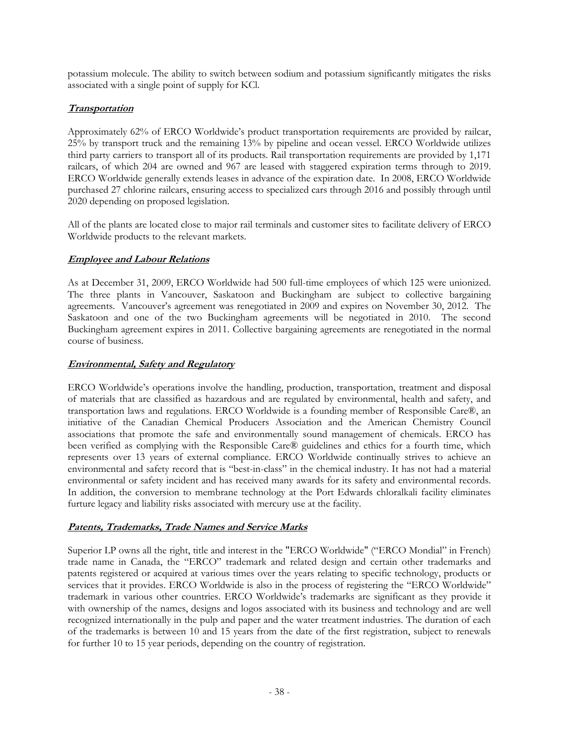potassium molecule. The ability to switch between sodium and potassium significantly mitigates the risks associated with a single point of supply for KCl.

### ***Transportation***

Approximately 62% of ERCO Worldwide's product transportation requirements are provided by railcar, 25% by transport truck and the remaining 13% by pipeline and ocean vessel. ERCO Worldwide utilizes third party carriers to transport all of its products. Rail transportation requirements are provided by 1,171 railcars, of which 204 are owned and 967 are leased with staggered expiration terms through to 2019. ERCO Worldwide generally extends leases in advance of the expiration date. In 2008, ERCO Worldwide purchased 27 chlorine railcars, ensuring access to specialized cars through 2016 and possibly through until 2020 depending on proposed legislation.

All of the plants are located close to major rail terminals and customer sites to facilitate delivery of ERCO Worldwide products to the relevant markets.

### ***Employee and Labour Relations***

As at December 31, 2009, ERCO Worldwide had 500 full-time employees of which 125 were unionized. The three plants in Vancouver, Saskatoon and Buckingham are subject to collective bargaining agreements. Vancouver's agreement was renegotiated in 2009 and expires on November 30, 2012. The Saskatoon and one of the two Buckingham agreements will be negotiated in 2010. The second Buckingham agreement expires in 2011. Collective bargaining agreements are renegotiated in the normal course of business.

### ***Environmental, Safety and Regulatory***

ERCO Worldwide's operations involve the handling, production, transportation, treatment and disposal of materials that are classified as hazardous and are regulated by environmental, health and safety, and transportation laws and regulations. ERCO Worldwide is a founding member of Responsible Care®, an initiative of the Canadian Chemical Producers Association and the American Chemistry Council associations that promote the safe and environmentally sound management of chemicals. ERCO has been verified as complying with the Responsible Care® guidelines and ethics for a fourth time, which represents over 13 years of external compliance. ERCO Worldwide continually strives to achieve an environmental and safety record that is "best-in-class" in the chemical industry. It has not had a material environmental or safety incident and has received many awards for its safety and environmental records. In addition, the conversion to membrane technology at the Port Edwards chloralkali facility eliminates furture legacy and liability risks associated with mercury use at the facility.

### ***Patents, Trademarks, Trade Names and Service Marks***

Superior LP owns all the right, title and interest in the "ERCO Worldwide" ("ERCO Mondial" in French) trade name in Canada, the "ERCO" trademark and related design and certain other trademarks and patents registered or acquired at various times over the years relating to specific technology, products or services that it provides. ERCO Worldwide is also in the process of registering the "ERCO Worldwide" trademark in various other countries. ERCO Worldwide's trademarks are significant as they provide it with ownership of the names, designs and logos associated with its business and technology and are well recognized internationally in the pulp and paper and the water treatment industries. The duration of each of the trademarks is between 10 and 15 years from the date of the first registration, subject to renewals for further 10 to 15 year periods, depending on the country of registration.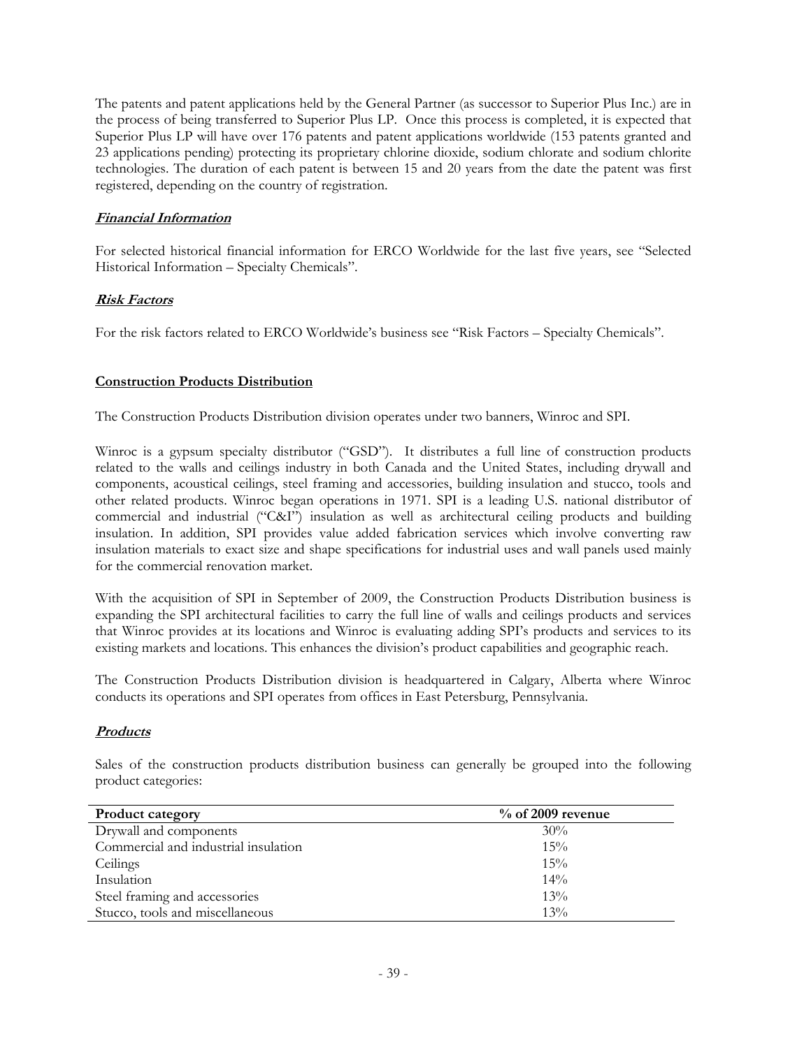The patents and patent applications held by the General Partner (as successor to Superior Plus Inc.) are in the process of being transferred to Superior Plus LP. Once this process is completed, it is expected that Superior Plus LP will have over 176 patents and patent applications worldwide (153 patents granted and 23 applications pending) protecting its proprietary chlorine dioxide, sodium chlorate and sodium chlorite technologies. The duration of each patent is between 15 and 20 years from the date the patent was first registered, depending on the country of registration.

***Financial Information***

For selected historical financial information for ERCO Worldwide for the last five years, see "Selected Historical Information – Specialty Chemicals".

***Risk Factors***

For the risk factors related to ERCO Worldwide's business see "Risk Factors – Specialty Chemicals".

**Construction Products Distribution**

The Construction Products Distribution division operates under two banners, Winroc and SPI.

Winroc is a gypsum specialty distributor ("GSD"). It distributes a full line of construction products related to the walls and ceilings industry in both Canada and the United States, including drywall and components, acoustical ceilings, steel framing and accessories, building insulation and stucco, tools and other related products. Winroc began operations in 1971. SPI is a leading U.S. national distributor of commercial and industrial ("C&I") insulation as well as architectural ceiling products and building insulation. In addition, SPI provides value added fabrication services which involve converting raw insulation materials to exact size and shape specifications for industrial uses and wall panels used mainly for the commercial renovation market.

With the acquisition of SPI in September of 2009, the Construction Products Distribution business is expanding the SPI architectural facilities to carry the full line of walls and ceilings products and services that Winroc provides at its locations and Winroc is evaluating adding SPI's products and services to its existing markets and locations. This enhances the division's product capabilities and geographic reach.

The Construction Products Distribution division is headquartered in Calgary, Alberta where Winroc conducts its operations and SPI operates from offices in East Petersburg, Pennsylvania.

***Products***

Sales of the construction products distribution business can generally be grouped into the following product categories:

| Product category | % of 2009 revenue |
|---|---|
| Drywall and components | 30% |
| Commercial and industrial insulation | 15% |
| Ceilings | 15% |
| Insulation | 14% |
| Steel framing and accessories | 13% |
| Stucco, tools and miscellaneous | 13% |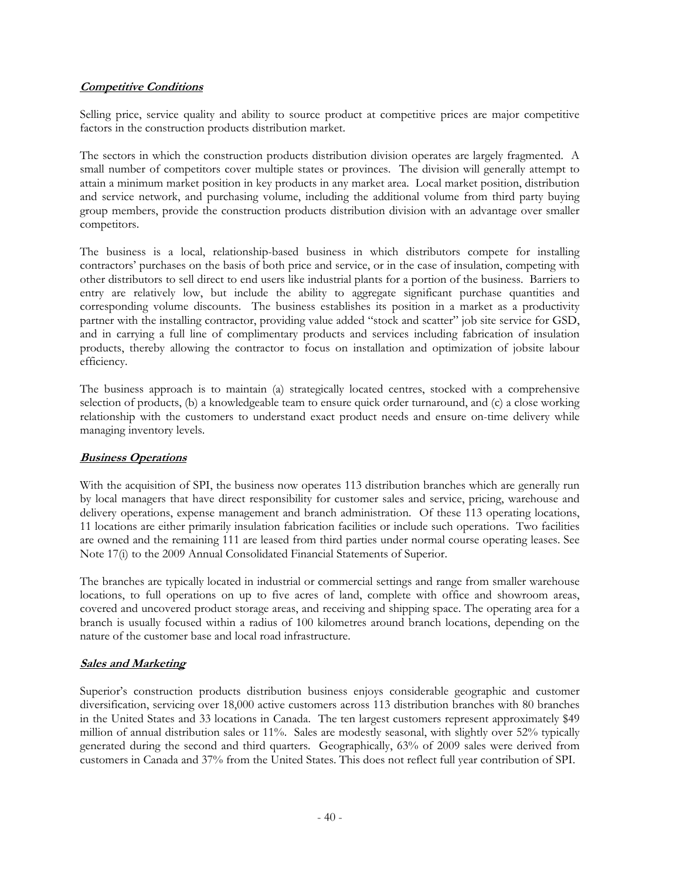### ***Competitive Conditions***

Selling price, service quality and ability to source product at competitive prices are major competitive factors in the construction products distribution market.

The sectors in which the construction products distribution division operates are largely fragmented. A small number of competitors cover multiple states or provinces. The division will generally attempt to attain a minimum market position in key products in any market area. Local market position, distribution and service network, and purchasing volume, including the additional volume from third party buying group members, provide the construction products distribution division with an advantage over smaller competitors.

The business is a local, relationship-based business in which distributors compete for installing contractors' purchases on the basis of both price and service, or in the case of insulation, competing with other distributors to sell direct to end users like industrial plants for a portion of the business. Barriers to entry are relatively low, but include the ability to aggregate significant purchase quantities and corresponding volume discounts. The business establishes its position in a market as a productivity partner with the installing contractor, providing value added "stock and scatter" job site service for GSD, and in carrying a full line of complimentary products and services including fabrication of insulation products, thereby allowing the contractor to focus on installation and optimization of jobsite labour efficiency.

The business approach is to maintain (a) strategically located centres, stocked with a comprehensive selection of products, (b) a knowledgeable team to ensure quick order turnaround, and (c) a close working relationship with the customers to understand exact product needs and ensure on-time delivery while managing inventory levels.

### ***Business Operations***

With the acquisition of SPI, the business now operates 113 distribution branches which are generally run by local managers that have direct responsibility for customer sales and service, pricing, warehouse and delivery operations, expense management and branch administration. Of these 113 operating locations, 11 locations are either primarily insulation fabrication facilities or include such operations. Two facilities are owned and the remaining 111 are leased from third parties under normal course operating leases. See Note 17(i) to the 2009 Annual Consolidated Financial Statements of Superior.

The branches are typically located in industrial or commercial settings and range from smaller warehouse locations, to full operations on up to five acres of land, complete with office and showroom areas, covered and uncovered product storage areas, and receiving and shipping space. The operating area for a branch is usually focused within a radius of 100 kilometres around branch locations, depending on the nature of the customer base and local road infrastructure.

### ***Sales and Marketing***

Superior's construction products distribution business enjoys considerable geographic and customer diversification, servicing over 18,000 active customers across 113 distribution branches with 80 branches in the United States and 33 locations in Canada. The ten largest customers represent approximately $49 million of annual distribution sales or 11%. Sales are modestly seasonal, with slightly over 52% typically generated during the second and third quarters. Geographically, 63% of 2009 sales were derived from customers in Canada and 37% from the United States. This does not reflect full year contribution of SPI.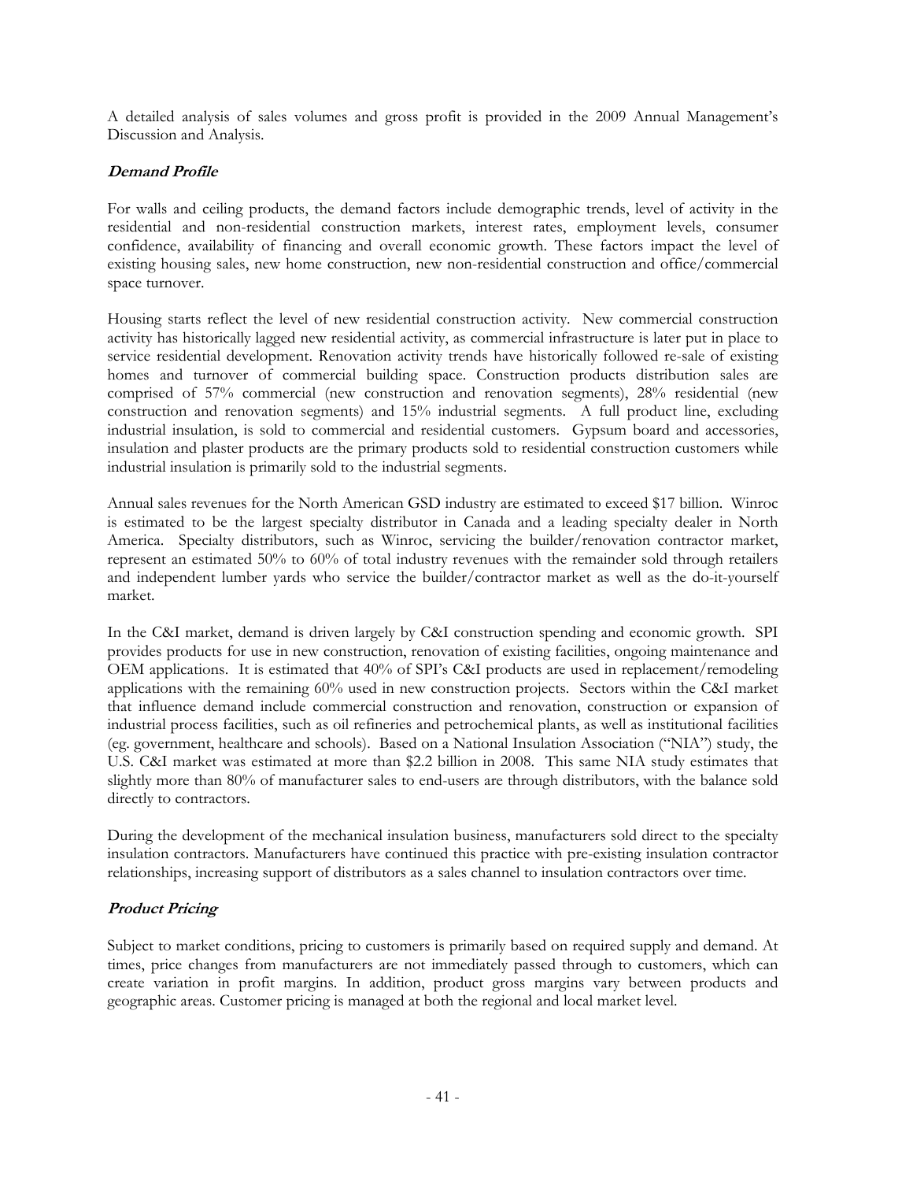A detailed analysis of sales volumes and gross profit is provided in the 2009 Annual Management's Discussion and Analysis.

### *Demand Profile*

For walls and ceiling products, the demand factors include demographic trends, level of activity in the residential and non-residential construction markets, interest rates, employment levels, consumer confidence, availability of financing and overall economic growth. These factors impact the level of existing housing sales, new home construction, new non-residential construction and office/commercial space turnover.

Housing starts reflect the level of new residential construction activity. New commercial construction activity has historically lagged new residential activity, as commercial infrastructure is later put in place to service residential development. Renovation activity trends have historically followed re-sale of existing homes and turnover of commercial building space. Construction products distribution sales are comprised of 57% commercial (new construction and renovation segments), 28% residential (new construction and renovation segments) and 15% industrial segments. A full product line, excluding industrial insulation, is sold to commercial and residential customers. Gypsum board and accessories, insulation and plaster products are the primary products sold to residential construction customers while industrial insulation is primarily sold to the industrial segments.

Annual sales revenues for the North American GSD industry are estimated to exceed $17 billion. Winroc is estimated to be the largest specialty distributor in Canada and a leading specialty dealer in North America. Specialty distributors, such as Winroc, servicing the builder/renovation contractor market, represent an estimated 50% to 60% of total industry revenues with the remainder sold through retailers and independent lumber yards who service the builder/contractor market as well as the do-it-yourself market.

In the C&I market, demand is driven largely by C&I construction spending and economic growth. SPI provides products for use in new construction, renovation of existing facilities, ongoing maintenance and OEM applications. It is estimated that 40% of SPI's C&I products are used in replacement/remodeling applications with the remaining 60% used in new construction projects. Sectors within the C&I market that influence demand include commercial construction and renovation, construction or expansion of industrial process facilities, such as oil refineries and petrochemical plants, as well as institutional facilities (eg. government, healthcare and schools). Based on a National Insulation Association ("NIA") study, the U.S. C&I market was estimated at more than $2.2 billion in 2008. This same NIA study estimates that slightly more than 80% of manufacturer sales to end-users are through distributors, with the balance sold directly to contractors.

During the development of the mechanical insulation business, manufacturers sold direct to the specialty insulation contractors. Manufacturers have continued this practice with pre-existing insulation contractor relationships, increasing support of distributors as a sales channel to insulation contractors over time.

### *Product Pricing*

Subject to market conditions, pricing to customers is primarily based on required supply and demand. At times, price changes from manufacturers are not immediately passed through to customers, which can create variation in profit margins. In addition, product gross margins vary between products and geographic areas. Customer pricing is managed at both the regional and local market level.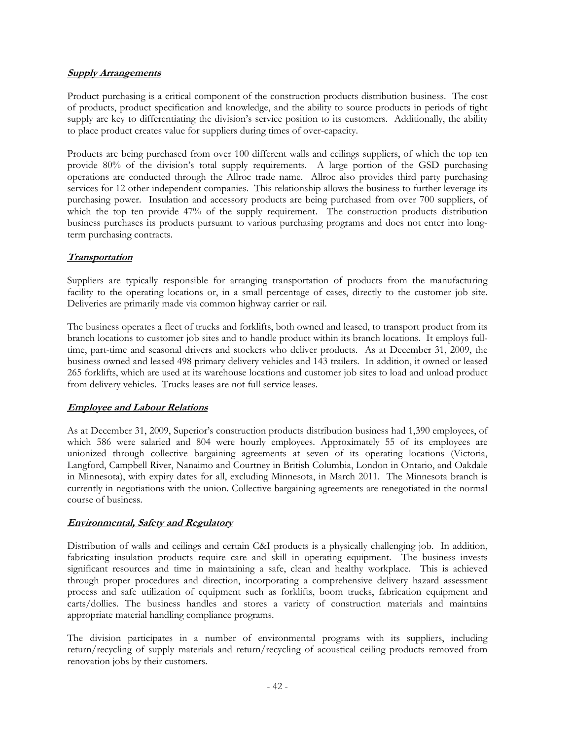## ***Supply Arrangements***

Product purchasing is a critical component of the construction products distribution business. The cost of products, product specification and knowledge, and the ability to source products in periods of tight supply are key to differentiating the division's service position to its customers. Additionally, the ability to place product creates value for suppliers during times of over-capacity.

Products are being purchased from over 100 different walls and ceilings suppliers, of which the top ten provide 80% of the division's total supply requirements. A large portion of the GSD purchasing operations are conducted through the Allroc trade name. Allroc also provides third party purchasing services for 12 other independent companies. This relationship allows the business to further leverage its purchasing power. Insulation and accessory products are being purchased from over 700 suppliers, of which the top ten provide 47% of the supply requirement. The construction products distribution business purchases its products pursuant to various purchasing programs and does not enter into long-term purchasing contracts.

## ***Transportation***

Suppliers are typically responsible for arranging transportation of products from the manufacturing facility to the operating locations or, in a small percentage of cases, directly to the customer job site. Deliveries are primarily made via common highway carrier or rail.

The business operates a fleet of trucks and forklifts, both owned and leased, to transport product from its branch locations to customer job sites and to handle product within its branch locations. It employs full-time, part-time and seasonal drivers and stockers who deliver products. As at December 31, 2009, the business owned and leased 498 primary delivery vehicles and 143 trailers. In addition, it owned or leased 265 forklifts, which are used at its warehouse locations and customer job sites to load and unload product from delivery vehicles. Trucks leases are not full service leases.

## ***Employee and Labour Relations***

As at December 31, 2009, Superior's construction products distribution business had 1,390 employees, of which 586 were salaried and 804 were hourly employees. Approximately 55 of its employees are unionized through collective bargaining agreements at seven of its operating locations (Victoria, Langford, Campbell River, Nanaimo and Courtney in British Columbia, London in Ontario, and Oakdale in Minnesota), with expiry dates for all, excluding Minnesota, in March 2011. The Minnesota branch is currently in negotiations with the union. Collective bargaining agreements are renegotiated in the normal course of business.

## ***Environmental, Safety and Regulatory***

Distribution of walls and ceilings and certain C&I products is a physically challenging job. In addition, fabricating insulation products require care and skill in operating equipment. The business invests significant resources and time in maintaining a safe, clean and healthy workplace. This is achieved through proper procedures and direction, incorporating a comprehensive delivery hazard assessment process and safe utilization of equipment such as forklifts, boom trucks, fabrication equipment and carts/dollies. The business handles and stores a variety of construction materials and maintains appropriate material handling compliance programs.

The division participates in a number of environmental programs with its suppliers, including return/recycling of supply materials and return/recycling of acoustical ceiling products removed from renovation jobs by their customers.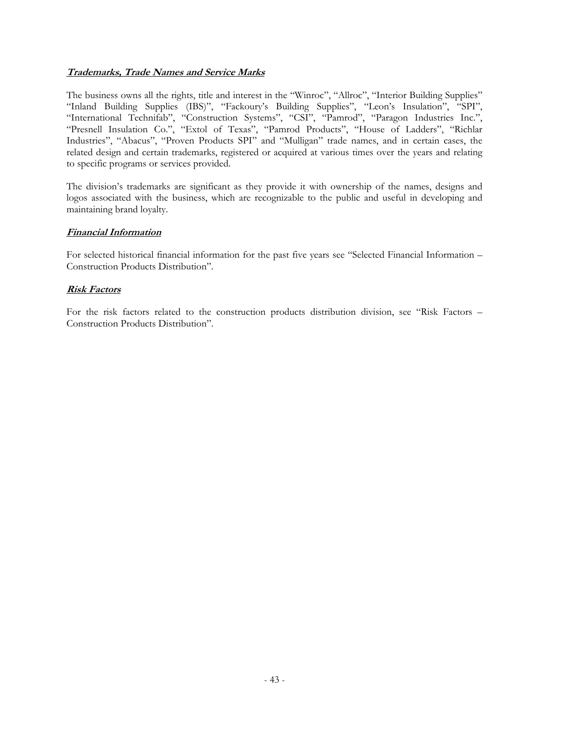***Trademarks, Trade Names and Service Marks***

The business owns all the rights, title and interest in the "Winroc", "Allroc", "Interior Building Supplies" "Inland Building Supplies (IBS)", "Fackoury's Building Supplies", "Leon's Insulation", "SPI", "International Technifab", "Construction Systems", "CSI", "Pamrod", "Paragon Industries Inc.", "Presnell Insulation Co.", "Extol of Texas", "Pamrod Products", "House of Ladders", "Richlar Industries", "Abacus", "Proven Products SPI" and "Mulligan" trade names, and in certain cases, the related design and certain trademarks, registered or acquired at various times over the years and relating to specific programs or services provided.

The division's trademarks are significant as they provide it with ownership of the names, designs and logos associated with the business, which are recognizable to the public and useful in developing and maintaining brand loyalty.

***Financial Information***

For selected historical financial information for the past five years see "Selected Financial Information – Construction Products Distribution".

***Risk Factors***

For the risk factors related to the construction products distribution division, see "Risk Factors – Construction Products Distribution".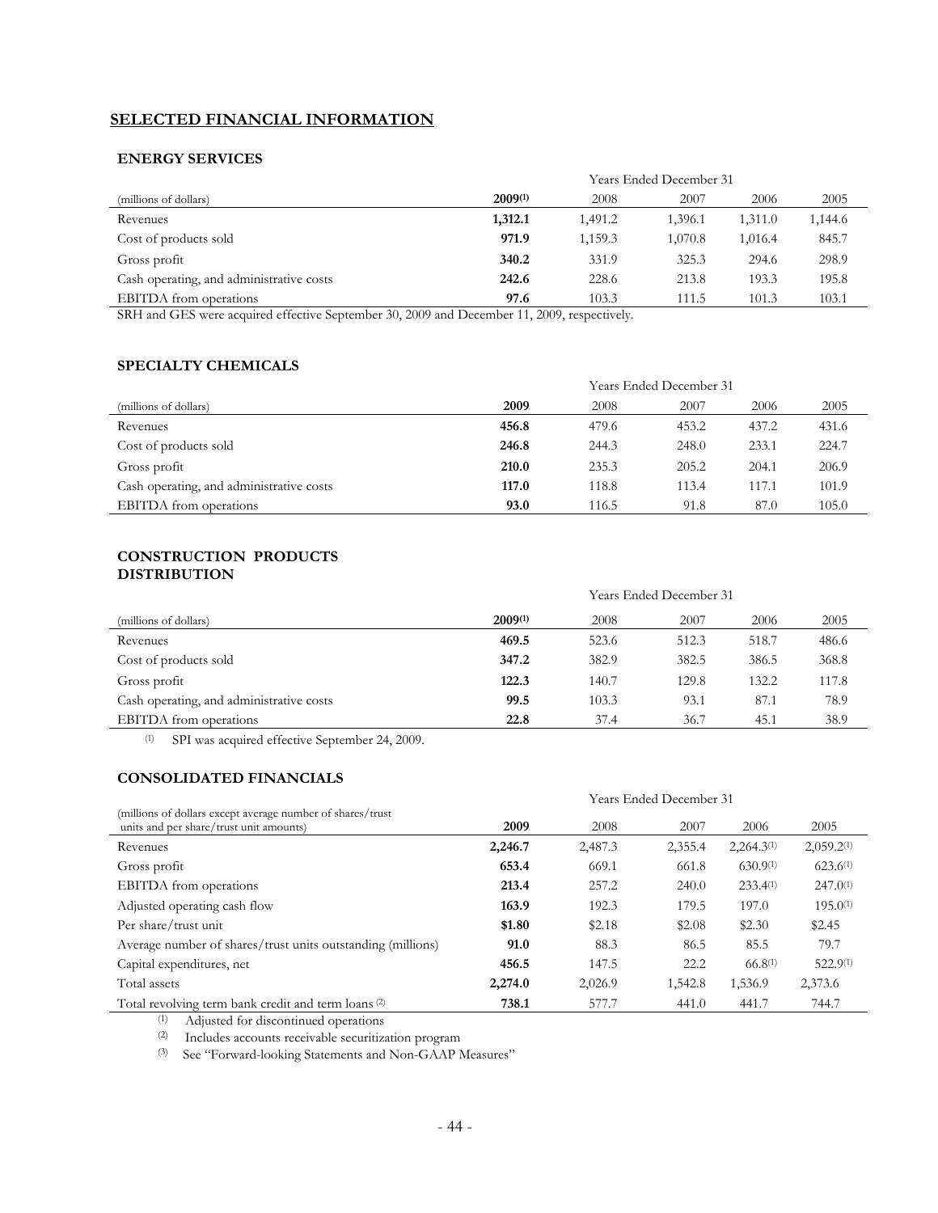## SELECTED FINANCIAL INFORMATION

### ENERGY SERVICES

| (millions of dollars) | Years Ended December 31 | | | | |
|---|---|---|---|---|---|
| | **2009[1]** | 2008 | 2007 | 2006 | 2005 |
| Revenues | **1,312.1** | 1,491.2 | 1,396.1 | 1,311.0 | 1,144.6 |
| Cost of products sold | **971.9** | 1,159.3 | 1,070.8 | 1,016.4 | 845.7 |
| Gross profit | **340.2** | 331.9 | 325.3 | 294.6 | 298.9 |
| Cash operating, and administrative costs | **242.6** | 228.6 | 213.8 | 193.3 | 195.8 |
| EBITDA from operations | **97.6** | 103.3 | 111.5 | 101.3 | 103.1 |

SRH and GES were acquired effective September 30, 2009 and December 11, 2009, respectively.

### SPECIALTY CHEMICALS

| (millions of dollars) | Years Ended December 31 | | | | |
|---|---|---|---|---|---|
| | **2009** | 2008 | 2007 | 2006 | 2005 |
| Revenues | **456.8** | 479.6 | 453.2 | 437.2 | 431.6 |
| Cost of products sold | **246.8** | 244.3 | 248.0 | 233.1 | 224.7 |
| Gross profit | **210.0** | 235.3 | 205.2 | 204.1 | 206.9 |
| Cash operating, and administrative costs | **117.0** | 118.8 | 113.4 | 117.1 | 101.9 |
| EBITDA from operations | **93.0** | 116.5 | 91.8 | 87.0 | 105.0 |

### CONSTRUCTION PRODUCTS DISTRIBUTION

| (millions of dollars) | Years Ended December 31 | | | | |
|---|---|---|---|---|---|
| | **2009[1]** | 2008 | 2007 | 2006 | 2005 |
| Revenues | **469.5** | 523.6 | 512.3 | 518.7 | 486.6 |
| Cost of products sold | **347.2** | 382.9 | 382.5 | 386.5 | 368.8 |
| Gross profit | **122.3** | 140.7 | 129.8 | 132.2 | 117.8 |
| Cash operating, and administrative costs | **99.5** | 103.3 | 93.1 | 87.1 | 78.9 |
| EBITDA from operations | **22.8** | 37.4 | 36.7 | 45.1 | 38.9 |

[1] SPI was acquired effective September 24, 2009.

### CONSOLIDATED FINANCIALS

| (millions of dollars except average number of shares/trust units and per share/trust unit amounts) | Years Ended December 31 | | | | |
|---|---|---|---|---|---|
| | **2009** | 2008 | 2007 | 2006 | 2005 |
| Revenues | **2,246.7** | 2,487.3 | 2,355.4 | 2,264.3[1] | 2,059.2[1] |
| Gross profit | **653.4** | 669.1 | 661.8 | 630.9[1] | 623.6[1] |
| EBITDA from operations | **213.4** | 257.2 | 240.0 | 233.4[1] | 247.0[1] |
| Adjusted operating cash flow | **163.9** | 192.3 | 179.5 | 197.0 | 195.0[1] |
| Per share/trust unit | **$1.80** | $2.18 | $2.08 | $2.30 | $2.45 |
| Average number of shares/trust units outstanding (millions) | **91.0** | 88.3 | 86.5 | 85.5 | 79.7 |
| Capital expenditures, net | **456.5** | 147.5 | 22.2 | 66.8[1] | 522.9[1] |
| Total assets | **2,274.0** | 2,026.9 | 1,542.8 | 1,536.9 | 2,373.6 |
| Total revolving term bank credit and term loans [2] | **738.1** | 577.7 | 441.0 | 441.7 | 744.7 |

[1] Adjusted for discontinued operations

[2] Includes accounts receivable securitization program

[3] See "Forward-looking Statements and Non-GAAP Measures"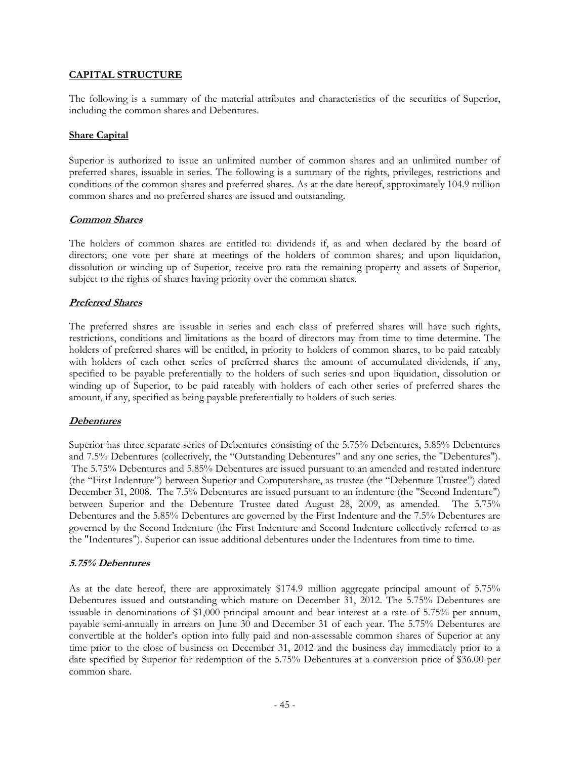## CAPITAL STRUCTURE

The following is a summary of the material attributes and characteristics of the securities of Superior, including the common shares and Debentures.

### Share Capital

Superior is authorized to issue an unlimited number of common shares and an unlimited number of preferred shares, issuable in series. The following is a summary of the rights, privileges, restrictions and conditions of the common shares and preferred shares. As at the date hereof, approximately 104.9 million common shares and no preferred shares are issued and outstanding.

#### *Common Shares*

The holders of common shares are entitled to: dividends if, as and when declared by the board of directors; one vote per share at meetings of the holders of common shares; and upon liquidation, dissolution or winding up of Superior, receive pro rata the remaining property and assets of Superior, subject to the rights of shares having priority over the common shares.

#### *Preferred Shares*

The preferred shares are issuable in series and each class of preferred shares will have such rights, restrictions, conditions and limitations as the board of directors may from time to time determine. The holders of preferred shares will be entitled, in priority to holders of common shares, to be paid rateably with holders of each other series of preferred shares the amount of accumulated dividends, if any, specified to be payable preferentially to the holders of such series and upon liquidation, dissolution or winding up of Superior, to be paid rateably with holders of each other series of preferred shares the amount, if any, specified as being payable preferentially to holders of such series.

#### *Debentures*

Superior has three separate series of Debentures consisting of the 5.75% Debentures, 5.85% Debentures and 7.5% Debentures (collectively, the "Outstanding Debentures" and any one series, the "Debentures"). The 5.75% Debentures and 5.85% Debentures are issued pursuant to an amended and restated indenture (the "First Indenture") between Superior and Computershare, as trustee (the "Debenture Trustee") dated December 31, 2008. The 7.5% Debentures are issued pursuant to an indenture (the "Second Indenture") between Superior and the Debenture Trustee dated August 28, 2009, as amended. The 5.75% Debentures and the 5.85% Debentures are governed by the First Indenture and the 7.5% Debentures are governed by the Second Indenture (the First Indenture and Second Indenture collectively referred to as the "Indentures"). Superior can issue additional debentures under the Indentures from time to time.

#### *5.75% Debentures*

As at the date hereof, there are approximately $174.9 million aggregate principal amount of 5.75% Debentures issued and outstanding which mature on December 31, 2012. The 5.75% Debentures are issuable in denominations of $1,000 principal amount and bear interest at a rate of 5.75% per annum, payable semi-annually in arrears on June 30 and December 31 of each year. The 5.75% Debentures are convertible at the holder's option into fully paid and non-assessable common shares of Superior at any time prior to the close of business on December 31, 2012 and the business day immediately prior to a date specified by Superior for redemption of the 5.75% Debentures at a conversion price of $36.00 per common share.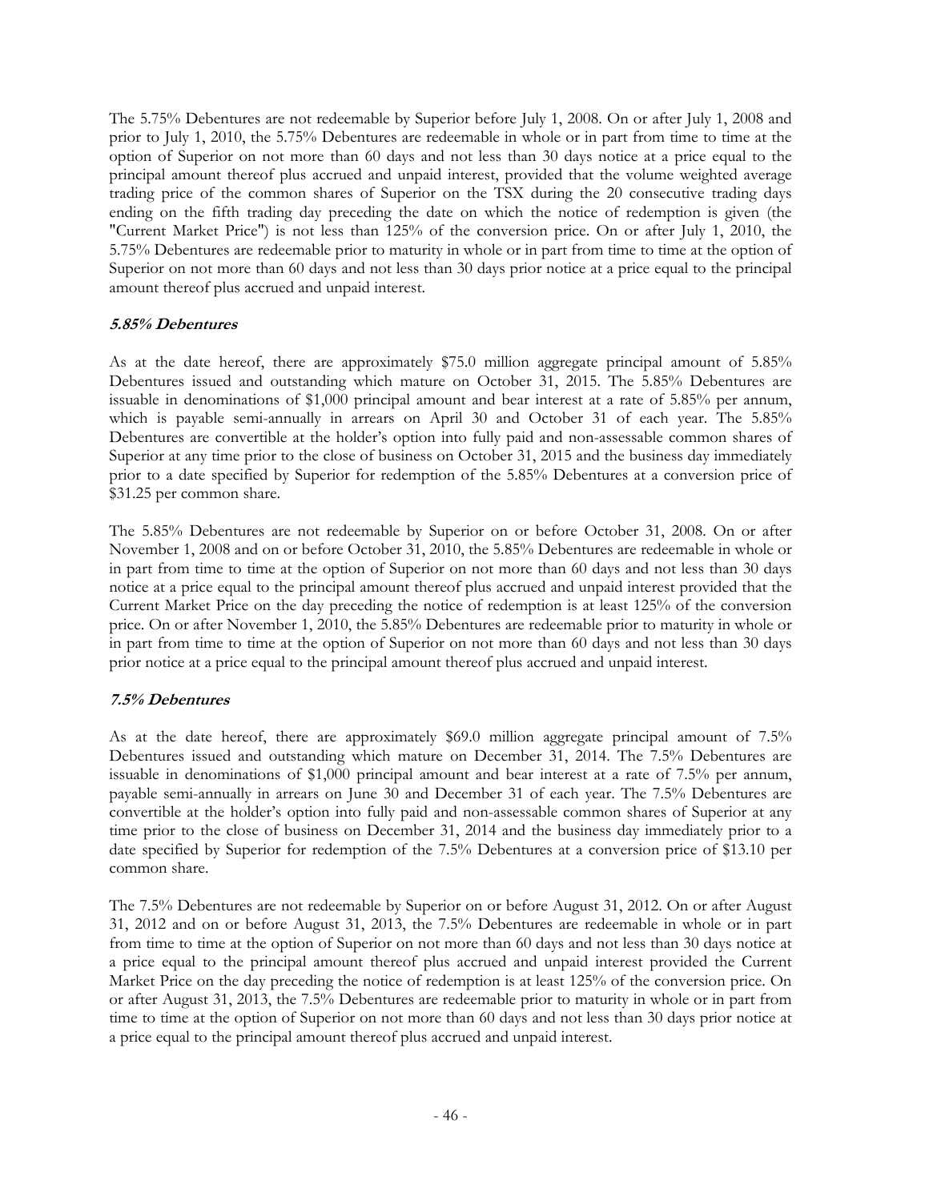The 5.75% Debentures are not redeemable by Superior before July 1, 2008. On or after July 1, 2008 and prior to July 1, 2010, the 5.75% Debentures are redeemable in whole or in part from time to time at the option of Superior on not more than 60 days and not less than 30 days notice at a price equal to the principal amount thereof plus accrued and unpaid interest, provided that the volume weighted average trading price of the common shares of Superior on the TSX during the 20 consecutive trading days ending on the fifth trading day preceding the date on which the notice of redemption is given (the "Current Market Price") is not less than 125% of the conversion price. On or after July 1, 2010, the 5.75% Debentures are redeemable prior to maturity in whole or in part from time to time at the option of Superior on not more than 60 days and not less than 30 days prior notice at a price equal to the principal amount thereof plus accrued and unpaid interest.

### *5.85% Debentures*

As at the date hereof, there are approximately $75.0 million aggregate principal amount of 5.85% Debentures issued and outstanding which mature on October 31, 2015. The 5.85% Debentures are issuable in denominations of $1,000 principal amount and bear interest at a rate of 5.85% per annum, which is payable semi-annually in arrears on April 30 and October 31 of each year. The 5.85% Debentures are convertible at the holder's option into fully paid and non-assessable common shares of Superior at any time prior to the close of business on October 31, 2015 and the business day immediately prior to a date specified by Superior for redemption of the 5.85% Debentures at a conversion price of $31.25 per common share.

The 5.85% Debentures are not redeemable by Superior on or before October 31, 2008. On or after November 1, 2008 and on or before October 31, 2010, the 5.85% Debentures are redeemable in whole or in part from time to time at the option of Superior on not more than 60 days and not less than 30 days notice at a price equal to the principal amount thereof plus accrued and unpaid interest provided that the Current Market Price on the day preceding the notice of redemption is at least 125% of the conversion price. On or after November 1, 2010, the 5.85% Debentures are redeemable prior to maturity in whole or in part from time to time at the option of Superior on not more than 60 days and not less than 30 days prior notice at a price equal to the principal amount thereof plus accrued and unpaid interest.

### *7.5% Debentures*

As at the date hereof, there are approximately $69.0 million aggregate principal amount of 7.5% Debentures issued and outstanding which mature on December 31, 2014. The 7.5% Debentures are issuable in denominations of $1,000 principal amount and bear interest at a rate of 7.5% per annum, payable semi-annually in arrears on June 30 and December 31 of each year. The 7.5% Debentures are convertible at the holder's option into fully paid and non-assessable common shares of Superior at any time prior to the close of business on December 31, 2014 and the business day immediately prior to a date specified by Superior for redemption of the 7.5% Debentures at a conversion price of $13.10 per common share.

The 7.5% Debentures are not redeemable by Superior on or before August 31, 2012. On or after August 31, 2012 and on or before August 31, 2013, the 7.5% Debentures are redeemable in whole or in part from time to time at the option of Superior on not more than 60 days and not less than 30 days notice at a price equal to the principal amount thereof plus accrued and unpaid interest provided the Current Market Price on the day preceding the notice of redemption is at least 125% of the conversion price. On or after August 31, 2013, the 7.5% Debentures are redeemable prior to maturity in whole or in part from time to time at the option of Superior on not more than 60 days and not less than 30 days prior notice at a price equal to the principal amount thereof plus accrued and unpaid interest.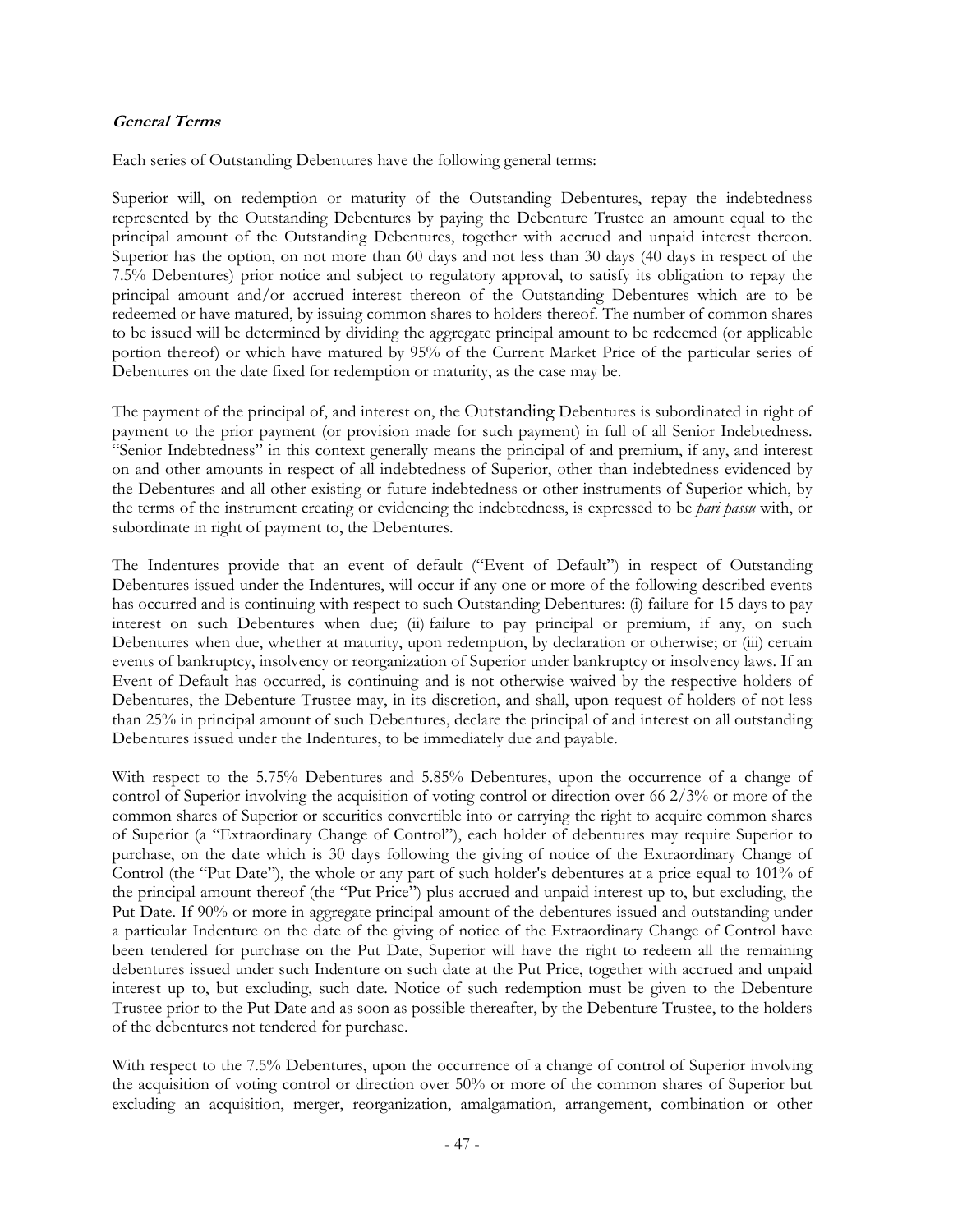***General Terms***

Each series of Outstanding Debentures have the following general terms:

Superior will, on redemption or maturity of the Outstanding Debentures, repay the indebtedness represented by the Outstanding Debentures by paying the Debenture Trustee an amount equal to the principal amount of the Outstanding Debentures, together with accrued and unpaid interest thereon. Superior has the option, on not more than 60 days and not less than 30 days (40 days in respect of the 7.5% Debentures) prior notice and subject to regulatory approval, to satisfy its obligation to repay the principal amount and/or accrued interest thereon of the Outstanding Debentures which are to be redeemed or have matured, by issuing common shares to holders thereof. The number of common shares to be issued will be determined by dividing the aggregate principal amount to be redeemed (or applicable portion thereof) or which have matured by 95% of the Current Market Price of the particular series of Debentures on the date fixed for redemption or maturity, as the case may be.

The payment of the principal of, and interest on, the Outstanding Debentures is subordinated in right of payment to the prior payment (or provision made for such payment) in full of all Senior Indebtedness. "Senior Indebtedness" in this context generally means the principal of and premium, if any, and interest on and other amounts in respect of all indebtedness of Superior, other than indebtedness evidenced by the Debentures and all other existing or future indebtedness or other instruments of Superior which, by the terms of the instrument creating or evidencing the indebtedness, is expressed to be *pari passu* with, or subordinate in right of payment to, the Debentures.

The Indentures provide that an event of default ("Event of Default") in respect of Outstanding Debentures issued under the Indentures, will occur if any one or more of the following described events has occurred and is continuing with respect to such Outstanding Debentures: (i) failure for 15 days to pay interest on such Debentures when due; (ii) failure to pay principal or premium, if any, on such Debentures when due, whether at maturity, upon redemption, by declaration or otherwise; or (iii) certain events of bankruptcy, insolvency or reorganization of Superior under bankruptcy or insolvency laws. If an Event of Default has occurred, is continuing and is not otherwise waived by the respective holders of Debentures, the Debenture Trustee may, in its discretion, and shall, upon request of holders of not less than 25% in principal amount of such Debentures, declare the principal of and interest on all outstanding Debentures issued under the Indentures, to be immediately due and payable.

With respect to the 5.75% Debentures and 5.85% Debentures, upon the occurrence of a change of control of Superior involving the acquisition of voting control or direction over 66 2/3% or more of the common shares of Superior or securities convertible into or carrying the right to acquire common shares of Superior (a "Extraordinary Change of Control"), each holder of debentures may require Superior to purchase, on the date which is 30 days following the giving of notice of the Extraordinary Change of Control (the "Put Date"), the whole or any part of such holder's debentures at a price equal to 101% of the principal amount thereof (the "Put Price") plus accrued and unpaid interest up to, but excluding, the Put Date. If 90% or more in aggregate principal amount of the debentures issued and outstanding under a particular Indenture on the date of the giving of notice of the Extraordinary Change of Control have been tendered for purchase on the Put Date, Superior will have the right to redeem all the remaining debentures issued under such Indenture on such date at the Put Price, together with accrued and unpaid interest up to, but excluding, such date. Notice of such redemption must be given to the Debenture Trustee prior to the Put Date and as soon as possible thereafter, by the Debenture Trustee, to the holders of the debentures not tendered for purchase.

With respect to the 7.5% Debentures, upon the occurrence of a change of control of Superior involving the acquisition of voting control or direction over 50% or more of the common shares of Superior but excluding an acquisition, merger, reorganization, amalgamation, arrangement, combination or other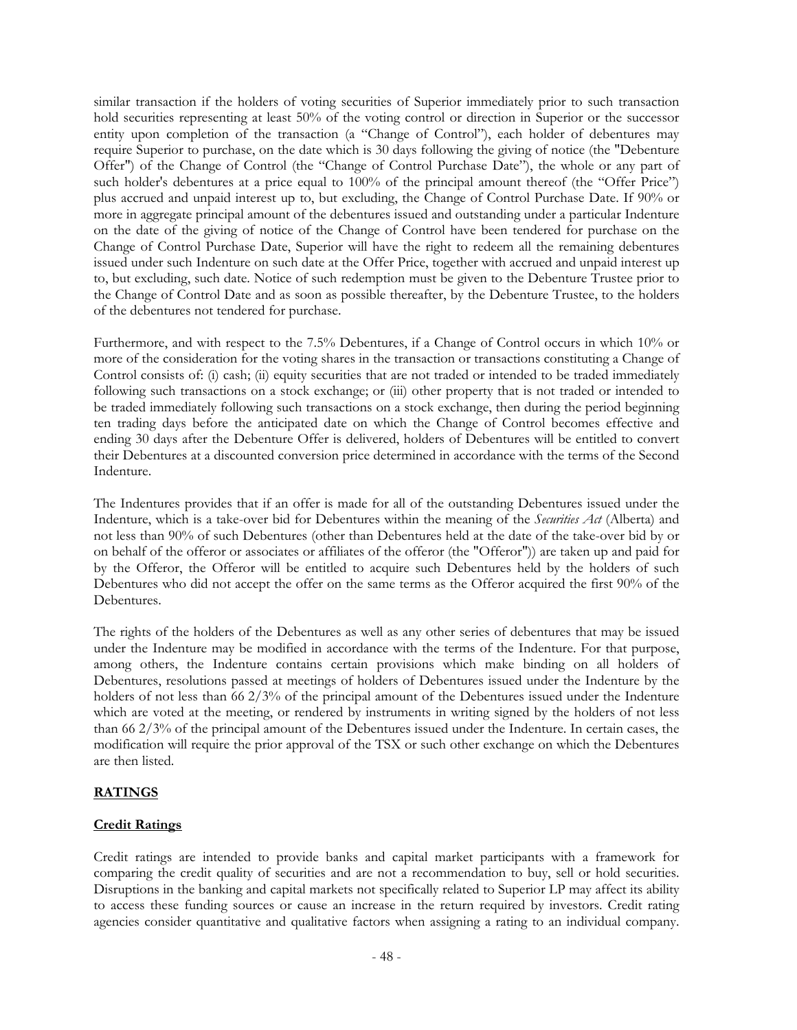similar transaction if the holders of voting securities of Superior immediately prior to such transaction hold securities representing at least 50% of the voting control or direction in Superior or the successor entity upon completion of the transaction (a "Change of Control"), each holder of debentures may require Superior to purchase, on the date which is 30 days following the giving of notice (the "Debenture Offer") of the Change of Control (the "Change of Control Purchase Date"), the whole or any part of such holder's debentures at a price equal to 100% of the principal amount thereof (the "Offer Price") plus accrued and unpaid interest up to, but excluding, the Change of Control Purchase Date. If 90% or more in aggregate principal amount of the debentures issued and outstanding under a particular Indenture on the date of the giving of notice of the Change of Control have been tendered for purchase on the Change of Control Purchase Date, Superior will have the right to redeem all the remaining debentures issued under such Indenture on such date at the Offer Price, together with accrued and unpaid interest up to, but excluding, such date. Notice of such redemption must be given to the Debenture Trustee prior to the Change of Control Date and as soon as possible thereafter, by the Debenture Trustee, to the holders of the debentures not tendered for purchase.

Furthermore, and with respect to the 7.5% Debentures, if a Change of Control occurs in which 10% or more of the consideration for the voting shares in the transaction or transactions constituting a Change of Control consists of: (i) cash; (ii) equity securities that are not traded or intended to be traded immediately following such transactions on a stock exchange; or (iii) other property that is not traded or intended to be traded immediately following such transactions on a stock exchange, then during the period beginning ten trading days before the anticipated date on which the Change of Control becomes effective and ending 30 days after the Debenture Offer is delivered, holders of Debentures will be entitled to convert their Debentures at a discounted conversion price determined in accordance with the terms of the Second Indenture.

The Indentures provides that if an offer is made for all of the outstanding Debentures issued under the Indenture, which is a take-over bid for Debentures within the meaning of the *Securities Act* (Alberta) and not less than 90% of such Debentures (other than Debentures held at the date of the take-over bid by or on behalf of the offeror or associates or affiliates of the offeror (the "Offeror")) are taken up and paid for by the Offeror, the Offeror will be entitled to acquire such Debentures held by the holders of such Debentures who did not accept the offer on the same terms as the Offeror acquired the first 90% of the Debentures.

The rights of the holders of the Debentures as well as any other series of debentures that may be issued under the Indenture may be modified in accordance with the terms of the Indenture. For that purpose, among others, the Indenture contains certain provisions which make binding on all holders of Debentures, resolutions passed at meetings of holders of Debentures issued under the Indenture by the holders of not less than 66 2/3% of the principal amount of the Debentures issued under the Indenture which are voted at the meeting, or rendered by instruments in writing signed by the holders of not less than 66 2/3% of the principal amount of the Debentures issued under the Indenture. In certain cases, the modification will require the prior approval of the TSX or such other exchange on which the Debentures are then listed.

## RATINGS

### Credit Ratings

Credit ratings are intended to provide banks and capital market participants with a framework for comparing the credit quality of securities and are not a recommendation to buy, sell or hold securities. Disruptions in the banking and capital markets not specifically related to Superior LP may affect its ability to access these funding sources or cause an increase in the return required by investors. Credit rating agencies consider quantitative and qualitative factors when assigning a rating to an individual company.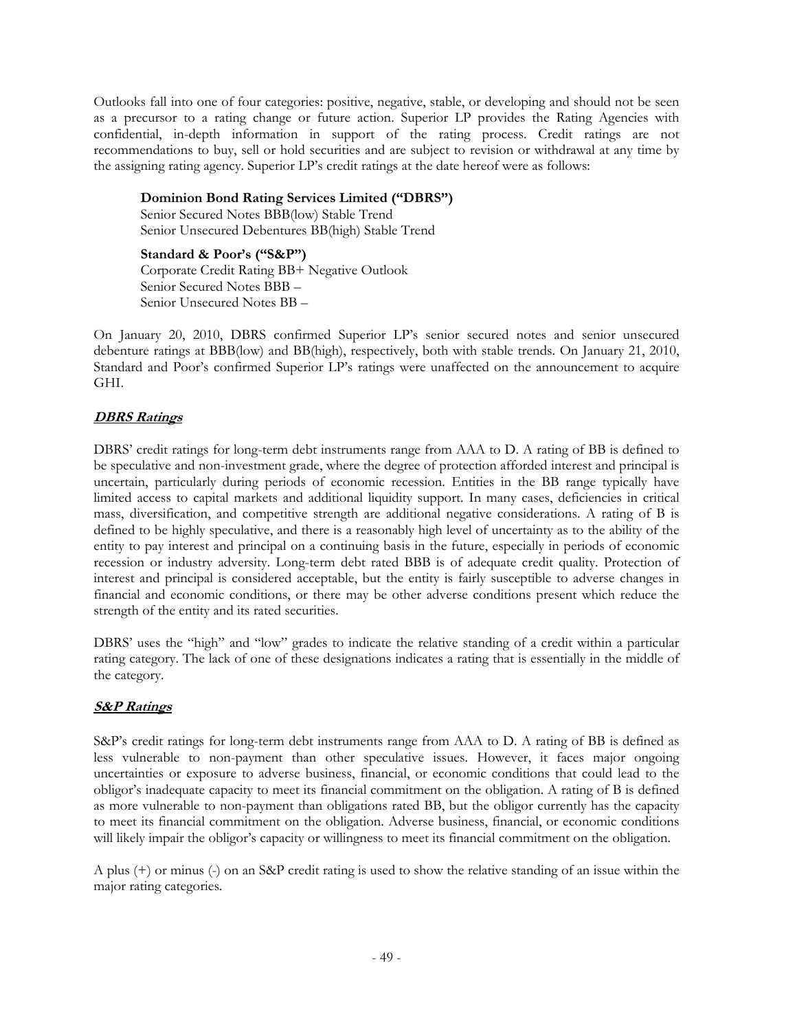Outlooks fall into one of four categories: positive, negative, stable, or developing and should not be seen as a precursor to a rating change or future action. Superior LP provides the Rating Agencies with confidential, in-depth information in support of the rating process. Credit ratings are not recommendations to buy, sell or hold securities and are subject to revision or withdrawal at any time by the assigning rating agency. Superior LP's credit ratings at the date hereof were as follows:

**Dominion Bond Rating Services Limited ("DBRS")**
Senior Secured Notes BBB(low) Stable Trend
Senior Unsecured Debentures BB(high) Stable Trend

**Standard & Poor's ("S&P")**
Corporate Credit Rating BB+ Negative Outlook
Senior Secured Notes BBB –
Senior Unsecured Notes BB –

On January 20, 2010, DBRS confirmed Superior LP's senior secured notes and senior unsecured debenture ratings at BBB(low) and BB(high), respectively, both with stable trends. On January 21, 2010, Standard and Poor's confirmed Superior LP's ratings were unaffected on the announcement to acquire GHI.

***DBRS Ratings***

DBRS' credit ratings for long-term debt instruments range from AAA to D. A rating of BB is defined to be speculative and non-investment grade, where the degree of protection afforded interest and principal is uncertain, particularly during periods of economic recession. Entities in the BB range typically have limited access to capital markets and additional liquidity support. In many cases, deficiencies in critical mass, diversification, and competitive strength are additional negative considerations. A rating of B is defined to be highly speculative, and there is a reasonably high level of uncertainty as to the ability of the entity to pay interest and principal on a continuing basis in the future, especially in periods of economic recession or industry adversity. Long-term debt rated BBB is of adequate credit quality. Protection of interest and principal is considered acceptable, but the entity is fairly susceptible to adverse changes in financial and economic conditions, or there may be other adverse conditions present which reduce the strength of the entity and its rated securities.

DBRS' uses the "high" and "low" grades to indicate the relative standing of a credit within a particular rating category. The lack of one of these designations indicates a rating that is essentially in the middle of the category.

***S&P Ratings***

S&P's credit ratings for long-term debt instruments range from AAA to D. A rating of BB is defined as less vulnerable to non-payment than other speculative issues. However, it faces major ongoing uncertainties or exposure to adverse business, financial, or economic conditions that could lead to the obligor's inadequate capacity to meet its financial commitment on the obligation. A rating of B is defined as more vulnerable to non-payment than obligations rated BB, but the obligor currently has the capacity to meet its financial commitment on the obligation. Adverse business, financial, or economic conditions will likely impair the obligor's capacity or willingness to meet its financial commitment on the obligation.

A plus (+) or minus (-) on an S&P credit rating is used to show the relative standing of an issue within the major rating categories.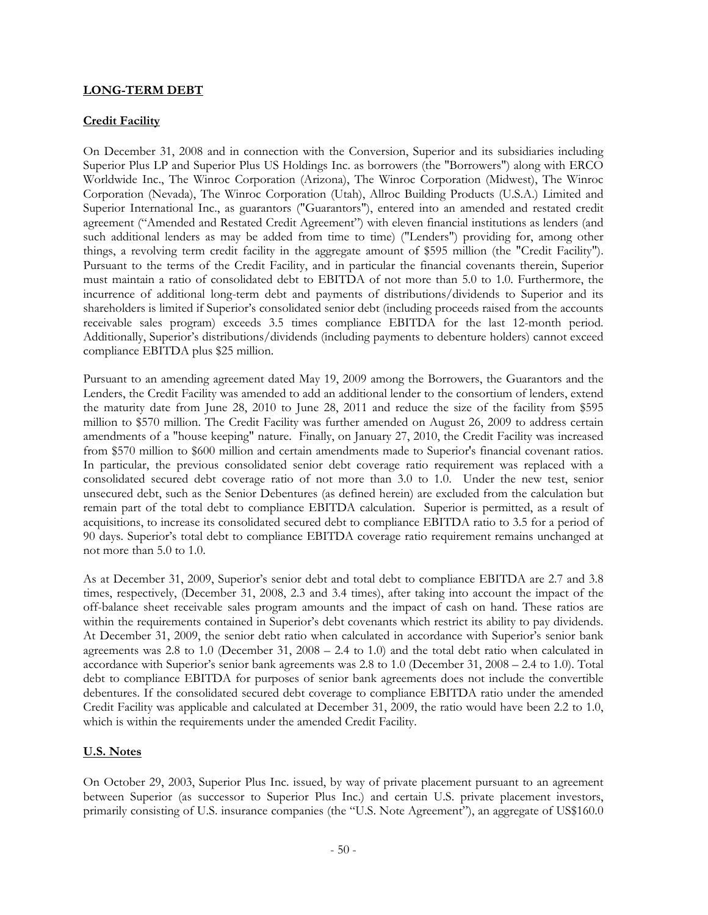## LONG-TERM DEBT

### Credit Facility

On December 31, 2008 and in connection with the Conversion, Superior and its subsidiaries including Superior Plus LP and Superior Plus US Holdings Inc. as borrowers (the "Borrowers") along with ERCO Worldwide Inc., The Winroc Corporation (Arizona), The Winroc Corporation (Midwest), The Winroc Corporation (Nevada), The Winroc Corporation (Utah), Allroc Building Products (U.S.A.) Limited and Superior International Inc., as guarantors ("Guarantors"), entered into an amended and restated credit agreement ("Amended and Restated Credit Agreement") with eleven financial institutions as lenders (and such additional lenders as may be added from time to time) ("Lenders") providing for, among other things, a revolving term credit facility in the aggregate amount of \$595 million (the "Credit Facility"). Pursuant to the terms of the Credit Facility, and in particular the financial covenants therein, Superior must maintain a ratio of consolidated debt to EBITDA of not more than 5.0 to 1.0. Furthermore, the incurrence of additional long-term debt and payments of distributions/dividends to Superior and its shareholders is limited if Superior's consolidated senior debt (including proceeds raised from the accounts receivable sales program) exceeds 3.5 times compliance EBITDA for the last 12-month period. Additionally, Superior's distributions/dividends (including payments to debenture holders) cannot exceed compliance EBITDA plus \$25 million.

Pursuant to an amending agreement dated May 19, 2009 among the Borrowers, the Guarantors and the Lenders, the Credit Facility was amended to add an additional lender to the consortium of lenders, extend the maturity date from June 28, 2010 to June 28, 2011 and reduce the size of the facility from \$595 million to \$570 million. The Credit Facility was further amended on August 26, 2009 to address certain amendments of a "house keeping" nature. Finally, on January 27, 2010, the Credit Facility was increased from \$570 million to \$600 million and certain amendments made to Superior's financial covenant ratios. In particular, the previous consolidated senior debt coverage ratio requirement was replaced with a consolidated secured debt coverage ratio of not more than 3.0 to 1.0. Under the new test, senior unsecured debt, such as the Senior Debentures (as defined herein) are excluded from the calculation but remain part of the total debt to compliance EBITDA calculation. Superior is permitted, as a result of acquisitions, to increase its consolidated secured debt to compliance EBITDA ratio to 3.5 for a period of 90 days. Superior's total debt to compliance EBITDA coverage ratio requirement remains unchanged at not more than 5.0 to 1.0.

As at December 31, 2009, Superior's senior debt and total debt to compliance EBITDA are 2.7 and 3.8 times, respectively, (December 31, 2008, 2.3 and 3.4 times), after taking into account the impact of the off-balance sheet receivable sales program amounts and the impact of cash on hand. These ratios are within the requirements contained in Superior's debt covenants which restrict its ability to pay dividends. At December 31, 2009, the senior debt ratio when calculated in accordance with Superior's senior bank agreements was 2.8 to 1.0 (December 31, 2008 – 2.4 to 1.0) and the total debt ratio when calculated in accordance with Superior's senior bank agreements was 2.8 to 1.0 (December 31, 2008 – 2.4 to 1.0). Total debt to compliance EBITDA for purposes of senior bank agreements does not include the convertible debentures. If the consolidated secured debt coverage to compliance EBITDA ratio under the amended Credit Facility was applicable and calculated at December 31, 2009, the ratio would have been 2.2 to 1.0, which is within the requirements under the amended Credit Facility.

### U.S. Notes

On October 29, 2003, Superior Plus Inc. issued, by way of private placement pursuant to an agreement between Superior (as successor to Superior Plus Inc.) and certain U.S. private placement investors, primarily consisting of U.S. insurance companies (the "U.S. Note Agreement"), an aggregate of US\$160.0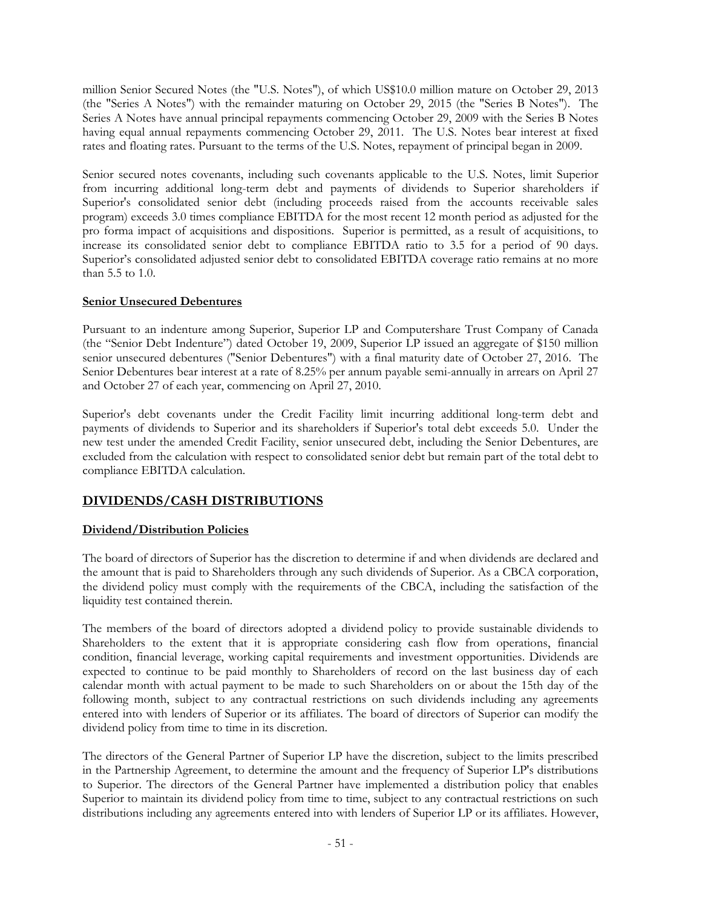million Senior Secured Notes (the "U.S. Notes"), of which US$10.0 million mature on October 29, 2013 (the "Series A Notes") with the remainder maturing on October 29, 2015 (the "Series B Notes"). The Series A Notes have annual principal repayments commencing October 29, 2009 with the Series B Notes having equal annual repayments commencing October 29, 2011. The U.S. Notes bear interest at fixed rates and floating rates. Pursuant to the terms of the U.S. Notes, repayment of principal began in 2009.

Senior secured notes covenants, including such covenants applicable to the U.S. Notes, limit Superior from incurring additional long-term debt and payments of dividends to Superior shareholders if Superior's consolidated senior debt (including proceeds raised from the accounts receivable sales program) exceeds 3.0 times compliance EBITDA for the most recent 12 month period as adjusted for the pro forma impact of acquisitions and dispositions. Superior is permitted, as a result of acquisitions, to increase its consolidated senior debt to compliance EBITDA ratio to 3.5 for a period of 90 days. Superior's consolidated adjusted senior debt to consolidated EBITDA coverage ratio remains at no more than 5.5 to 1.0.

**Senior Unsecured Debentures**

Pursuant to an indenture among Superior, Superior LP and Computershare Trust Company of Canada (the "Senior Debt Indenture") dated October 19, 2009, Superior LP issued an aggregate of $150 million senior unsecured debentures ("Senior Debentures") with a final maturity date of October 27, 2016. The Senior Debentures bear interest at a rate of 8.25% per annum payable semi-annually in arrears on April 27 and October 27 of each year, commencing on April 27, 2010.

Superior's debt covenants under the Credit Facility limit incurring additional long-term debt and payments of dividends to Superior and its shareholders if Superior's total debt exceeds 5.0. Under the new test under the amended Credit Facility, senior unsecured debt, including the Senior Debentures, are excluded from the calculation with respect to consolidated senior debt but remain part of the total debt to compliance EBITDA calculation.

## DIVIDENDS/CASH DISTRIBUTIONS

**Dividend/Distribution Policies**

The board of directors of Superior has the discretion to determine if and when dividends are declared and the amount that is paid to Shareholders through any such dividends of Superior. As a CBCA corporation, the dividend policy must comply with the requirements of the CBCA, including the satisfaction of the liquidity test contained therein.

The members of the board of directors adopted a dividend policy to provide sustainable dividends to Shareholders to the extent that it is appropriate considering cash flow from operations, financial condition, financial leverage, working capital requirements and investment opportunities. Dividends are expected to continue to be paid monthly to Shareholders of record on the last business day of each calendar month with actual payment to be made to such Shareholders on or about the 15th day of the following month, subject to any contractual restrictions on such dividends including any agreements entered into with lenders of Superior or its affiliates. The board of directors of Superior can modify the dividend policy from time to time in its discretion.

The directors of the General Partner of Superior LP have the discretion, subject to the limits prescribed in the Partnership Agreement, to determine the amount and the frequency of Superior LP's distributions to Superior. The directors of the General Partner have implemented a distribution policy that enables Superior to maintain its dividend policy from time to time, subject to any contractual restrictions on such distributions including any agreements entered into with lenders of Superior LP or its affiliates. However,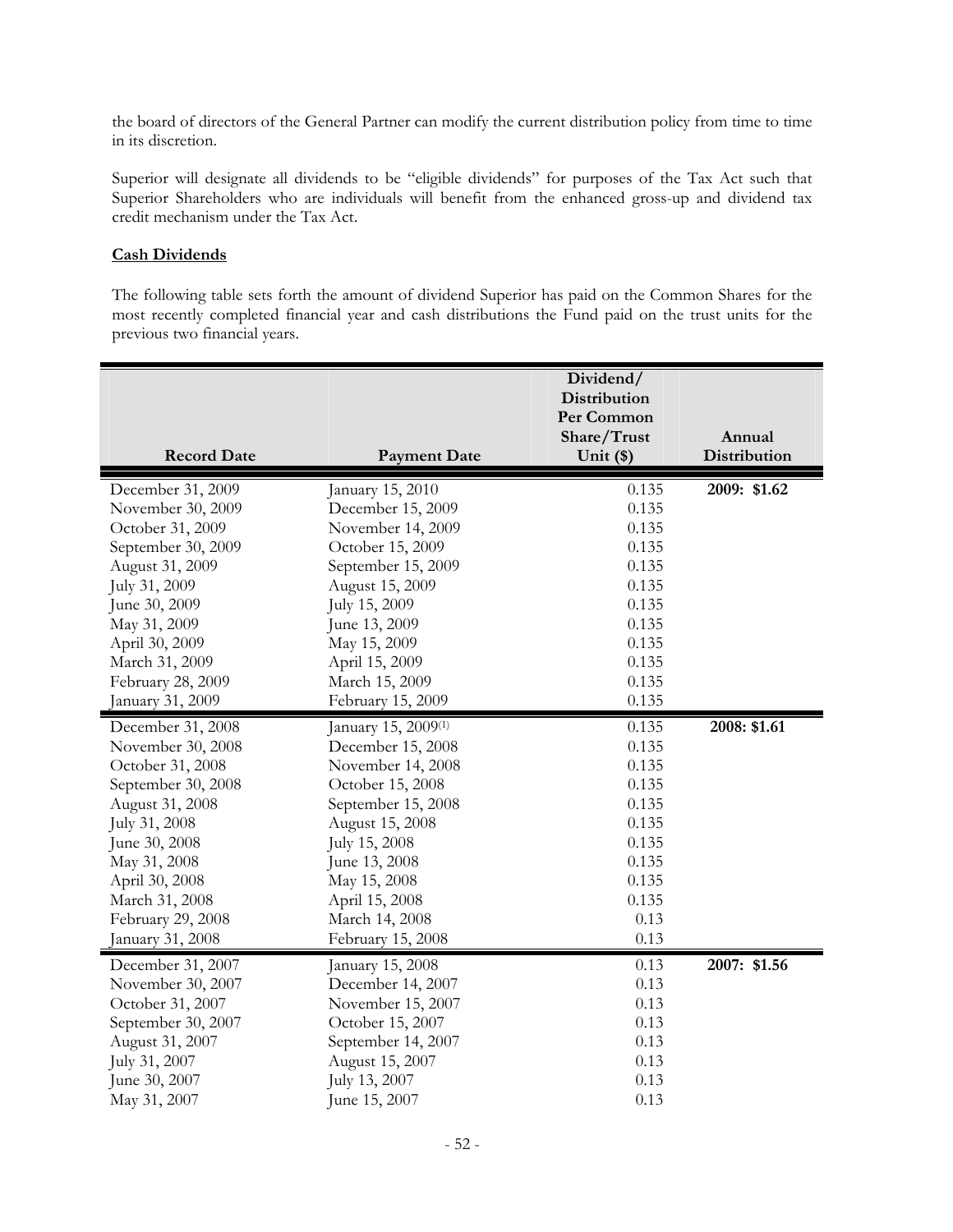the board of directors of the General Partner can modify the current distribution policy from time to time in its discretion.

Superior will designate all dividends to be "eligible dividends" for purposes of the Tax Act such that Superior Shareholders who are individuals will benefit from the enhanced gross-up and dividend tax credit mechanism under the Tax Act.

**Cash Dividends**

The following table sets forth the amount of dividend Superior has paid on the Common Shares for the most recently completed financial year and cash distributions the Fund paid on the trust units for the previous two financial years.

| Record Date | Payment Date | Dividend/ Distribution Per Common Share/Trust Unit ($) | Annual Distribution |
|---|---|---|---|
| December 31, 2009 | January 15, 2010 | 0.135 | **2009: $1.62** |
| November 30, 2009 | December 15, 2009 | 0.135 | |
| October 31, 2009 | November 14, 2009 | 0.135 | |
| September 30, 2009 | October 15, 2009 | 0.135 | |
| August 31, 2009 | September 15, 2009 | 0.135 | |
| July 31, 2009 | August 15, 2009 | 0.135 | |
| June 30, 2009 | July 15, 2009 | 0.135 | |
| May 31, 2009 | June 13, 2009 | 0.135 | |
| April 30, 2009 | May 15, 2009 | 0.135 | |
| March 31, 2009 | April 15, 2009 | 0.135 | |
| February 28, 2009 | March 15, 2009 | 0.135 | |
| January 31, 2009 | February 15, 2009 | 0.135 | |
| December 31, 2008 | January 15, 2009[(1)] | 0.135 | **2008: $1.61** |
| November 30, 2008 | December 15, 2008 | 0.135 | |
| October 31, 2008 | November 14, 2008 | 0.135 | |
| September 30, 2008 | October 15, 2008 | 0.135 | |
| August 31, 2008 | September 15, 2008 | 0.135 | |
| July 31, 2008 | August 15, 2008 | 0.135 | |
| June 30, 2008 | July 15, 2008 | 0.135 | |
| May 31, 2008 | June 13, 2008 | 0.135 | |
| April 30, 2008 | May 15, 2008 | 0.135 | |
| March 31, 2008 | April 15, 2008 | 0.135 | |
| February 29, 2008 | March 14, 2008 | 0.13 | |
| January 31, 2008 | February 15, 2008 | 0.13 | |
| December 31, 2007 | January 15, 2008 | 0.13 | **2007: $1.56** |
| November 30, 2007 | December 14, 2007 | 0.13 | |
| October 31, 2007 | November 15, 2007 | 0.13 | |
| September 30, 2007 | October 15, 2007 | 0.13 | |
| August 31, 2007 | September 14, 2007 | 0.13 | |
| July 31, 2007 | August 15, 2007 | 0.13 | |
| June 30, 2007 | July 13, 2007 | 0.13 | |
| May 31, 2007 | June 15, 2007 | 0.13 | |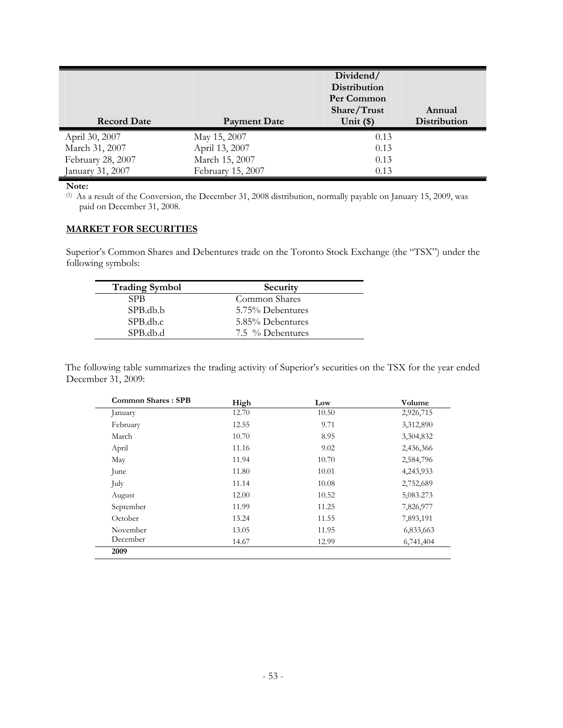| Record Date | Payment Date | Dividend/ Distribution Per Common Share/Trust Unit ($) | Annual Distribution |
|---|---|---|---|
| April 30, 2007 | May 15, 2007 | 0.13 | |
| March 31, 2007 | April 13, 2007 | 0.13 | |
| February 28, 2007 | March 15, 2007 | 0.13 | |
| January 31, 2007 | February 15, 2007 | 0.13 | |

**Note:**

(1) As a result of the Conversion, the December 31, 2008 distribution, normally payable on January 15, 2009, was paid on December 31, 2008.

## MARKET FOR SECURITIES

Superior's Common Shares and Debentures trade on the Toronto Stock Exchange (the "TSX") under the following symbols:

| Trading Symbol | Security |
|---|---|
| SPB | Common Shares |
| SPB.db.b | 5.75% Debentures |
| SPB.db.c | 5.85% Debentures |
| SPB.db.d | 7.5 % Debentures |

The following table summarizes the trading activity of Superior's securities on the TSX for the year ended December 31, 2009:

| Common Shares : SPB | High | Low | Volume |
|---|---|---|---|
| January | 12.70 | 10.50 | 2,926,715 |
| February | 12.55 | 9.71 | 3,312,890 |
| March | 10.70 | 8.95 | 3,304,832 |
| April | 11.16 | 9.02 | 2,436,366 |
| May | 11.94 | 10.70 | 2,584,796 |
| June | 11.80 | 10.01 | 4,243,933 |
| July | 11.14 | 10.08 | 2,752,689 |
| August | 12.00 | 10.52 | 5,083.273 |
| September | 11.99 | 11.25 | 7,826,977 |
| October | 13.24 | 11.55 | 7,893,191 |
| November | 13.05 | 11.95 | 6,833,663 |
| December | 14.67 | 12.99 | 6,741,404 |
| **2009** | | | |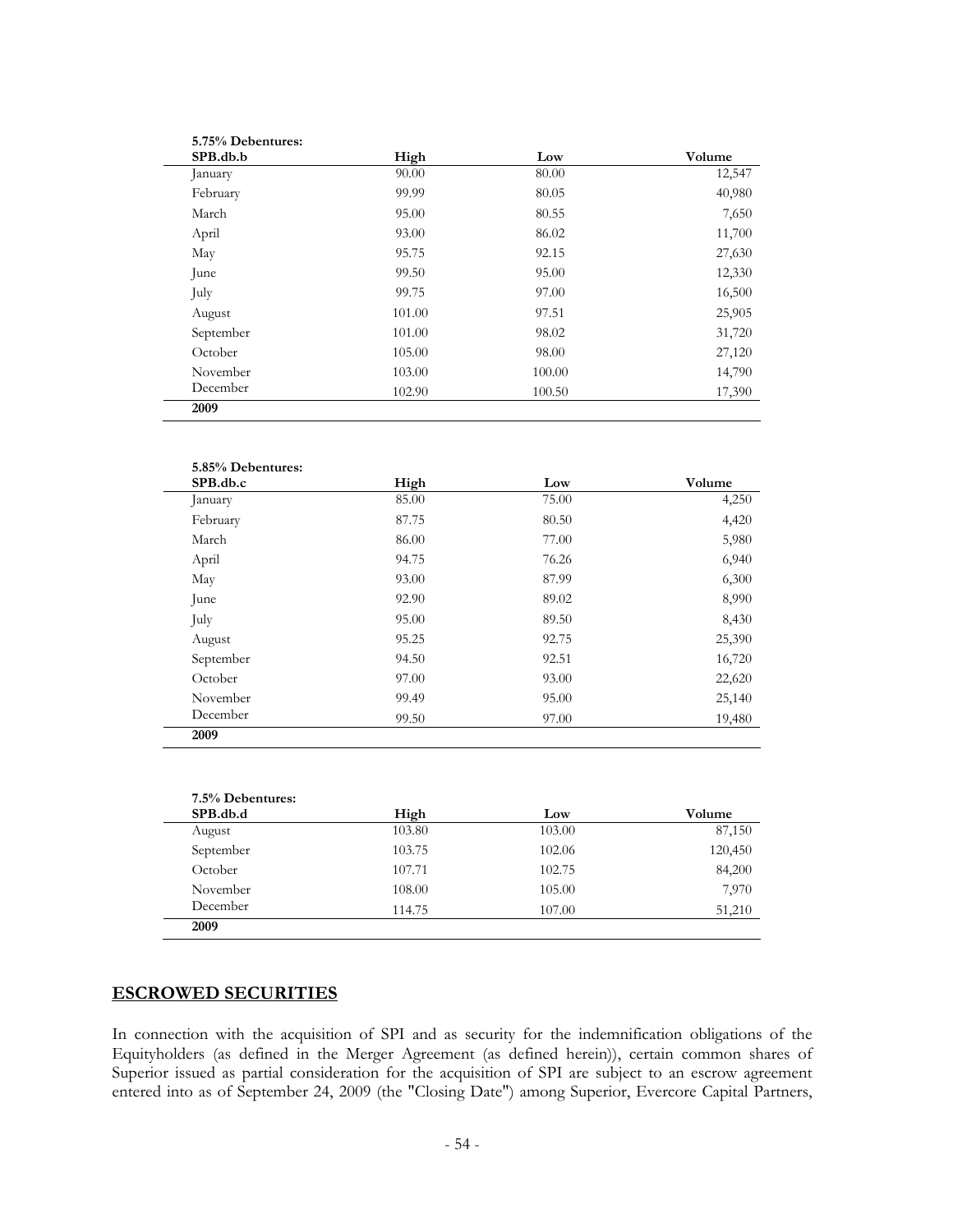**5.75% Debentures:**

| SPB.db.b | High | Low | Volume |
|---|---|---|---|
| January | 90.00 | 80.00 | 12,547 |
| February | 99.99 | 80.05 | 40,980 |
| March | 95.00 | 80.55 | 7,650 |
| April | 93.00 | 86.02 | 11,700 |
| May | 95.75 | 92.15 | 27,630 |
| June | 99.50 | 95.00 | 12,330 |
| July | 99.75 | 97.00 | 16,500 |
| August | 101.00 | 97.51 | 25,905 |
| September | 101.00 | 98.02 | 31,720 |
| October | 105.00 | 98.00 | 27,120 |
| November | 103.00 | 100.00 | 14,790 |
| December | 102.90 | 100.50 | 17,390 |
| **2009** | | | |

**5.85% Debentures:**

| SPB.db.c | High | Low | Volume |
|---|---|---|---|
| January | 85.00 | 75.00 | 4,250 |
| February | 87.75 | 80.50 | 4,420 |
| March | 86.00 | 77.00 | 5,980 |
| April | 94.75 | 76.26 | 6,940 |
| May | 93.00 | 87.99 | 6,300 |
| June | 92.90 | 89.02 | 8,990 |
| July | 95.00 | 89.50 | 8,430 |
| August | 95.25 | 92.75 | 25,390 |
| September | 94.50 | 92.51 | 16,720 |
| October | 97.00 | 93.00 | 22,620 |
| November | 99.49 | 95.00 | 25,140 |
| December | 99.50 | 97.00 | 19,480 |
| **2009** | | | |

**7.5% Debentures:**

| SPB.db.d | High | Low | Volume |
|---|---|---|---|
| August | 103.80 | 103.00 | 87,150 |
| September | 103.75 | 102.06 | 120,450 |
| October | 107.71 | 102.75 | 84,200 |
| November | 108.00 | 105.00 | 7,970 |
| December | 114.75 | 107.00 | 51,210 |
| **2009** | | | |

## ESCROWED SECURITIES

In connection with the acquisition of SPI and as security for the indemnification obligations of the Equityholders (as defined in the Merger Agreement (as defined herein)), certain common shares of Superior issued as partial consideration for the acquisition of SPI are subject to an escrow agreement entered into as of September 24, 2009 (the "Closing Date") among Superior, Evercore Capital Partners,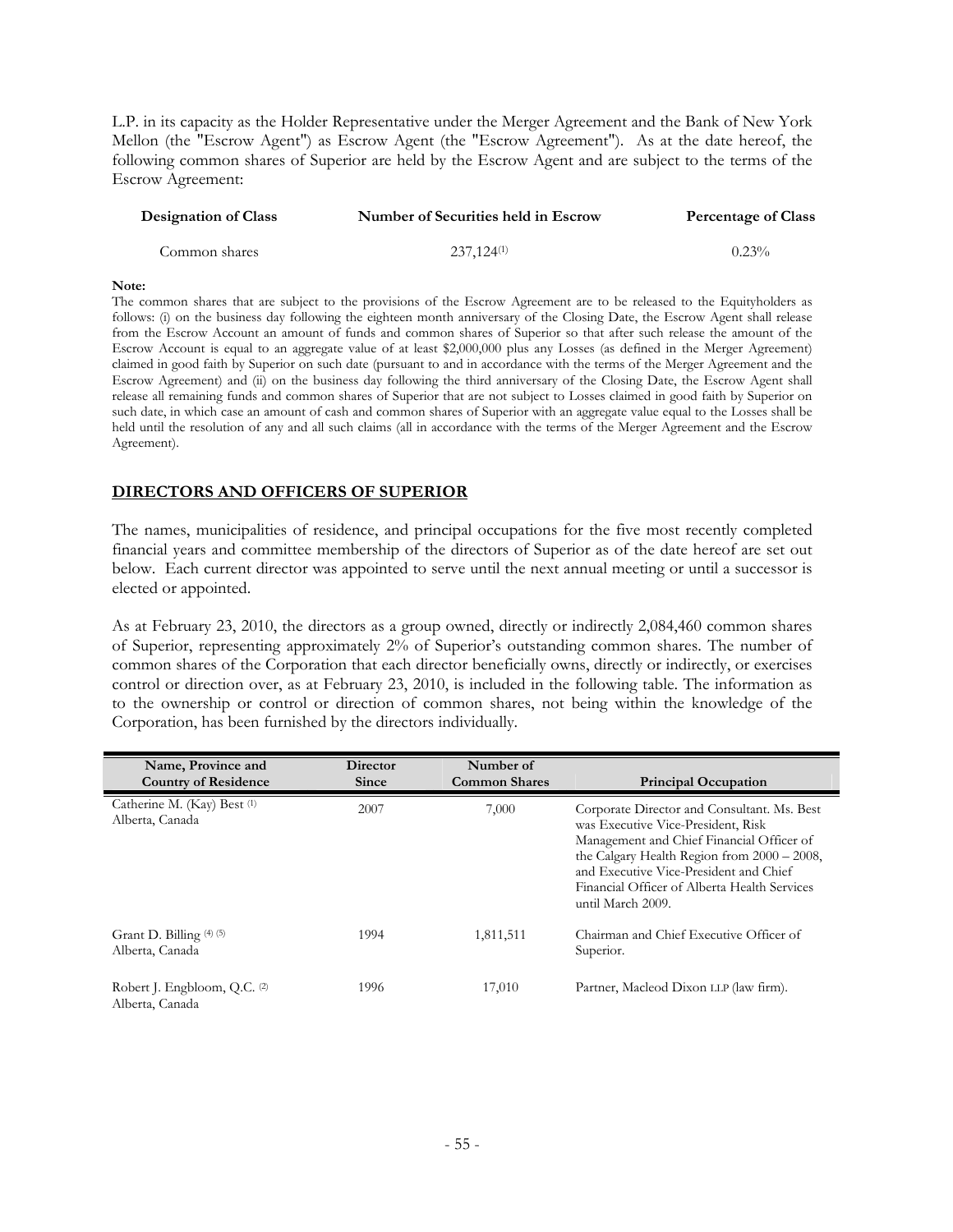L.P. in its capacity as the Holder Representative under the Merger Agreement and the Bank of New York Mellon (the "Escrow Agent") as Escrow Agent (the "Escrow Agreement"). As at the date hereof, the following common shares of Superior are held by the Escrow Agent and are subject to the terms of the Escrow Agreement:

| Designation of Class | Number of Securities held in Escrow | Percentage of Class |
|---|---|---|
| Common shares | 237,124[(1)] | 0.23% |

**Note:**

The common shares that are subject to the provisions of the Escrow Agreement are to be released to the Equityholders as follows: (i) on the business day following the eighteen month anniversary of the Closing Date, the Escrow Agent shall release from the Escrow Account an amount of funds and common shares of Superior so that after such release the amount of the Escrow Account is equal to an aggregate value of at least $2,000,000 plus any Losses (as defined in the Merger Agreement) claimed in good faith by Superior on such date (pursuant to and in accordance with the terms of the Merger Agreement and the Escrow Agreement) and (ii) on the business day following the third anniversary of the Closing Date, the Escrow Agent shall release all remaining funds and common shares of Superior that are not subject to Losses claimed in good faith by Superior on such date, in which case an amount of cash and common shares of Superior with an aggregate value equal to the Losses shall be held until the resolution of any and all such claims (all in accordance with the terms of the Merger Agreement and the Escrow Agreement).

## DIRECTORS AND OFFICERS OF SUPERIOR

The names, municipalities of residence, and principal occupations for the five most recently completed financial years and committee membership of the directors of Superior as of the date hereof are set out below. Each current director was appointed to serve until the next annual meeting or until a successor is elected or appointed.

As at February 23, 2010, the directors as a group owned, directly or indirectly 2,084,460 common shares of Superior, representing approximately 2% of Superior's outstanding common shares. The number of common shares of the Corporation that each director beneficially owns, directly or indirectly, or exercises control or direction over, as at February 23, 2010, is included in the following table. The information as to the ownership or control or direction of common shares, not being within the knowledge of the Corporation, has been furnished by the directors individually.

| Name, Province and Country of Residence | Director Since | Number of Common Shares | Principal Occupation |
|---|---|---|---|
| Catherine M. (Kay) Best [(1)]<br>Alberta, Canada | 2007 | 7,000 | Corporate Director and Consultant. Ms. Best was Executive Vice-President, Risk Management and Chief Financial Officer of the Calgary Health Region from 2000 – 2008, and Executive Vice-President and Chief Financial Officer of Alberta Health Services until March 2009. |
| Grant D. Billing [(4) (5)]<br>Alberta, Canada | 1994 | 1,811,511 | Chairman and Chief Executive Officer of Superior. |
| Robert J. Engbloom, Q.C. [(2)]<br>Alberta, Canada | 1996 | 17,010 | Partner, Macleod Dixon LLP (law firm). |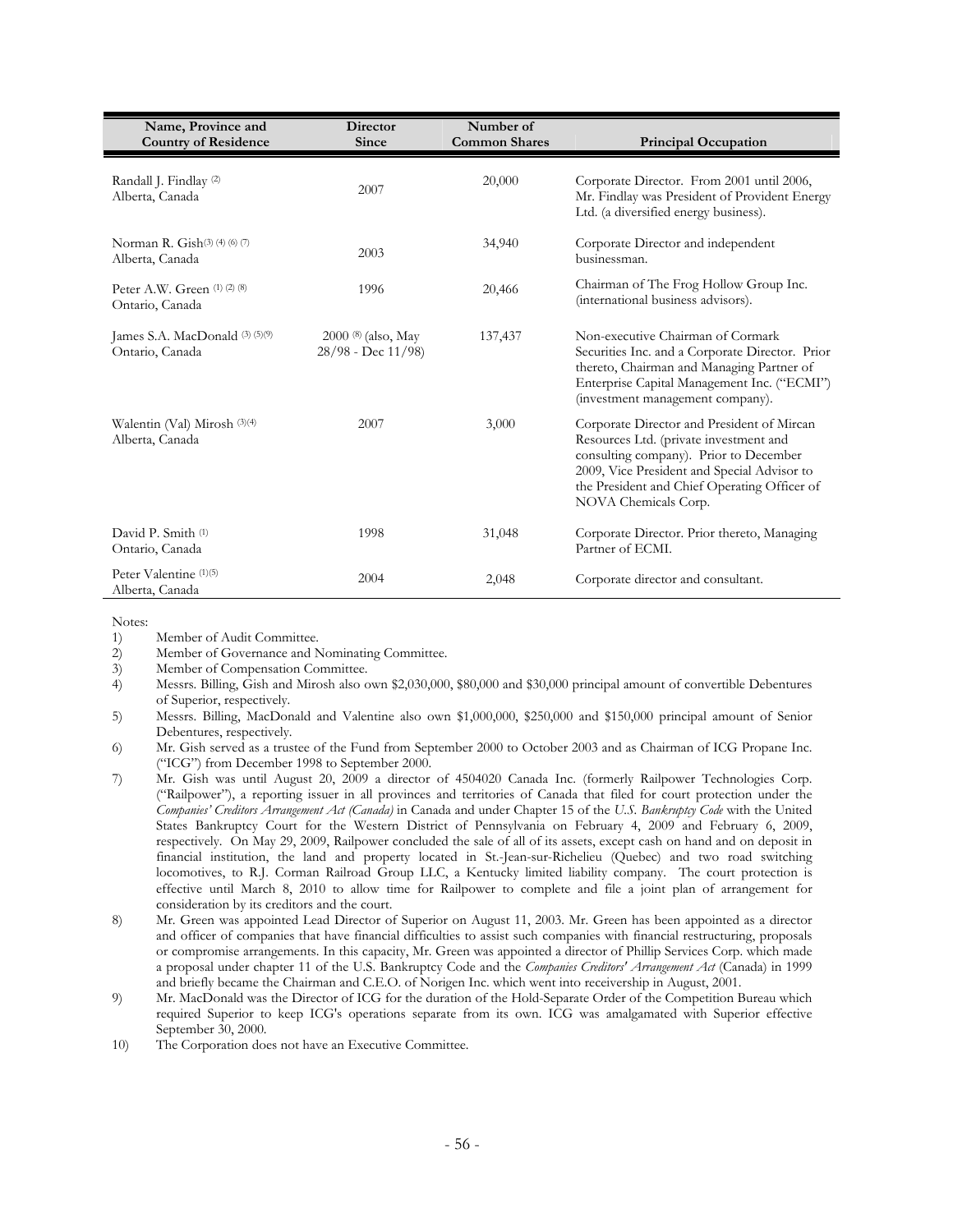| Name, Province and Country of Residence | Director Since | Number of Common Shares | Principal Occupation |
|---|---|---|---|
| Randall J. Findlay [(2)]<br>Alberta, Canada | 2007 | 20,000 | Corporate Director. From 2001 until 2006, Mr. Findlay was President of Provident Energy Ltd. (a diversified energy business). |
| Norman R. Gish[(3) (4) (6) (7)]<br>Alberta, Canada | 2003 | 34,940 | Corporate Director and independent businessman. |
| Peter A.W. Green [(1) (2) (8)]<br>Ontario, Canada | 1996 | 20,466 | Chairman of The Frog Hollow Group Inc. (international business advisors). |
| James S.A. MacDonald [(3) (5)(9)]<br>Ontario, Canada | 2000 [(8)] (also, May 28/98 - Dec 11/98) | 137,437 | Non-executive Chairman of Cormark Securities Inc. and a Corporate Director. Prior thereto, Chairman and Managing Partner of Enterprise Capital Management Inc. ("ECMI") (investment management company). |
| Walentin (Val) Mirosh [(3)(4)]<br>Alberta, Canada | 2007 | 3,000 | Corporate Director and President of Mircan Resources Ltd. (private investment and consulting company). Prior to December 2009, Vice President and Special Advisor to the President and Chief Operating Officer of NOVA Chemicals Corp. |
| David P. Smith [(1)]<br>Ontario, Canada | 1998 | 31,048 | Corporate Director. Prior thereto, Managing Partner of ECMI. |
| Peter Valentine [(1)(5)]<br>Alberta, Canada | 2004 | 2,048 | Corporate director and consultant. |

Notes:

1) Member of Audit Committee.
2) Member of Governance and Nominating Committee.
3) Member of Compensation Committee.
4) Messrs. Billing, Gish and Mirosh also own $2,030,000, $80,000 and $30,000 principal amount of convertible Debentures of Superior, respectively.
5) Messrs. Billing, MacDonald and Valentine also own $1,000,000, $250,000 and $150,000 principal amount of Senior Debentures, respectively.
6) Mr. Gish served as a trustee of the Fund from September 2000 to October 2003 and as Chairman of ICG Propane Inc. ("ICG") from December 1998 to September 2000.
7) Mr. Gish was until August 20, 2009 a director of 4504020 Canada Inc. (formerly Railpower Technologies Corp. ("Railpower"), a reporting issuer in all provinces and territories of Canada that filed for court protection under the *Companies' Creditors Arrangement Act (Canada)* in Canada and under Chapter 15 of the *U.S. Bankruptcy Code* with the United States Bankruptcy Court for the Western District of Pennsylvania on February 4, 2009 and February 6, 2009, respectively. On May 29, 2009, Railpower concluded the sale of all of its assets, except cash on hand and on deposit in financial institution, the land and property located in St.-Jean-sur-Richelieu (Quebec) and two road switching locomotives, to R.J. Corman Railroad Group LLC, a Kentucky limited liability company. The court protection is effective until March 8, 2010 to allow time for Railpower to complete and file a joint plan of arrangement for consideration by its creditors and the court.
8) Mr. Green was appointed Lead Director of Superior on August 11, 2003. Mr. Green has been appointed as a director and officer of companies that have financial difficulties to assist such companies with financial restructuring, proposals or compromise arrangements. In this capacity, Mr. Green was appointed a director of Phillip Services Corp. which made a proposal under chapter 11 of the U.S. Bankruptcy Code and the *Companies Creditors' Arrangement Act* (Canada) in 1999 and briefly became the Chairman and C.E.O. of Norigen Inc. which went into receivership in August, 2001.
9) Mr. MacDonald was the Director of ICG for the duration of the Hold-Separate Order of the Competition Bureau which required Superior to keep ICG's operations separate from its own. ICG was amalgamated with Superior effective September 30, 2000.
10) The Corporation does not have an Executive Committee.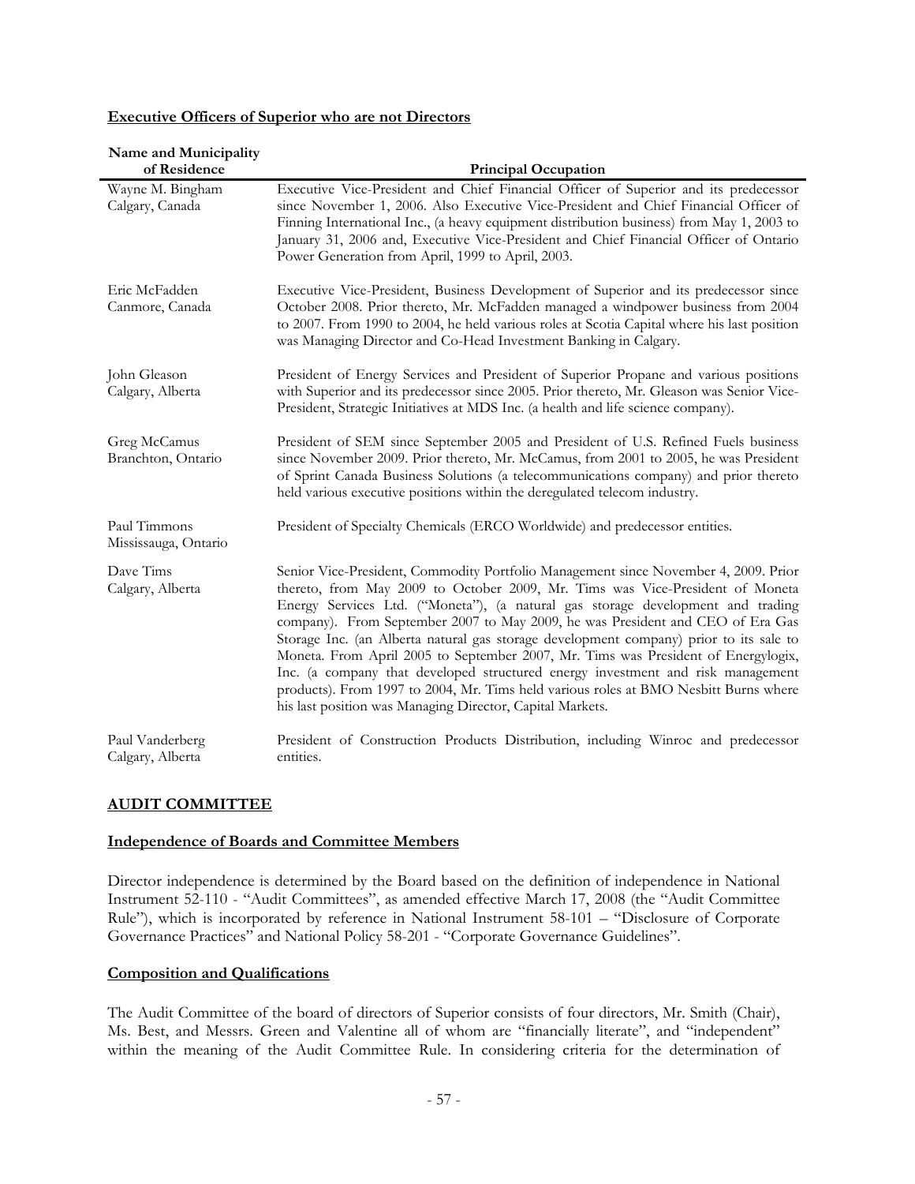**Executive Officers of Superior who are not Directors**

| Name and Municipality of Residence | Principal Occupation |
|---|---|
| Wayne M. Bingham<br>Calgary, Canada | Executive Vice-President and Chief Financial Officer of Superior and its predecessor since November 1, 2006. Also Executive Vice-President and Chief Financial Officer of Finning International Inc., (a heavy equipment distribution business) from May 1, 2003 to January 31, 2006 and, Executive Vice-President and Chief Financial Officer of Ontario Power Generation from April, 1999 to April, 2003. |
| Eric McFadden<br>Canmore, Canada | Executive Vice-President, Business Development of Superior and its predecessor since October 2008. Prior thereto, Mr. McFadden managed a windpower business from 2004 to 2007. From 1990 to 2004, he held various roles at Scotia Capital where his last position was Managing Director and Co-Head Investment Banking in Calgary. |
| John Gleason<br>Calgary, Alberta | President of Energy Services and President of Superior Propane and various positions with Superior and its predecessor since 2005. Prior thereto, Mr. Gleason was Senior Vice-President, Strategic Initiatives at MDS Inc. (a health and life science company). |
| Greg McCamus<br>Branchton, Ontario | President of SEM since September 2005 and President of U.S. Refined Fuels business since November 2009. Prior thereto, Mr. McCamus, from 2001 to 2005, he was President of Sprint Canada Business Solutions (a telecommunications company) and prior thereto held various executive positions within the deregulated telecom industry. |
| Paul Timmons<br>Mississauga, Ontario | President of Specialty Chemicals (ERCO Worldwide) and predecessor entities. |
| Dave Tims<br>Calgary, Alberta | Senior Vice-President, Commodity Portfolio Management since November 4, 2009. Prior thereto, from May 2009 to October 2009, Mr. Tims was Vice-President of Moneta Energy Services Ltd. ("Moneta"), (a natural gas storage development and trading company). From September 2007 to May 2009, he was President and CEO of Era Gas Storage Inc. (an Alberta natural gas storage development company) prior to its sale to Moneta. From April 2005 to September 2007, Mr. Tims was President of Energylogix, Inc. (a company that developed structured energy investment and risk management products). From 1997 to 2004, Mr. Tims held various roles at BMO Nesbitt Burns where his last position was Managing Director, Capital Markets. |
| Paul Vanderberg<br>Calgary, Alberta | President of Construction Products Distribution, including Winroc and predecessor entities. |

## AUDIT COMMITTEE

**Independence of Boards and Committee Members**

Director independence is determined by the Board based on the definition of independence in National Instrument 52-110 - "Audit Committees", as amended effective March 17, 2008 (the "Audit Committee Rule"), which is incorporated by reference in National Instrument 58-101 – "Disclosure of Corporate Governance Practices" and National Policy 58-201 - "Corporate Governance Guidelines".

**Composition and Qualifications**

The Audit Committee of the board of directors of Superior consists of four directors, Mr. Smith (Chair), Ms. Best, and Messrs. Green and Valentine all of whom are "financially literate", and "independent" within the meaning of the Audit Committee Rule. In considering criteria for the determination of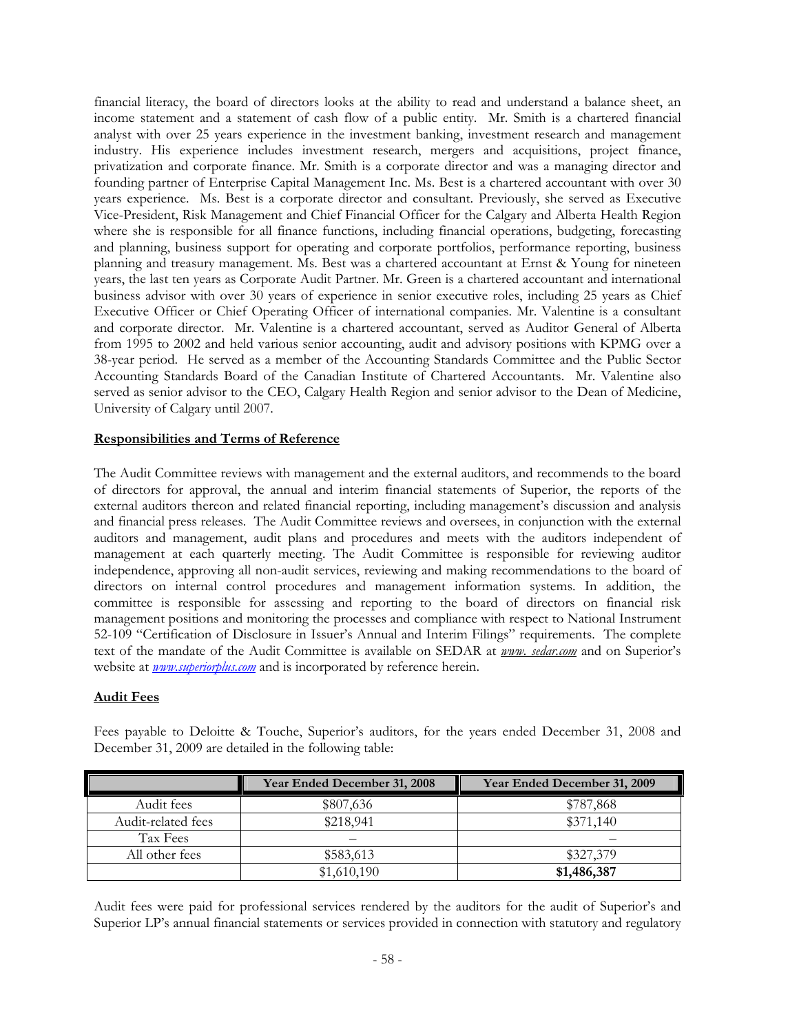financial literacy, the board of directors looks at the ability to read and understand a balance sheet, an income statement and a statement of cash flow of a public entity. Mr. Smith is a chartered financial analyst with over 25 years experience in the investment banking, investment research and management industry. His experience includes investment research, mergers and acquisitions, project finance, privatization and corporate finance. Mr. Smith is a corporate director and was a managing director and founding partner of Enterprise Capital Management Inc. Ms. Best is a chartered accountant with over 30 years experience. Ms. Best is a corporate director and consultant. Previously, she served as Executive Vice-President, Risk Management and Chief Financial Officer for the Calgary and Alberta Health Region where she is responsible for all finance functions, including financial operations, budgeting, forecasting and planning, business support for operating and corporate portfolios, performance reporting, business planning and treasury management. Ms. Best was a chartered accountant at Ernst & Young for nineteen years, the last ten years as Corporate Audit Partner. Mr. Green is a chartered accountant and international business advisor with over 30 years of experience in senior executive roles, including 25 years as Chief Executive Officer or Chief Operating Officer of international companies. Mr. Valentine is a consultant and corporate director. Mr. Valentine is a chartered accountant, served as Auditor General of Alberta from 1995 to 2002 and held various senior accounting, audit and advisory positions with KPMG over a 38-year period. He served as a member of the Accounting Standards Committee and the Public Sector Accounting Standards Board of the Canadian Institute of Chartered Accountants. Mr. Valentine also served as senior advisor to the CEO, Calgary Health Region and senior advisor to the Dean of Medicine, University of Calgary until 2007.

**Responsibilities and Terms of Reference**

The Audit Committee reviews with management and the external auditors, and recommends to the board of directors for approval, the annual and interim financial statements of Superior, the reports of the external auditors thereon and related financial reporting, including management's discussion and analysis and financial press releases. The Audit Committee reviews and oversees, in conjunction with the external auditors and management, audit plans and procedures and meets with the auditors independent of management at each quarterly meeting. The Audit Committee is responsible for reviewing auditor independence, approving all non-audit services, reviewing and making recommendations to the board of directors on internal control procedures and management information systems. In addition, the committee is responsible for assessing and reporting to the board of directors on financial risk management positions and monitoring the processes and compliance with respect to National Instrument 52-109 "Certification of Disclosure in Issuer's Annual and Interim Filings" requirements. The complete text of the mandate of the Audit Committee is available on SEDAR at *www. sedar.com* and on Superior's website at *www.superiorplus.com* and is incorporated by reference herein.

**Audit Fees**

Fees payable to Deloitte & Touche, Superior's auditors, for the years ended December 31, 2008 and December 31, 2009 are detailed in the following table:

| | Year Ended December 31, 2008 | Year Ended December 31, 2009 |
|---|---|---|
| Audit fees | $807,636 | $787,868 |
| Audit-related fees | $218,941 | $371,140 |
| Tax Fees | – | – |
| All other fees | $583,613 | $327,379 |
| | $1,610,190 | **$1,486,387** |

Audit fees were paid for professional services rendered by the auditors for the audit of Superior's and Superior LP's annual financial statements or services provided in connection with statutory and regulatory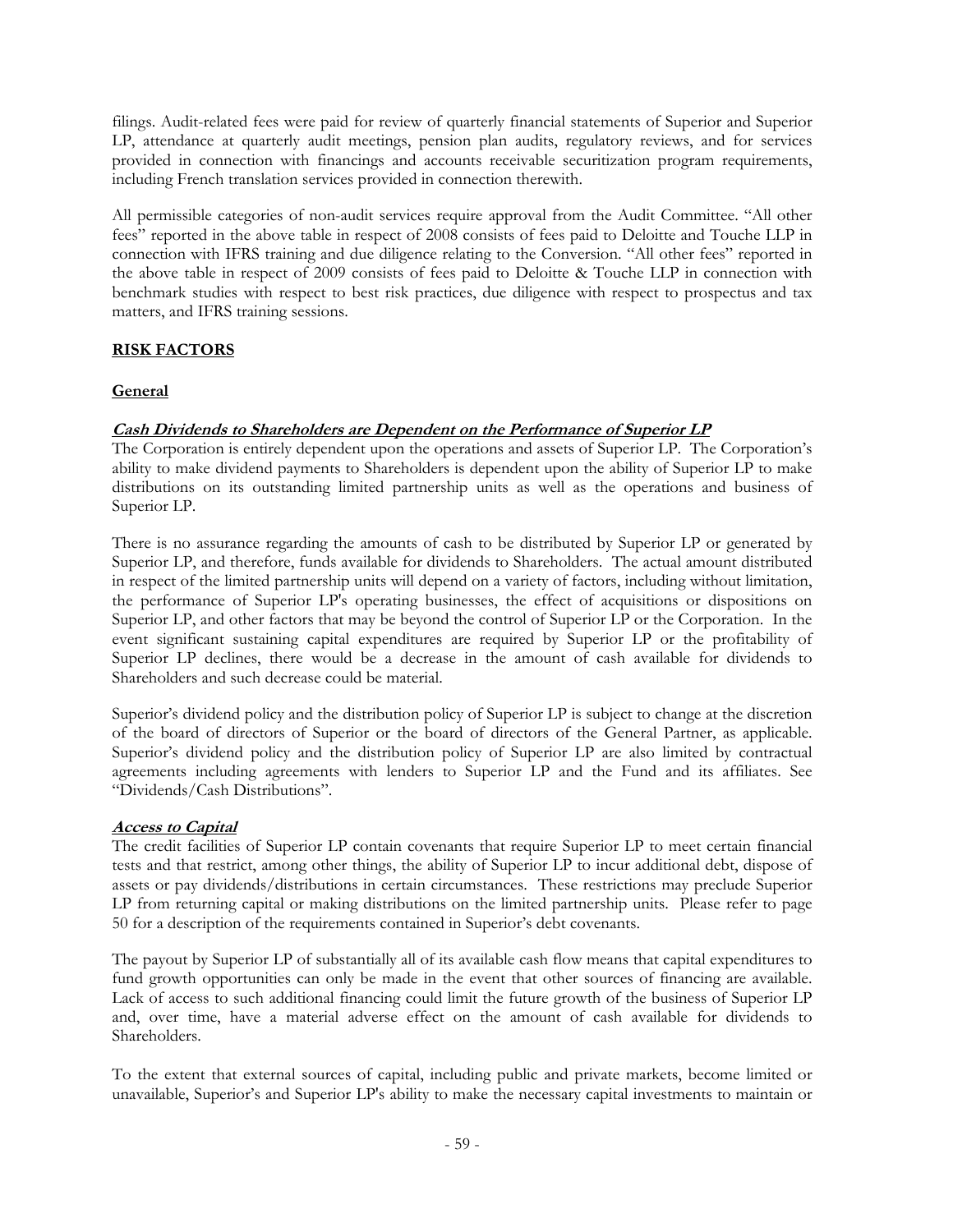filings. Audit-related fees were paid for review of quarterly financial statements of Superior and Superior LP, attendance at quarterly audit meetings, pension plan audits, regulatory reviews, and for services provided in connection with financings and accounts receivable securitization program requirements, including French translation services provided in connection therewith.

All permissible categories of non-audit services require approval from the Audit Committee. "All other fees" reported in the above table in respect of 2008 consists of fees paid to Deloitte and Touche LLP in connection with IFRS training and due diligence relating to the Conversion. "All other fees" reported in the above table in respect of 2009 consists of fees paid to Deloitte & Touche LLP in connection with benchmark studies with respect to best risk practices, due diligence with respect to prospectus and tax matters, and IFRS training sessions.

## RISK FACTORS

### General

#### *Cash Dividends to Shareholders are Dependent on the Performance of Superior LP*

The Corporation is entirely dependent upon the operations and assets of Superior LP. The Corporation's ability to make dividend payments to Shareholders is dependent upon the ability of Superior LP to make distributions on its outstanding limited partnership units as well as the operations and business of Superior LP.

There is no assurance regarding the amounts of cash to be distributed by Superior LP or generated by Superior LP, and therefore, funds available for dividends to Shareholders. The actual amount distributed in respect of the limited partnership units will depend on a variety of factors, including without limitation, the performance of Superior LP's operating businesses, the effect of acquisitions or dispositions on Superior LP, and other factors that may be beyond the control of Superior LP or the Corporation. In the event significant sustaining capital expenditures are required by Superior LP or the profitability of Superior LP declines, there would be a decrease in the amount of cash available for dividends to Shareholders and such decrease could be material.

Superior's dividend policy and the distribution policy of Superior LP is subject to change at the discretion of the board of directors of Superior or the board of directors of the General Partner, as applicable. Superior's dividend policy and the distribution policy of Superior LP are also limited by contractual agreements including agreements with lenders to Superior LP and the Fund and its affiliates. See "Dividends/Cash Distributions".

#### *Access to Capital*

The credit facilities of Superior LP contain covenants that require Superior LP to meet certain financial tests and that restrict, among other things, the ability of Superior LP to incur additional debt, dispose of assets or pay dividends/distributions in certain circumstances. These restrictions may preclude Superior LP from returning capital or making distributions on the limited partnership units. Please refer to page 50 for a description of the requirements contained in Superior's debt covenants.

The payout by Superior LP of substantially all of its available cash flow means that capital expenditures to fund growth opportunities can only be made in the event that other sources of financing are available. Lack of access to such additional financing could limit the future growth of the business of Superior LP and, over time, have a material adverse effect on the amount of cash available for dividends to Shareholders.

To the extent that external sources of capital, including public and private markets, become limited or unavailable, Superior's and Superior LP's ability to make the necessary capital investments to maintain or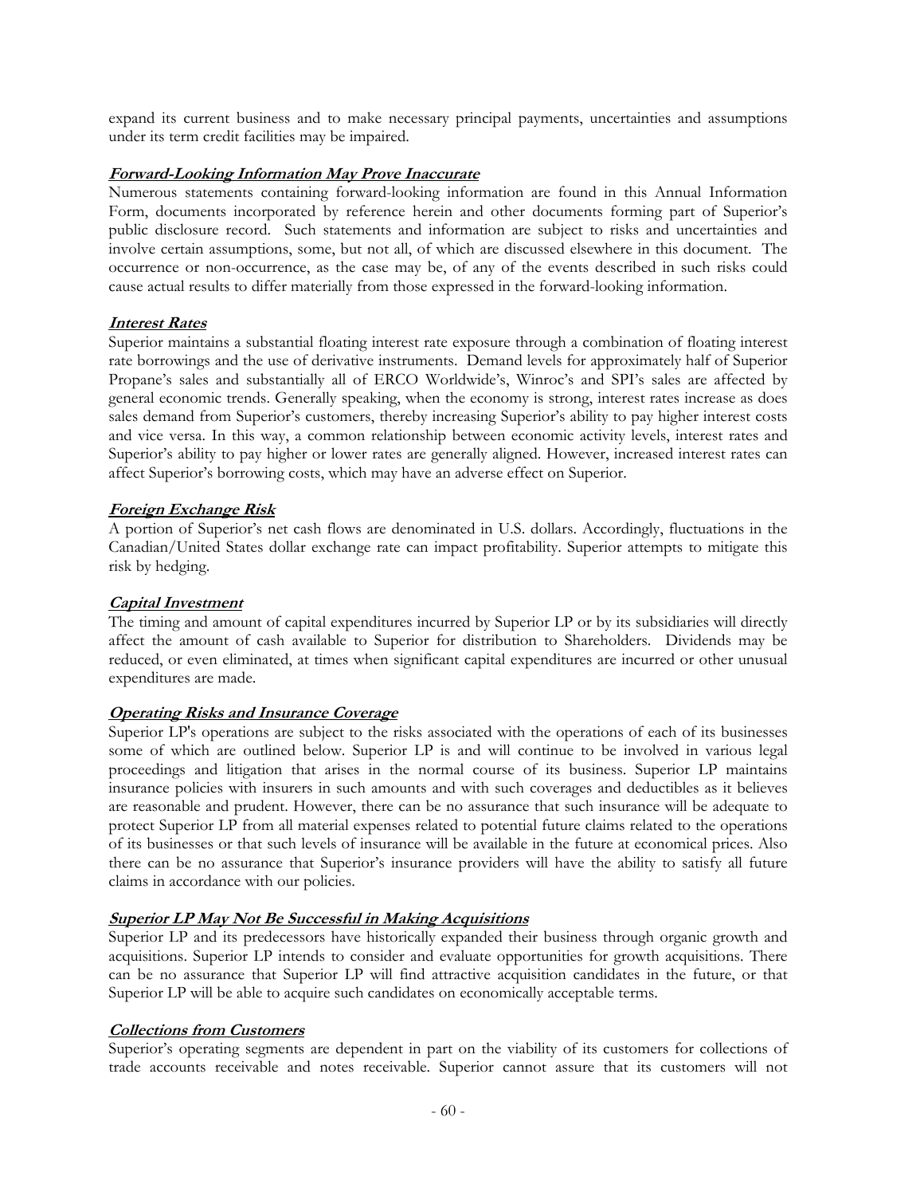expand its current business and to make necessary principal payments, uncertainties and assumptions under its term credit facilities may be impaired.

***Forward-Looking Information May Prove Inaccurate***

Numerous statements containing forward-looking information are found in this Annual Information Form, documents incorporated by reference herein and other documents forming part of Superior's public disclosure record. Such statements and information are subject to risks and uncertainties and involve certain assumptions, some, but not all, of which are discussed elsewhere in this document. The occurrence or non-occurrence, as the case may be, of any of the events described in such risks could cause actual results to differ materially from those expressed in the forward-looking information.

***Interest Rates***

Superior maintains a substantial floating interest rate exposure through a combination of floating interest rate borrowings and the use of derivative instruments. Demand levels for approximately half of Superior Propane's sales and substantially all of ERCO Worldwide's, Winroc's and SPI's sales are affected by general economic trends. Generally speaking, when the economy is strong, interest rates increase as does sales demand from Superior's customers, thereby increasing Superior's ability to pay higher interest costs and vice versa. In this way, a common relationship between economic activity levels, interest rates and Superior's ability to pay higher or lower rates are generally aligned. However, increased interest rates can affect Superior's borrowing costs, which may have an adverse effect on Superior.

***Foreign Exchange Risk***

A portion of Superior's net cash flows are denominated in U.S. dollars. Accordingly, fluctuations in the Canadian/United States dollar exchange rate can impact profitability. Superior attempts to mitigate this risk by hedging.

***Capital Investment***

The timing and amount of capital expenditures incurred by Superior LP or by its subsidiaries will directly affect the amount of cash available to Superior for distribution to Shareholders. Dividends may be reduced, or even eliminated, at times when significant capital expenditures are incurred or other unusual expenditures are made.

***Operating Risks and Insurance Coverage***

Superior LP's operations are subject to the risks associated with the operations of each of its businesses some of which are outlined below. Superior LP is and will continue to be involved in various legal proceedings and litigation that arises in the normal course of its business. Superior LP maintains insurance policies with insurers in such amounts and with such coverages and deductibles as it believes are reasonable and prudent. However, there can be no assurance that such insurance will be adequate to protect Superior LP from all material expenses related to potential future claims related to the operations of its businesses or that such levels of insurance will be available in the future at economical prices. Also there can be no assurance that Superior's insurance providers will have the ability to satisfy all future claims in accordance with our policies.

***Superior LP May Not Be Successful in Making Acquisitions***

Superior LP and its predecessors have historically expanded their business through organic growth and acquisitions. Superior LP intends to consider and evaluate opportunities for growth acquisitions. There can be no assurance that Superior LP will find attractive acquisition candidates in the future, or that Superior LP will be able to acquire such candidates on economically acceptable terms.

***Collections from Customers***

Superior's operating segments are dependent in part on the viability of its customers for collections of trade accounts receivable and notes receivable. Superior cannot assure that its customers will not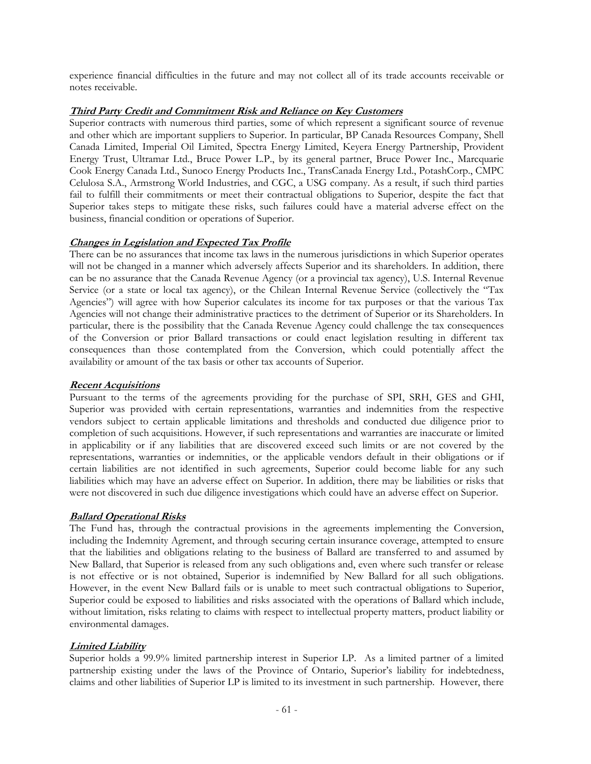experience financial difficulties in the future and may not collect all of its trade accounts receivable or notes receivable.

***Third Party Credit and Commitment Risk and Reliance on Key Customers***

Superior contracts with numerous third parties, some of which represent a significant source of revenue and other which are important suppliers to Superior. In particular, BP Canada Resources Company, Shell Canada Limited, Imperial Oil Limited, Spectra Energy Limited, Keyera Energy Partnership, Provident Energy Trust, Ultramar Ltd., Bruce Power L.P., by its general partner, Bruce Power Inc., Marcquarie Cook Energy Canada Ltd., Sunoco Energy Products Inc., TransCanada Energy Ltd., PotashCorp., CMPC Celulosa S.A., Armstrong World Industries, and CGC, a USG company. As a result, if such third parties fail to fulfill their commitments or meet their contractual obligations to Superior, despite the fact that Superior takes steps to mitigate these risks, such failures could have a material adverse effect on the business, financial condition or operations of Superior.

***Changes in Legislation and Expected Tax Profile***

There can be no assurances that income tax laws in the numerous jurisdictions in which Superior operates will not be changed in a manner which adversely affects Superior and its shareholders. In addition, there can be no assurance that the Canada Revenue Agency (or a provincial tax agency), U.S. Internal Revenue Service (or a state or local tax agency), or the Chilean Internal Revenue Service (collectively the "Tax Agencies") will agree with how Superior calculates its income for tax purposes or that the various Tax Agencies will not change their administrative practices to the detriment of Superior or its Shareholders. In particular, there is the possibility that the Canada Revenue Agency could challenge the tax consequences of the Conversion or prior Ballard transactions or could enact legislation resulting in different tax consequences than those contemplated from the Conversion, which could potentially affect the availability or amount of the tax basis or other tax accounts of Superior.

***Recent Acquisitions***

Pursuant to the terms of the agreements providing for the purchase of SPI, SRH, GES and GHI, Superior was provided with certain representations, warranties and indemnities from the respective vendors subject to certain applicable limitations and thresholds and conducted due diligence prior to completion of such acquisitions. However, if such representations and warranties are inaccurate or limited in applicability or if any liabilities that are discovered exceed such limits or are not covered by the representations, warranties or indemnities, or the applicable vendors default in their obligations or if certain liabilities are not identified in such agreements, Superior could become liable for any such liabilities which may have an adverse effect on Superior. In addition, there may be liabilities or risks that were not discovered in such due diligence investigations which could have an adverse effect on Superior.

***Ballard Operational Risks***

The Fund has, through the contractual provisions in the agreements implementing the Conversion, including the Indemnity Agrement, and through securing certain insurance coverage, attempted to ensure that the liabilities and obligations relating to the business of Ballard are transferred to and assumed by New Ballard, that Superior is released from any such obligations and, even where such transfer or release is not effective or is not obtained, Superior is indemnified by New Ballard for all such obligations. However, in the event New Ballard fails or is unable to meet such contractual obligations to Superior, Superior could be exposed to liabilities and risks associated with the operations of Ballard which include, without limitation, risks relating to claims with respect to intellectual property matters, product liability or environmental damages.

***Limited Liability***

Superior holds a 99.9% limited partnership interest in Superior LP. As a limited partner of a limited partnership existing under the laws of the Province of Ontario, Superior's liability for indebtedness, claims and other liabilities of Superior LP is limited to its investment in such partnership. However, there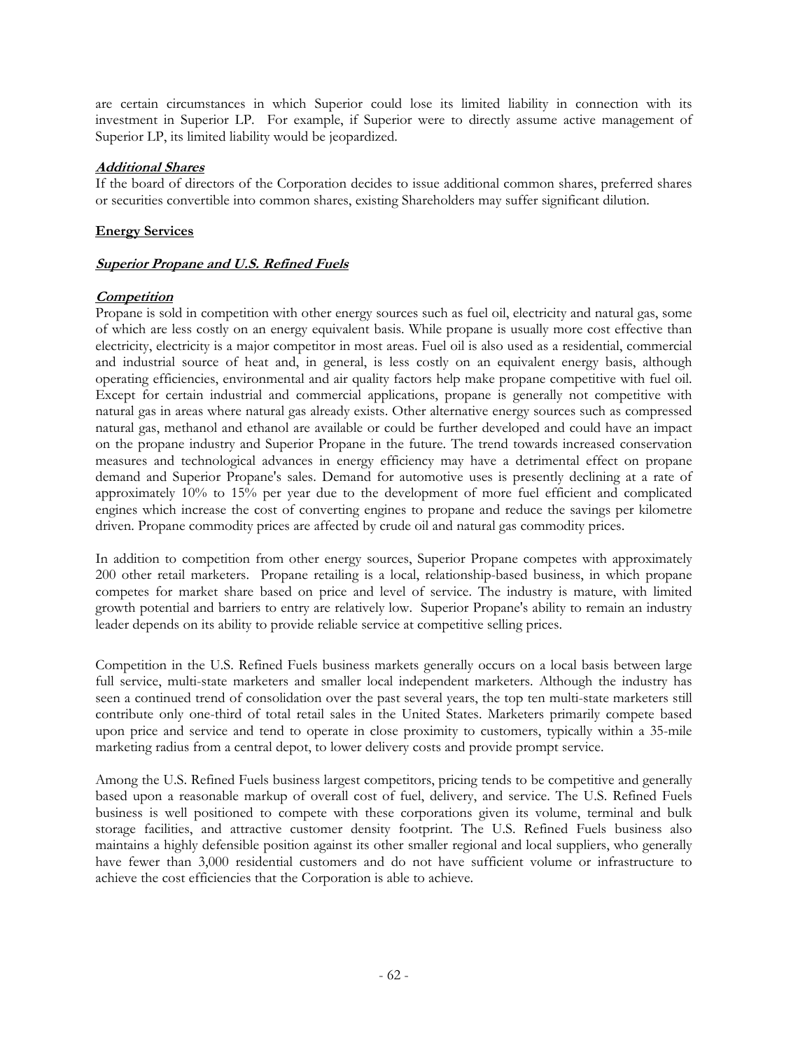are certain circumstances in which Superior could lose its limited liability in connection with its investment in Superior LP. For example, if Superior were to directly assume active management of Superior LP, its limited liability would be jeopardized.

***Additional Shares***

If the board of directors of the Corporation decides to issue additional common shares, preferred shares or securities convertible into common shares, existing Shareholders may suffer significant dilution.

## Energy Services

### ***Superior Propane and U.S. Refined Fuels***

***Competition***

Propane is sold in competition with other energy sources such as fuel oil, electricity and natural gas, some of which are less costly on an energy equivalent basis. While propane is usually more cost effective than electricity, electricity is a major competitor in most areas. Fuel oil is also used as a residential, commercial and industrial source of heat and, in general, is less costly on an equivalent energy basis, although operating efficiencies, environmental and air quality factors help make propane competitive with fuel oil. Except for certain industrial and commercial applications, propane is generally not competitive with natural gas in areas where natural gas already exists. Other alternative energy sources such as compressed natural gas, methanol and ethanol are available or could be further developed and could have an impact on the propane industry and Superior Propane in the future. The trend towards increased conservation measures and technological advances in energy efficiency may have a detrimental effect on propane demand and Superior Propane's sales. Demand for automotive uses is presently declining at a rate of approximately 10% to 15% per year due to the development of more fuel efficient and complicated engines which increase the cost of converting engines to propane and reduce the savings per kilometre driven. Propane commodity prices are affected by crude oil and natural gas commodity prices.

In addition to competition from other energy sources, Superior Propane competes with approximately 200 other retail marketers. Propane retailing is a local, relationship-based business, in which propane competes for market share based on price and level of service. The industry is mature, with limited growth potential and barriers to entry are relatively low. Superior Propane's ability to remain an industry leader depends on its ability to provide reliable service at competitive selling prices.

Competition in the U.S. Refined Fuels business markets generally occurs on a local basis between large full service, multi-state marketers and smaller local independent marketers. Although the industry has seen a continued trend of consolidation over the past several years, the top ten multi-state marketers still contribute only one-third of total retail sales in the United States. Marketers primarily compete based upon price and service and tend to operate in close proximity to customers, typically within a 35-mile marketing radius from a central depot, to lower delivery costs and provide prompt service.

Among the U.S. Refined Fuels business largest competitors, pricing tends to be competitive and generally based upon a reasonable markup of overall cost of fuel, delivery, and service. The U.S. Refined Fuels business is well positioned to compete with these corporations given its volume, terminal and bulk storage facilities, and attractive customer density footprint. The U.S. Refined Fuels business also maintains a highly defensible position against its other smaller regional and local suppliers, who generally have fewer than 3,000 residential customers and do not have sufficient volume or infrastructure to achieve the cost efficiencies that the Corporation is able to achieve.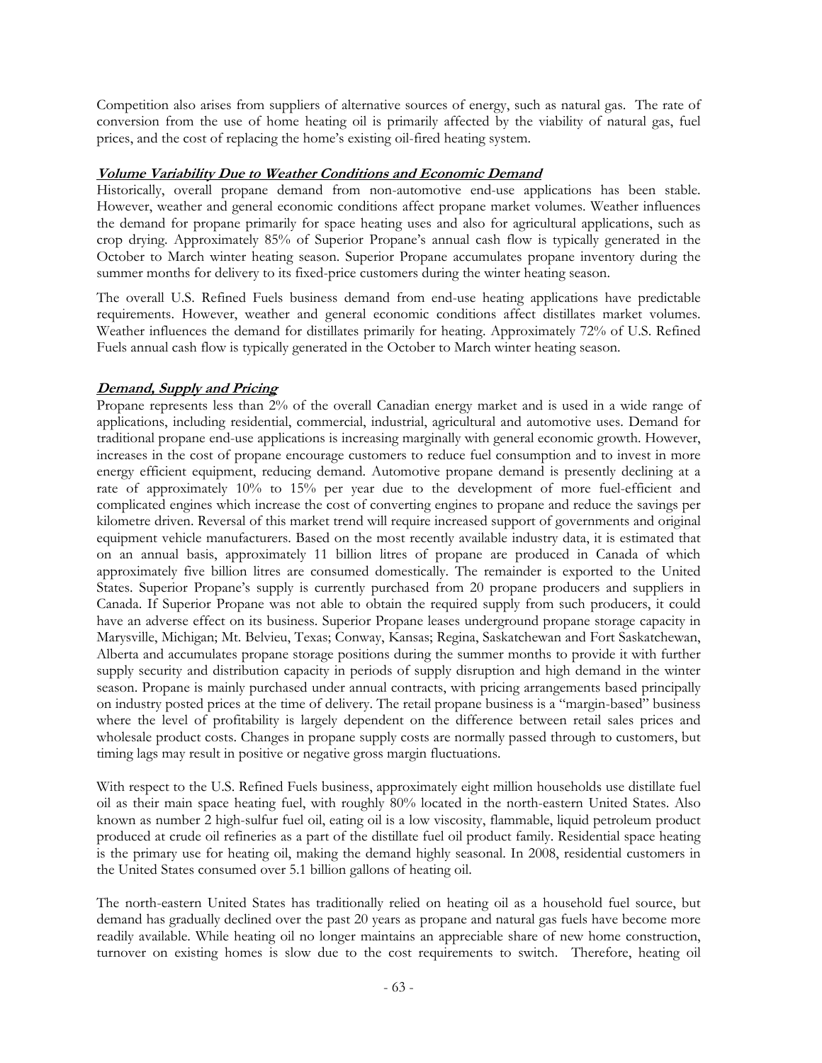Competition also arises from suppliers of alternative sources of energy, such as natural gas. The rate of conversion from the use of home heating oil is primarily affected by the viability of natural gas, fuel prices, and the cost of replacing the home's existing oil-fired heating system.

***Volume Variability Due to Weather Conditions and Economic Demand***

Historically, overall propane demand from non-automotive end-use applications has been stable. However, weather and general economic conditions affect propane market volumes. Weather influences the demand for propane primarily for space heating uses and also for agricultural applications, such as crop drying. Approximately 85% of Superior Propane's annual cash flow is typically generated in the October to March winter heating season. Superior Propane accumulates propane inventory during the summer months for delivery to its fixed-price customers during the winter heating season.

The overall U.S. Refined Fuels business demand from end-use heating applications have predictable requirements. However, weather and general economic conditions affect distillates market volumes. Weather influences the demand for distillates primarily for heating. Approximately 72% of U.S. Refined Fuels annual cash flow is typically generated in the October to March winter heating season.

***Demand, Supply and Pricing***

Propane represents less than 2% of the overall Canadian energy market and is used in a wide range of applications, including residential, commercial, industrial, agricultural and automotive uses. Demand for traditional propane end-use applications is increasing marginally with general economic growth. However, increases in the cost of propane encourage customers to reduce fuel consumption and to invest in more energy efficient equipment, reducing demand. Automotive propane demand is presently declining at a rate of approximately 10% to 15% per year due to the development of more fuel-efficient and complicated engines which increase the cost of converting engines to propane and reduce the savings per kilometre driven. Reversal of this market trend will require increased support of governments and original equipment vehicle manufacturers. Based on the most recently available industry data, it is estimated that on an annual basis, approximately 11 billion litres of propane are produced in Canada of which approximately five billion litres are consumed domestically. The remainder is exported to the United States. Superior Propane's supply is currently purchased from 20 propane producers and suppliers in Canada. If Superior Propane was not able to obtain the required supply from such producers, it could have an adverse effect on its business. Superior Propane leases underground propane storage capacity in Marysville, Michigan; Mt. Belvieu, Texas; Conway, Kansas; Regina, Saskatchewan and Fort Saskatchewan, Alberta and accumulates propane storage positions during the summer months to provide it with further supply security and distribution capacity in periods of supply disruption and high demand in the winter season. Propane is mainly purchased under annual contracts, with pricing arrangements based principally on industry posted prices at the time of delivery. The retail propane business is a "margin-based" business where the level of profitability is largely dependent on the difference between retail sales prices and wholesale product costs. Changes in propane supply costs are normally passed through to customers, but timing lags may result in positive or negative gross margin fluctuations.

With respect to the U.S. Refined Fuels business, approximately eight million households use distillate fuel oil as their main space heating fuel, with roughly 80% located in the north-eastern United States. Also known as number 2 high-sulfur fuel oil, eating oil is a low viscosity, flammable, liquid petroleum product produced at crude oil refineries as a part of the distillate fuel oil product family. Residential space heating is the primary use for heating oil, making the demand highly seasonal. In 2008, residential customers in the United States consumed over 5.1 billion gallons of heating oil.

The north-eastern United States has traditionally relied on heating oil as a household fuel source, but demand has gradually declined over the past 20 years as propane and natural gas fuels have become more readily available. While heating oil no longer maintains an appreciable share of new home construction, turnover on existing homes is slow due to the cost requirements to switch. Therefore, heating oil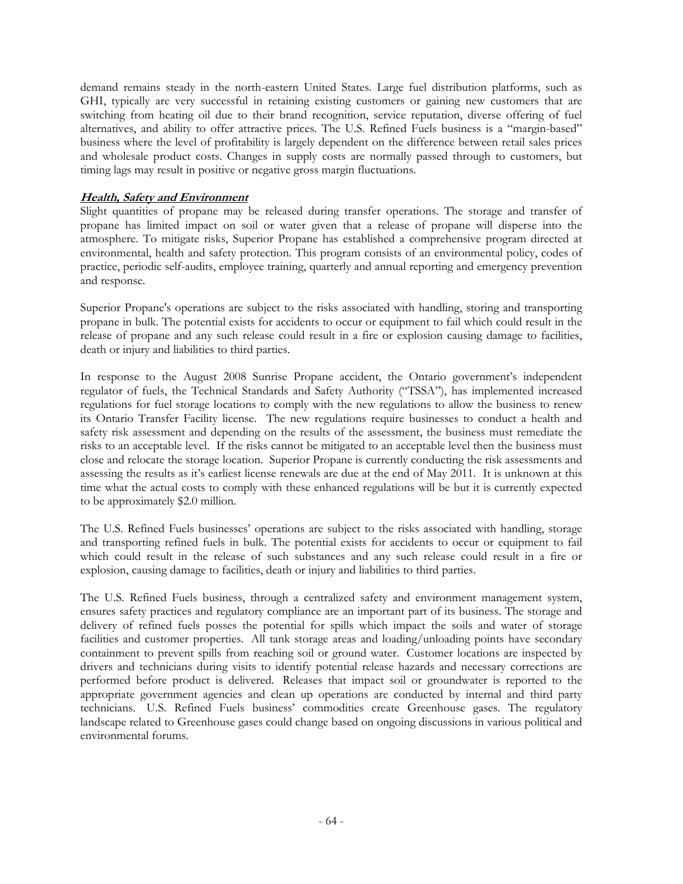demand remains steady in the north-eastern United States. Large fuel distribution platforms, such as GHI, typically are very successful in retaining existing customers or gaining new customers that are switching from heating oil due to their brand recognition, service reputation, diverse offering of fuel alternatives, and ability to offer attractive prices. The U.S. Refined Fuels business is a "margin-based" business where the level of profitability is largely dependent on the difference between retail sales prices and wholesale product costs. Changes in supply costs are normally passed through to customers, but timing lags may result in positive or negative gross margin fluctuations.

***Health, Safety and Environment***

Slight quantities of propane may be released during transfer operations. The storage and transfer of propane has limited impact on soil or water given that a release of propane will disperse into the atmosphere. To mitigate risks, Superior Propane has established a comprehensive program directed at environmental, health and safety protection. This program consists of an environmental policy, codes of practice, periodic self-audits, employee training, quarterly and annual reporting and emergency prevention and response.

Superior Propane's operations are subject to the risks associated with handling, storing and transporting propane in bulk. The potential exists for accidents to occur or equipment to fail which could result in the release of propane and any such release could result in a fire or explosion causing damage to facilities, death or injury and liabilities to third parties.

In response to the August 2008 Sunrise Propane accident, the Ontario government's independent regulator of fuels, the Technical Standards and Safety Authority ("TSSA"), has implemented increased regulations for fuel storage locations to comply with the new regulations to allow the business to renew its Ontario Transfer Facility license. The new regulations require businesses to conduct a health and safety risk assessment and depending on the results of the assessment, the business must remediate the risks to an acceptable level. If the risks cannot be mitigated to an acceptable level then the business must close and relocate the storage location. Superior Propane is currently conducting the risk assessments and assessing the results as it's earliest license renewals are due at the end of May 2011. It is unknown at this time what the actual costs to comply with these enhanced regulations will be but it is currently expected to be approximately $2.0 million.

The U.S. Refined Fuels businesses' operations are subject to the risks associated with handling, storage and transporting refined fuels in bulk. The potential exists for accidents to occur or equipment to fail which could result in the release of such substances and any such release could result in a fire or explosion, causing damage to facilities, death or injury and liabilities to third parties.

The U.S. Refined Fuels business, through a centralized safety and environment management system, ensures safety practices and regulatory compliance are an important part of its business. The storage and delivery of refined fuels posses the potential for spills which impact the soils and water of storage facilities and customer properties. All tank storage areas and loading/unloading points have secondary containment to prevent spills from reaching soil or ground water. Customer locations are inspected by drivers and technicians during visits to identify potential release hazards and necessary corrections are performed before product is delivered. Releases that impact soil or groundwater is reported to the appropriate government agencies and clean up operations are conducted by internal and third party technicians. U.S. Refined Fuels business' commodities create Greenhouse gases. The regulatory landscape related to Greenhouse gases could change based on ongoing discussions in various political and environmental forums.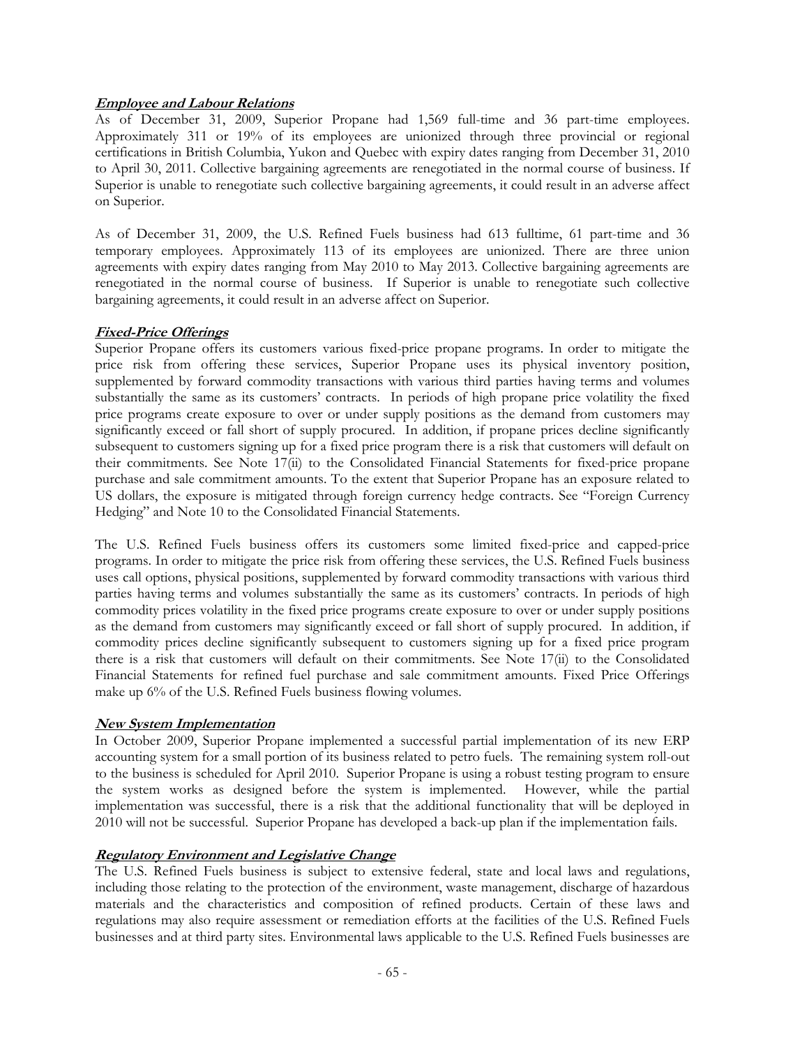***Employee and Labour Relations***

As of December 31, 2009, Superior Propane had 1,569 full-time and 36 part-time employees. Approximately 311 or 19% of its employees are unionized through three provincial or regional certifications in British Columbia, Yukon and Quebec with expiry dates ranging from December 31, 2010 to April 30, 2011. Collective bargaining agreements are renegotiated in the normal course of business. If Superior is unable to renegotiate such collective bargaining agreements, it could result in an adverse affect on Superior.

As of December 31, 2009, the U.S. Refined Fuels business had 613 fulltime, 61 part-time and 36 temporary employees. Approximately 113 of its employees are unionized. There are three union agreements with expiry dates ranging from May 2010 to May 2013. Collective bargaining agreements are renegotiated in the normal course of business. If Superior is unable to renegotiate such collective bargaining agreements, it could result in an adverse affect on Superior.

***Fixed-Price Offerings***

Superior Propane offers its customers various fixed-price propane programs. In order to mitigate the price risk from offering these services, Superior Propane uses its physical inventory position, supplemented by forward commodity transactions with various third parties having terms and volumes substantially the same as its customers' contracts. In periods of high propane price volatility the fixed price programs create exposure to over or under supply positions as the demand from customers may significantly exceed or fall short of supply procured. In addition, if propane prices decline significantly subsequent to customers signing up for a fixed price program there is a risk that customers will default on their commitments. See Note 17(ii) to the Consolidated Financial Statements for fixed-price propane purchase and sale commitment amounts. To the extent that Superior Propane has an exposure related to US dollars, the exposure is mitigated through foreign currency hedge contracts. See "Foreign Currency Hedging" and Note 10 to the Consolidated Financial Statements.

The U.S. Refined Fuels business offers its customers some limited fixed-price and capped-price programs. In order to mitigate the price risk from offering these services, the U.S. Refined Fuels business uses call options, physical positions, supplemented by forward commodity transactions with various third parties having terms and volumes substantially the same as its customers' contracts. In periods of high commodity prices volatility in the fixed price programs create exposure to over or under supply positions as the demand from customers may significantly exceed or fall short of supply procured. In addition, if commodity prices decline significantly subsequent to customers signing up for a fixed price program there is a risk that customers will default on their commitments. See Note 17(ii) to the Consolidated Financial Statements for refined fuel purchase and sale commitment amounts. Fixed Price Offerings make up 6% of the U.S. Refined Fuels business flowing volumes.

***New System Implementation***

In October 2009, Superior Propane implemented a successful partial implementation of its new ERP accounting system for a small portion of its business related to petro fuels. The remaining system roll-out to the business is scheduled for April 2010. Superior Propane is using a robust testing program to ensure the system works as designed before the system is implemented. However, while the partial implementation was successful, there is a risk that the additional functionality that will be deployed in 2010 will not be successful. Superior Propane has developed a back-up plan if the implementation fails.

***Regulatory Environment and Legislative Change***

The U.S. Refined Fuels business is subject to extensive federal, state and local laws and regulations, including those relating to the protection of the environment, waste management, discharge of hazardous materials and the characteristics and composition of refined products. Certain of these laws and regulations may also require assessment or remediation efforts at the facilities of the U.S. Refined Fuels businesses and at third party sites. Environmental laws applicable to the U.S. Refined Fuels businesses are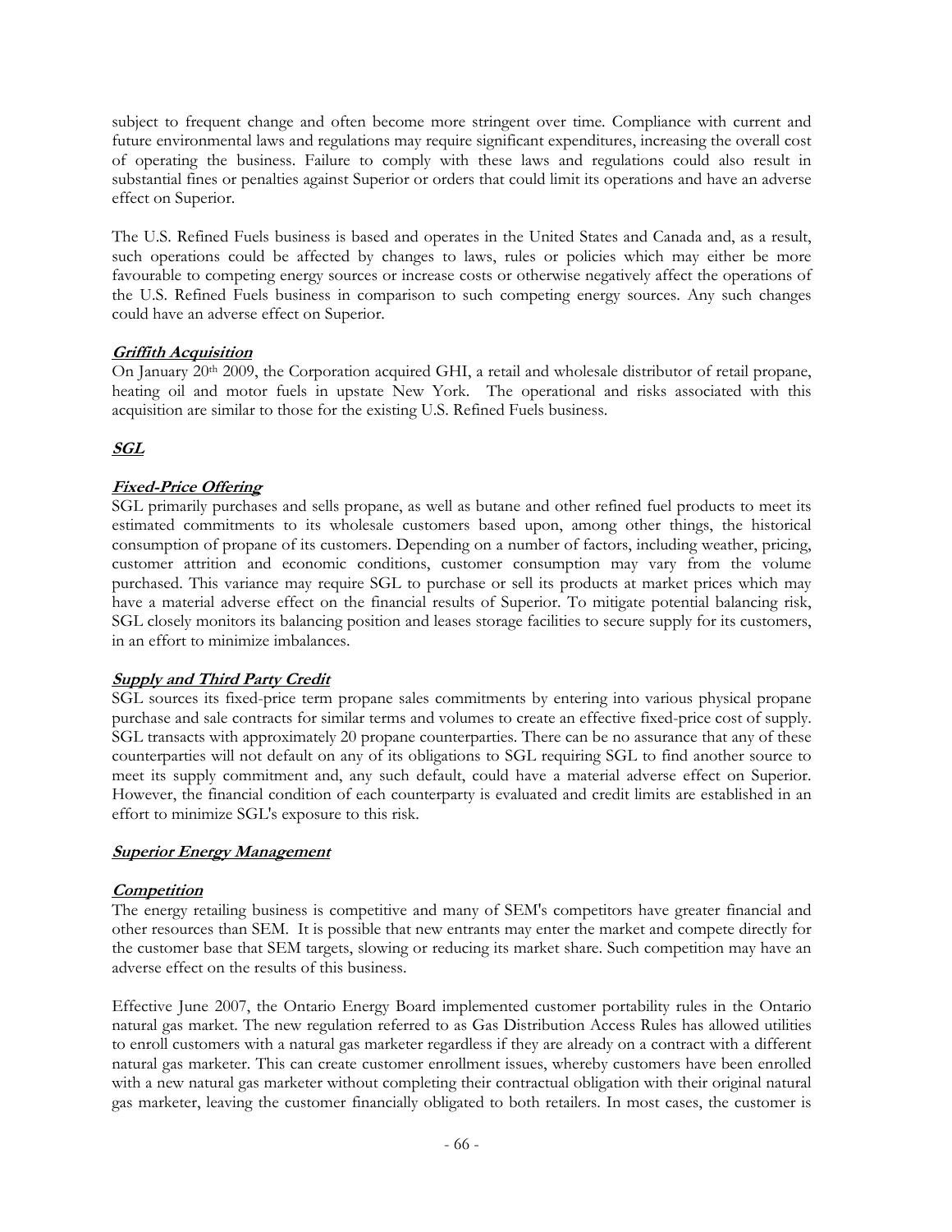subject to frequent change and often become more stringent over time. Compliance with current and future environmental laws and regulations may require significant expenditures, increasing the overall cost of operating the business. Failure to comply with these laws and regulations could also result in substantial fines or penalties against Superior or orders that could limit its operations and have an adverse effect on Superior.

The U.S. Refined Fuels business is based and operates in the United States and Canada and, as a result, such operations could be affected by changes to laws, rules or policies which may either be more favourable to competing energy sources or increase costs or otherwise negatively affect the operations of the U.S. Refined Fuels business in comparison to such competing energy sources. Any such changes could have an adverse effect on Superior.

***Griffith Acquisition***

On January 20th 2009, the Corporation acquired GHI, a retail and wholesale distributor of retail propane, heating oil and motor fuels in upstate New York. The operational and risks associated with this acquisition are similar to those for the existing U.S. Refined Fuels business.

***SGL***

***Fixed-Price Offering***

SGL primarily purchases and sells propane, as well as butane and other refined fuel products to meet its estimated commitments to its wholesale customers based upon, among other things, the historical consumption of propane of its customers. Depending on a number of factors, including weather, pricing, customer attrition and economic conditions, customer consumption may vary from the volume purchased. This variance may require SGL to purchase or sell its products at market prices which may have a material adverse effect on the financial results of Superior. To mitigate potential balancing risk, SGL closely monitors its balancing position and leases storage facilities to secure supply for its customers, in an effort to minimize imbalances.

***Supply and Third Party Credit***

SGL sources its fixed-price term propane sales commitments by entering into various physical propane purchase and sale contracts for similar terms and volumes to create an effective fixed-price cost of supply. SGL transacts with approximately 20 propane counterparties. There can be no assurance that any of these counterparties will not default on any of its obligations to SGL requiring SGL to find another source to meet its supply commitment and, any such default, could have a material adverse effect on Superior. However, the financial condition of each counterparty is evaluated and credit limits are established in an effort to minimize SGL's exposure to this risk.

***Superior Energy Management***

***Competition***

The energy retailing business is competitive and many of SEM's competitors have greater financial and other resources than SEM. It is possible that new entrants may enter the market and compete directly for the customer base that SEM targets, slowing or reducing its market share. Such competition may have an adverse effect on the results of this business.

Effective June 2007, the Ontario Energy Board implemented customer portability rules in the Ontario natural gas market. The new regulation referred to as Gas Distribution Access Rules has allowed utilities to enroll customers with a natural gas marketer regardless if they are already on a contract with a different natural gas marketer. This can create customer enrollment issues, whereby customers have been enrolled with a new natural gas marketer without completing their contractual obligation with their original natural gas marketer, leaving the customer financially obligated to both retailers. In most cases, the customer is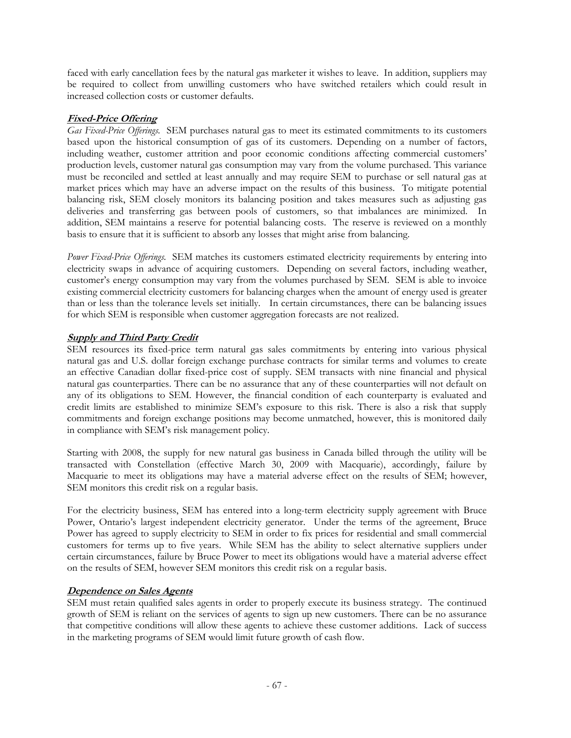faced with early cancellation fees by the natural gas marketer it wishes to leave. In addition, suppliers may be required to collect from unwilling customers who have switched retailers which could result in increased collection costs or customer defaults.

### ***Fixed-Price Offering***

*Gas Fixed-Price Offerings.* SEM purchases natural gas to meet its estimated commitments to its customers based upon the historical consumption of gas of its customers. Depending on a number of factors, including weather, customer attrition and poor economic conditions affecting commercial customers' production levels, customer natural gas consumption may vary from the volume purchased. This variance must be reconciled and settled at least annually and may require SEM to purchase or sell natural gas at market prices which may have an adverse impact on the results of this business. To mitigate potential balancing risk, SEM closely monitors its balancing position and takes measures such as adjusting gas deliveries and transferring gas between pools of customers, so that imbalances are minimized. In addition, SEM maintains a reserve for potential balancing costs. The reserve is reviewed on a monthly basis to ensure that it is sufficient to absorb any losses that might arise from balancing.

*Power Fixed-Price Offerings.* SEM matches its customers estimated electricity requirements by entering into electricity swaps in advance of acquiring customers. Depending on several factors, including weather, customer's energy consumption may vary from the volumes purchased by SEM. SEM is able to invoice existing commercial electricity customers for balancing charges when the amount of energy used is greater than or less than the tolerance levels set initially. In certain circumstances, there can be balancing issues for which SEM is responsible when customer aggregation forecasts are not realized.

### ***Supply and Third Party Credit***

SEM resources its fixed-price term natural gas sales commitments by entering into various physical natural gas and U.S. dollar foreign exchange purchase contracts for similar terms and volumes to create an effective Canadian dollar fixed-price cost of supply. SEM transacts with nine financial and physical natural gas counterparties. There can be no assurance that any of these counterparties will not default on any of its obligations to SEM. However, the financial condition of each counterparty is evaluated and credit limits are established to minimize SEM's exposure to this risk. There is also a risk that supply commitments and foreign exchange positions may become unmatched, however, this is monitored daily in compliance with SEM's risk management policy.

Starting with 2008, the supply for new natural gas business in Canada billed through the utility will be transacted with Constellation (effective March 30, 2009 with Macquarie), accordingly, failure by Macquarie to meet its obligations may have a material adverse effect on the results of SEM; however, SEM monitors this credit risk on a regular basis.

For the electricity business, SEM has entered into a long-term electricity supply agreement with Bruce Power, Ontario's largest independent electricity generator. Under the terms of the agreement, Bruce Power has agreed to supply electricity to SEM in order to fix prices for residential and small commercial customers for terms up to five years. While SEM has the ability to select alternative suppliers under certain circumstances, failure by Bruce Power to meet its obligations would have a material adverse effect on the results of SEM, however SEM monitors this credit risk on a regular basis.

### ***Dependence on Sales Agents***

SEM must retain qualified sales agents in order to properly execute its business strategy. The continued growth of SEM is reliant on the services of agents to sign up new customers. There can be no assurance that competitive conditions will allow these agents to achieve these customer additions. Lack of success in the marketing programs of SEM would limit future growth of cash flow.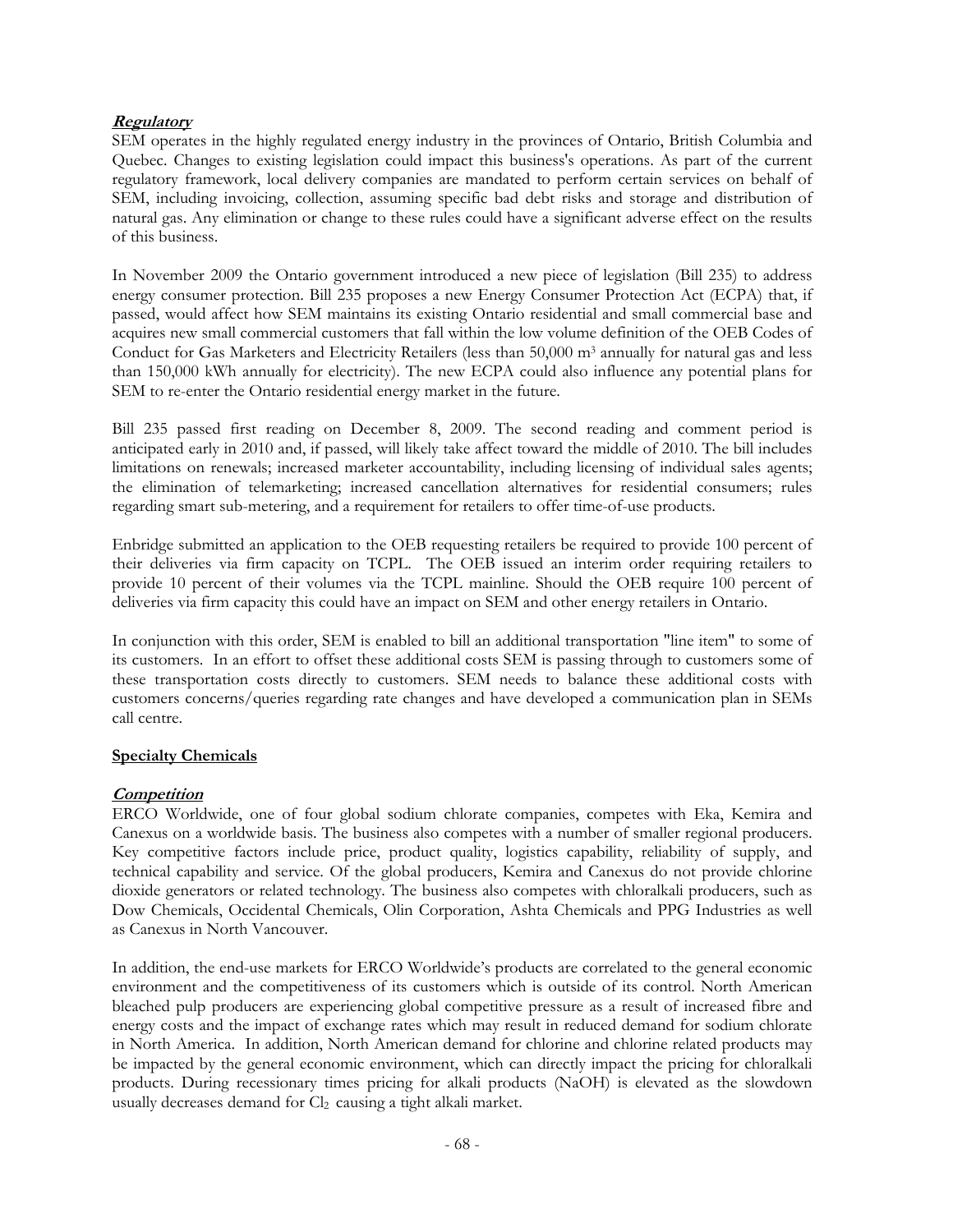***Regulatory***

SEM operates in the highly regulated energy industry in the provinces of Ontario, British Columbia and Quebec. Changes to existing legislation could impact this business's operations. As part of the current regulatory framework, local delivery companies are mandated to perform certain services on behalf of SEM, including invoicing, collection, assuming specific bad debt risks and storage and distribution of natural gas. Any elimination or change to these rules could have a significant adverse effect on the results of this business.

In November 2009 the Ontario government introduced a new piece of legislation (Bill 235) to address energy consumer protection. Bill 235 proposes a new Energy Consumer Protection Act (ECPA) that, if passed, would affect how SEM maintains its existing Ontario residential and small commercial base and acquires new small commercial customers that fall within the low volume definition of the OEB Codes of Conduct for Gas Marketers and Electricity Retailers (less than 50,000 $m^3$ annually for natural gas and less than 150,000 kWh annually for electricity). The new ECPA could also influence any potential plans for SEM to re-enter the Ontario residential energy market in the future.

Bill 235 passed first reading on December 8, 2009. The second reading and comment period is anticipated early in 2010 and, if passed, will likely take affect toward the middle of 2010. The bill includes limitations on renewals; increased marketer accountability, including licensing of individual sales agents; the elimination of telemarketing; increased cancellation alternatives for residential consumers; rules regarding smart sub-metering, and a requirement for retailers to offer time-of-use products.

Enbridge submitted an application to the OEB requesting retailers be required to provide 100 percent of their deliveries via firm capacity on TCPL. The OEB issued an interim order requiring retailers to provide 10 percent of their volumes via the TCPL mainline. Should the OEB require 100 percent of deliveries via firm capacity this could have an impact on SEM and other energy retailers in Ontario.

In conjunction with this order, SEM is enabled to bill an additional transportation "line item" to some of its customers. In an effort to offset these additional costs SEM is passing through to customers some of these transportation costs directly to customers. SEM needs to balance these additional costs with customers concerns/queries regarding rate changes and have developed a communication plan in SEMs call centre.

**Specialty Chemicals**

***Competition***

ERCO Worldwide, one of four global sodium chlorate companies, competes with Eka, Kemira and Canexus on a worldwide basis. The business also competes with a number of smaller regional producers. Key competitive factors include price, product quality, logistics capability, reliability of supply, and technical capability and service. Of the global producers, Kemira and Canexus do not provide chlorine dioxide generators or related technology. The business also competes with chloralkali producers, such as Dow Chemicals, Occidental Chemicals, Olin Corporation, Ashta Chemicals and PPG Industries as well as Canexus in North Vancouver.

In addition, the end-use markets for ERCO Worldwide's products are correlated to the general economic environment and the competitiveness of its customers which is outside of its control. North American bleached pulp producers are experiencing global competitive pressure as a result of increased fibre and energy costs and the impact of exchange rates which may result in reduced demand for sodium chlorate in North America. In addition, North American demand for chlorine and chlorine related products may be impacted by the general economic environment, which can directly impact the pricing for chloralkali products. During recessionary times pricing for alkali products ($NaOH$) is elevated as the slowdown usually decreases demand for $Cl_2$ causing a tight alkali market.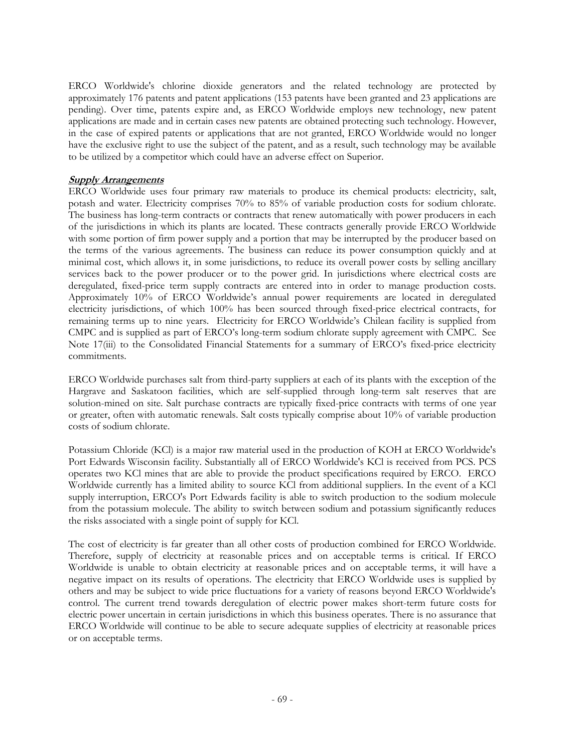ERCO Worldwide's chlorine dioxide generators and the related technology are protected by approximately 176 patents and patent applications (153 patents have been granted and 23 applications are pending). Over time, patents expire and, as ERCO Worldwide employs new technology, new patent applications are made and in certain cases new patents are obtained protecting such technology. However, in the case of expired patents or applications that are not granted, ERCO Worldwide would no longer have the exclusive right to use the subject of the patent, and as a result, such technology may be available to be utilized by a competitor which could have an adverse effect on Superior.

***Supply Arrangements***

ERCO Worldwide uses four primary raw materials to produce its chemical products: electricity, salt, potash and water. Electricity comprises 70% to 85% of variable production costs for sodium chlorate. The business has long-term contracts or contracts that renew automatically with power producers in each of the jurisdictions in which its plants are located. These contracts generally provide ERCO Worldwide with some portion of firm power supply and a portion that may be interrupted by the producer based on the terms of the various agreements. The business can reduce its power consumption quickly and at minimal cost, which allows it, in some jurisdictions, to reduce its overall power costs by selling ancillary services back to the power producer or to the power grid. In jurisdictions where electrical costs are deregulated, fixed-price term supply contracts are entered into in order to manage production costs. Approximately 10% of ERCO Worldwide's annual power requirements are located in deregulated electricity jurisdictions, of which 100% has been sourced through fixed-price electrical contracts, for remaining terms up to nine years. Electricity for ERCO Worldwide's Chilean facility is supplied from CMPC and is supplied as part of ERCO's long-term sodium chlorate supply agreement with CMPC. See Note 17(iii) to the Consolidated Financial Statements for a summary of ERCO's fixed-price electricity commitments.

ERCO Worldwide purchases salt from third-party suppliers at each of its plants with the exception of the Hargrave and Saskatoon facilities, which are self-supplied through long-term salt reserves that are solution-mined on site. Salt purchase contracts are typically fixed-price contracts with terms of one year or greater, often with automatic renewals. Salt costs typically comprise about 10% of variable production costs of sodium chlorate.

Potassium Chloride (KCl) is a major raw material used in the production of KOH at ERCO Worldwide's Port Edwards Wisconsin facility. Substantially all of ERCO Worldwide's KCl is received from PCS. PCS operates two KCl mines that are able to provide the product specifications required by ERCO. ERCO Worldwide currently has a limited ability to source KCl from additional suppliers. In the event of a KCl supply interruption, ERCO's Port Edwards facility is able to switch production to the sodium molecule from the potassium molecule. The ability to switch between sodium and potassium significantly reduces the risks associated with a single point of supply for KCl.

The cost of electricity is far greater than all other costs of production combined for ERCO Worldwide. Therefore, supply of electricity at reasonable prices and on acceptable terms is critical. If ERCO Worldwide is unable to obtain electricity at reasonable prices and on acceptable terms, it will have a negative impact on its results of operations. The electricity that ERCO Worldwide uses is supplied by others and may be subject to wide price fluctuations for a variety of reasons beyond ERCO Worldwide's control. The current trend towards deregulation of electric power makes short-term future costs for electric power uncertain in certain jurisdictions in which this business operates. There is no assurance that ERCO Worldwide will continue to be able to secure adequate supplies of electricity at reasonable prices or on acceptable terms.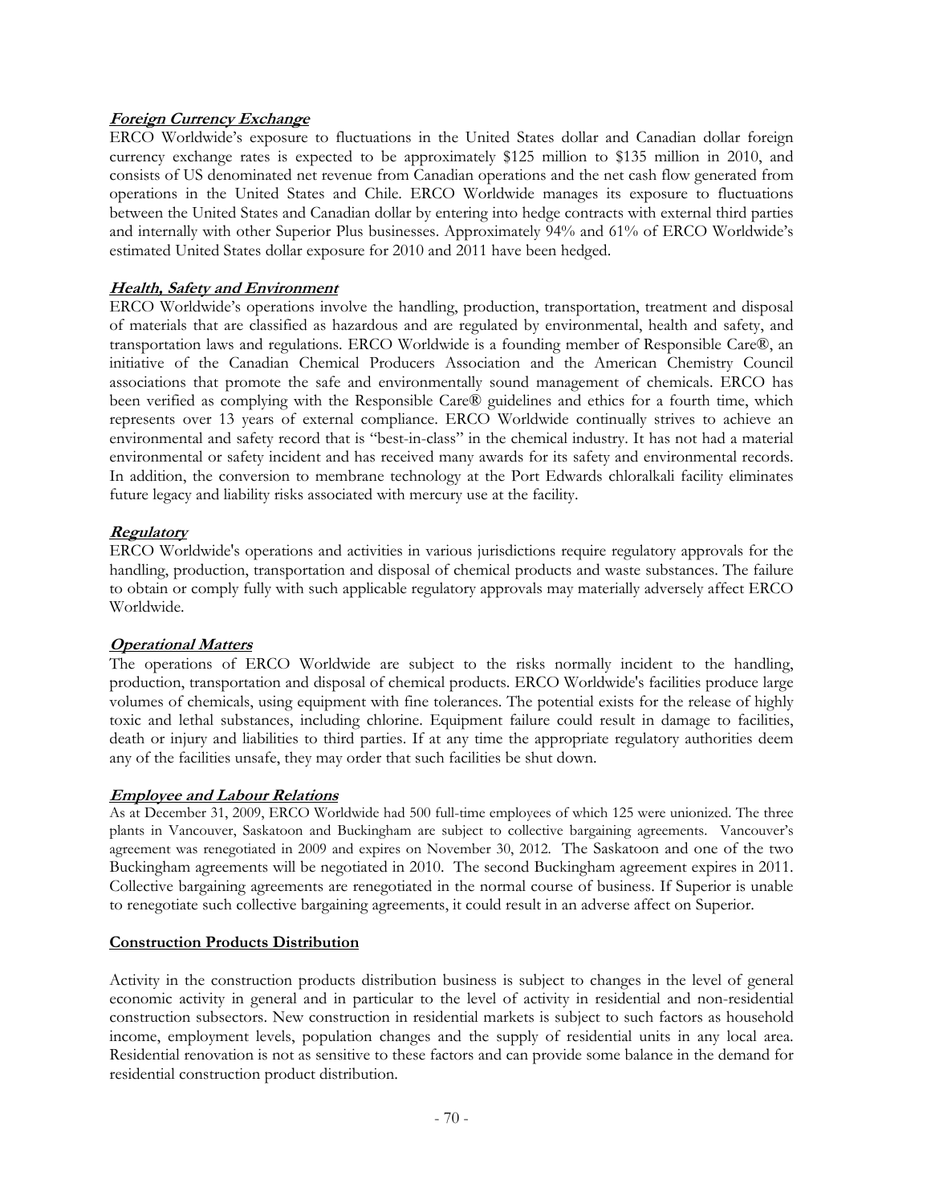***Foreign Currency Exchange***

ERCO Worldwide's exposure to fluctuations in the United States dollar and Canadian dollar foreign currency exchange rates is expected to be approximately $125 million to $135 million in 2010, and consists of US denominated net revenue from Canadian operations and the net cash flow generated from operations in the United States and Chile. ERCO Worldwide manages its exposure to fluctuations between the United States and Canadian dollar by entering into hedge contracts with external third parties and internally with other Superior Plus businesses. Approximately 94% and 61% of ERCO Worldwide's estimated United States dollar exposure for 2010 and 2011 have been hedged.

***Health, Safety and Environment***

ERCO Worldwide's operations involve the handling, production, transportation, treatment and disposal of materials that are classified as hazardous and are regulated by environmental, health and safety, and transportation laws and regulations. ERCO Worldwide is a founding member of Responsible Care®, an initiative of the Canadian Chemical Producers Association and the American Chemistry Council associations that promote the safe and environmentally sound management of chemicals. ERCO has been verified as complying with the Responsible Care® guidelines and ethics for a fourth time, which represents over 13 years of external compliance. ERCO Worldwide continually strives to achieve an environmental and safety record that is "best-in-class" in the chemical industry. It has not had a material environmental or safety incident and has received many awards for its safety and environmental records. In addition, the conversion to membrane technology at the Port Edwards chloralkali facility eliminates future legacy and liability risks associated with mercury use at the facility.

***Regulatory***

ERCO Worldwide's operations and activities in various jurisdictions require regulatory approvals for the handling, production, transportation and disposal of chemical products and waste substances. The failure to obtain or comply fully with such applicable regulatory approvals may materially adversely affect ERCO Worldwide.

***Operational Matters***

The operations of ERCO Worldwide are subject to the risks normally incident to the handling, production, transportation and disposal of chemical products. ERCO Worldwide's facilities produce large volumes of chemicals, using equipment with fine tolerances. The potential exists for the release of highly toxic and lethal substances, including chlorine. Equipment failure could result in damage to facilities, death or injury and liabilities to third parties. If at any time the appropriate regulatory authorities deem any of the facilities unsafe, they may order that such facilities be shut down.

***Employee and Labour Relations***

As at December 31, 2009, ERCO Worldwide had 500 full-time employees of which 125 were unionized. The three plants in Vancouver, Saskatoon and Buckingham are subject to collective bargaining agreements. Vancouver's agreement was renegotiated in 2009 and expires on November 30, 2012. The Saskatoon and one of the two Buckingham agreements will be negotiated in 2010. The second Buckingham agreement expires in 2011. Collective bargaining agreements are renegotiated in the normal course of business. If Superior is unable to renegotiate such collective bargaining agreements, it could result in an adverse affect on Superior.

**Construction Products Distribution**

Activity in the construction products distribution business is subject to changes in the level of general economic activity in general and in particular to the level of activity in residential and non-residential construction subsectors. New construction in residential markets is subject to such factors as household income, employment levels, population changes and the supply of residential units in any local area. Residential renovation is not as sensitive to these factors and can provide some balance in the demand for residential construction product distribution.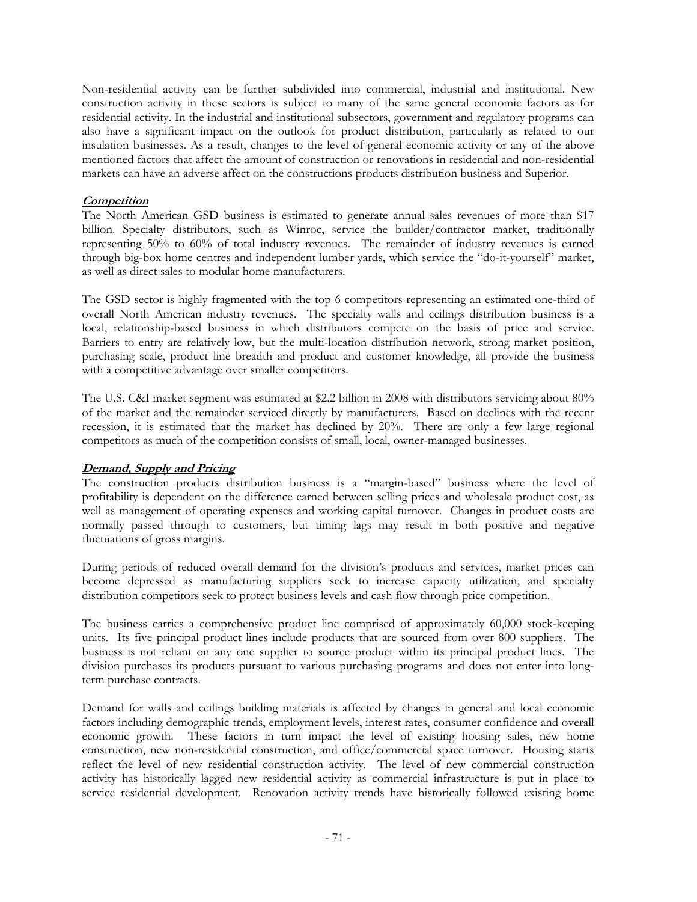Non-residential activity can be further subdivided into commercial, industrial and institutional. New construction activity in these sectors is subject to many of the same general economic factors as for residential activity. In the industrial and institutional subsectors, government and regulatory programs can also have a significant impact on the outlook for product distribution, particularly as related to our insulation businesses. As a result, changes to the level of general economic activity or any of the above mentioned factors that affect the amount of construction or renovations in residential and non-residential markets can have an adverse affect on the constructions products distribution business and Superior.

***Competition***

The North American GSD business is estimated to generate annual sales revenues of more than $17 billion. Specialty distributors, such as Winroc, service the builder/contractor market, traditionally representing 50% to 60% of total industry revenues. The remainder of industry revenues is earned through big-box home centres and independent lumber yards, which service the "do-it-yourself" market, as well as direct sales to modular home manufacturers.

The GSD sector is highly fragmented with the top 6 competitors representing an estimated one-third of overall North American industry revenues. The specialty walls and ceilings distribution business is a local, relationship-based business in which distributors compete on the basis of price and service. Barriers to entry are relatively low, but the multi-location distribution network, strong market position, purchasing scale, product line breadth and product and customer knowledge, all provide the business with a competitive advantage over smaller competitors.

The U.S. C&I market segment was estimated at $2.2 billion in 2008 with distributors servicing about 80% of the market and the remainder serviced directly by manufacturers. Based on declines with the recent recession, it is estimated that the market has declined by 20%. There are only a few large regional competitors as much of the competition consists of small, local, owner-managed businesses.

***Demand, Supply and Pricing***

The construction products distribution business is a "margin-based" business where the level of profitability is dependent on the difference earned between selling prices and wholesale product cost, as well as management of operating expenses and working capital turnover. Changes in product costs are normally passed through to customers, but timing lags may result in both positive and negative fluctuations of gross margins.

During periods of reduced overall demand for the division's products and services, market prices can become depressed as manufacturing suppliers seek to increase capacity utilization, and specialty distribution competitors seek to protect business levels and cash flow through price competition.

The business carries a comprehensive product line comprised of approximately 60,000 stock-keeping units. Its five principal product lines include products that are sourced from over 800 suppliers. The business is not reliant on any one supplier to source product within its principal product lines. The division purchases its products pursuant to various purchasing programs and does not enter into long-term purchase contracts.

Demand for walls and ceilings building materials is affected by changes in general and local economic factors including demographic trends, employment levels, interest rates, consumer confidence and overall economic growth. These factors in turn impact the level of existing housing sales, new home construction, new non-residential construction, and office/commercial space turnover. Housing starts reflect the level of new residential construction activity. The level of new commercial construction activity has historically lagged new residential activity as commercial infrastructure is put in place to service residential development. Renovation activity trends have historically followed existing home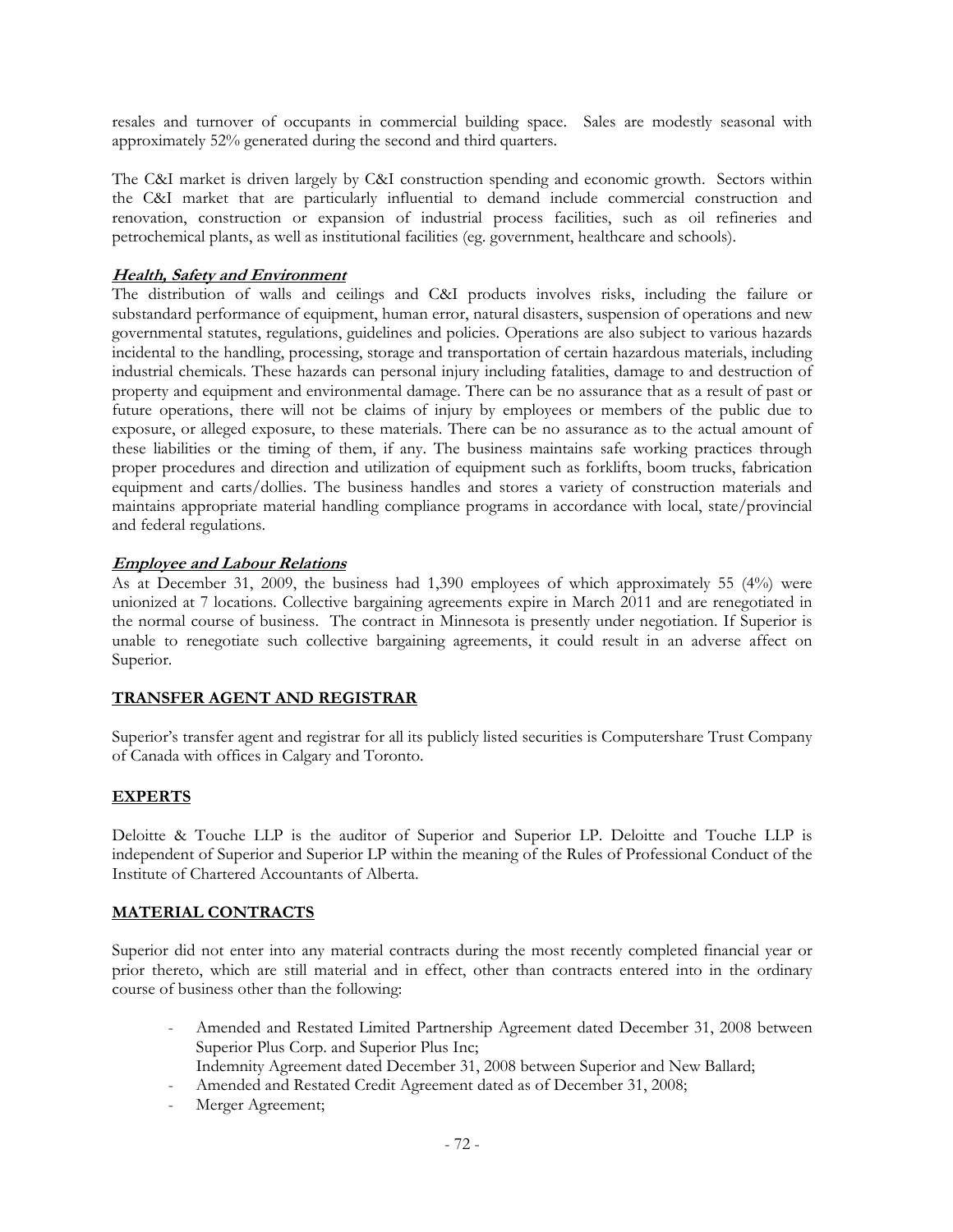resales and turnover of occupants in commercial building space. Sales are modestly seasonal with approximately 52% generated during the second and third quarters.

The C&I market is driven largely by C&I construction spending and economic growth. Sectors within the C&I market that are particularly influential to demand include commercial construction and renovation, construction or expansion of industrial process facilities, such as oil refineries and petrochemical plants, as well as institutional facilities (eg. government, healthcare and schools).

***Health, Safety and Environment***

The distribution of walls and ceilings and C&I products involves risks, including the failure or substandard performance of equipment, human error, natural disasters, suspension of operations and new governmental statutes, regulations, guidelines and policies. Operations are also subject to various hazards incidental to the handling, processing, storage and transportation of certain hazardous materials, including industrial chemicals. These hazards can personal injury including fatalities, damage to and destruction of property and equipment and environmental damage. There can be no assurance that as a result of past or future operations, there will not be claims of injury by employees or members of the public due to exposure, or alleged exposure, to these materials. There can be no assurance as to the actual amount of these liabilities or the timing of them, if any. The business maintains safe working practices through proper procedures and direction and utilization of equipment such as forklifts, boom trucks, fabrication equipment and carts/dollies. The business handles and stores a variety of construction materials and maintains appropriate material handling compliance programs in accordance with local, state/provincial and federal regulations.

***Employee and Labour Relations***

As at December 31, 2009, the business had 1,390 employees of which approximately 55 (4%) were unionized at 7 locations. Collective bargaining agreements expire in March 2011 and are renegotiated in the normal course of business. The contract in Minnesota is presently under negotiation. If Superior is unable to renegotiate such collective bargaining agreements, it could result in an adverse affect on Superior.

## TRANSFER AGENT AND REGISTRAR

Superior's transfer agent and registrar for all its publicly listed securities is Computershare Trust Company of Canada with offices in Calgary and Toronto.

## EXPERTS

Deloitte & Touche LLP is the auditor of Superior and Superior LP. Deloitte and Touche LLP is independent of Superior and Superior LP within the meaning of the Rules of Professional Conduct of the Institute of Chartered Accountants of Alberta.

## MATERIAL CONTRACTS

Superior did not enter into any material contracts during the most recently completed financial year or prior thereto, which are still material and in effect, other than contracts entered into in the ordinary course of business other than the following:

- Amended and Restated Limited Partnership Agreement dated December 31, 2008 between Superior Plus Corp. and Superior Plus Inc;
  Indemnity Agreement dated December 31, 2008 between Superior and New Ballard;
- Amended and Restated Credit Agreement dated as of December 31, 2008;
- Merger Agreement;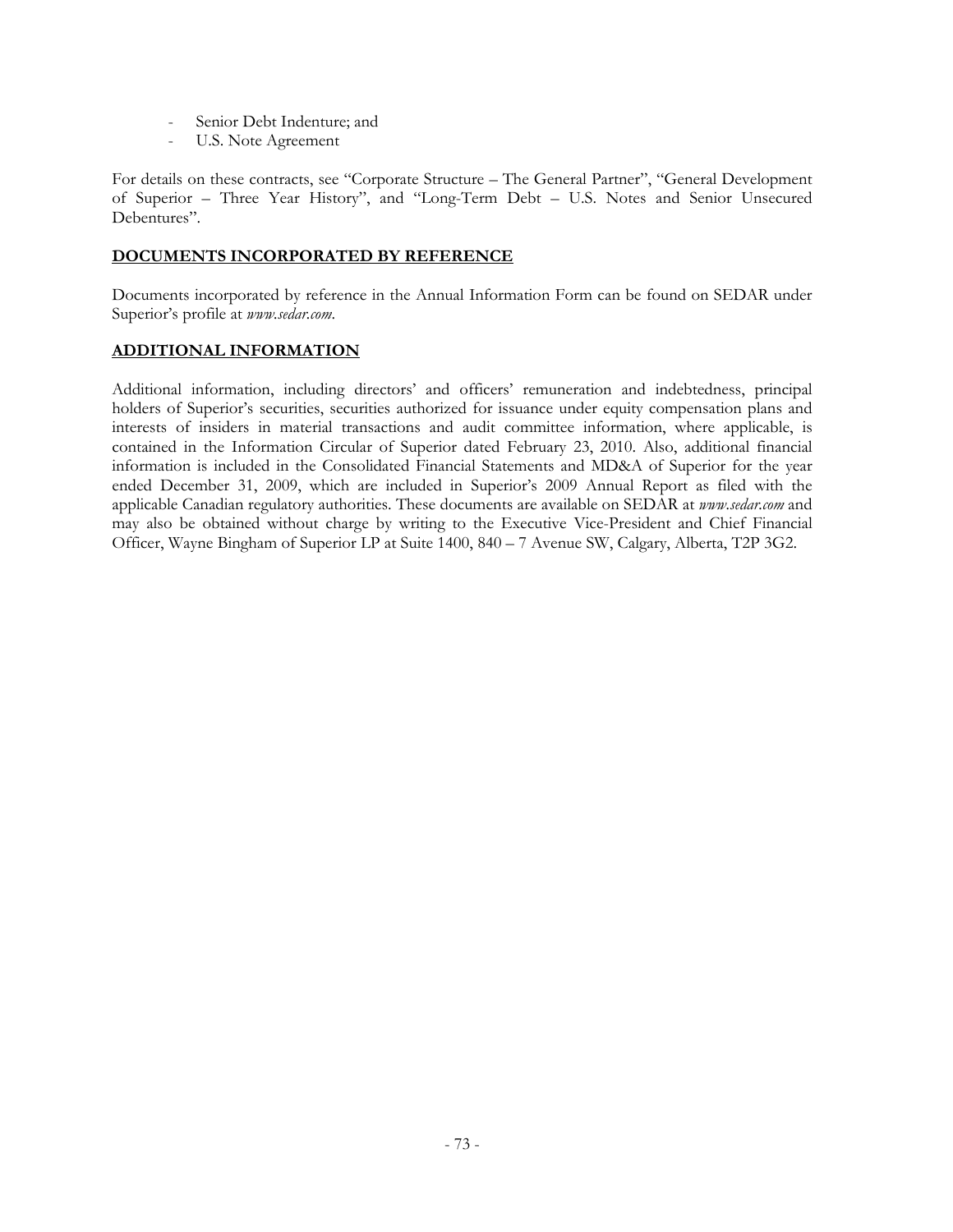- Senior Debt Indenture; and
- U.S. Note Agreement

For details on these contracts, see "Corporate Structure – The General Partner", "General Development of Superior – Three Year History", and "Long-Term Debt – U.S. Notes and Senior Unsecured Debentures".

## DOCUMENTS INCORPORATED BY REFERENCE

Documents incorporated by reference in the Annual Information Form can be found on SEDAR under Superior's profile at *www.sedar.com*.

## ADDITIONAL INFORMATION

Additional information, including directors' and officers' remuneration and indebtedness, principal holders of Superior's securities, securities authorized for issuance under equity compensation plans and interests of insiders in material transactions and audit committee information, where applicable, is contained in the Information Circular of Superior dated February 23, 2010. Also, additional financial information is included in the Consolidated Financial Statements and MD&A of Superior for the year ended December 31, 2009, which are included in Superior's 2009 Annual Report as filed with the applicable Canadian regulatory authorities. These documents are available on SEDAR at *www.sedar.com* and may also be obtained without charge by writing to the Executive Vice-President and Chief Financial Officer, Wayne Bingham of Superior LP at Suite 1400, 840 – 7 Avenue SW, Calgary, Alberta, T2P 3G2.